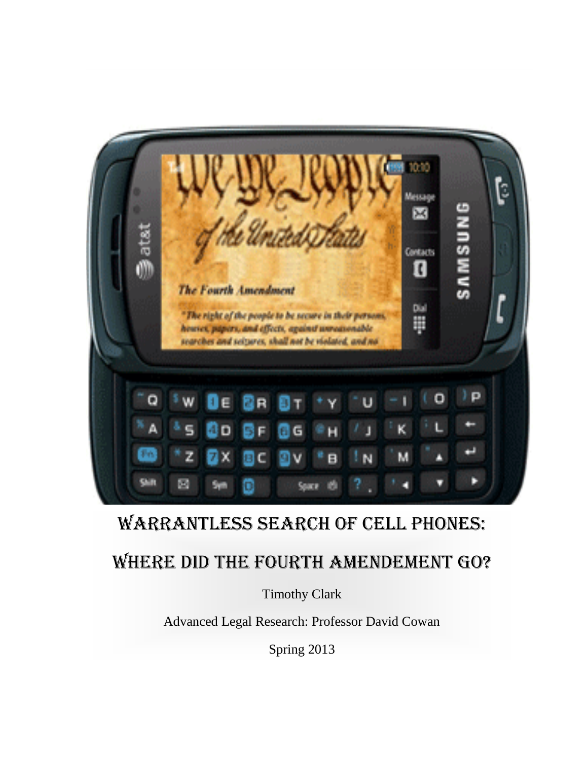# WARRANTLESS SEARCH OF CELL PHONES:

# WHERE DID THE FOURTH AMENDEMENT GO?

Timothy Clark

Advanced Legal Research: Professor David Cowan

Spring 2013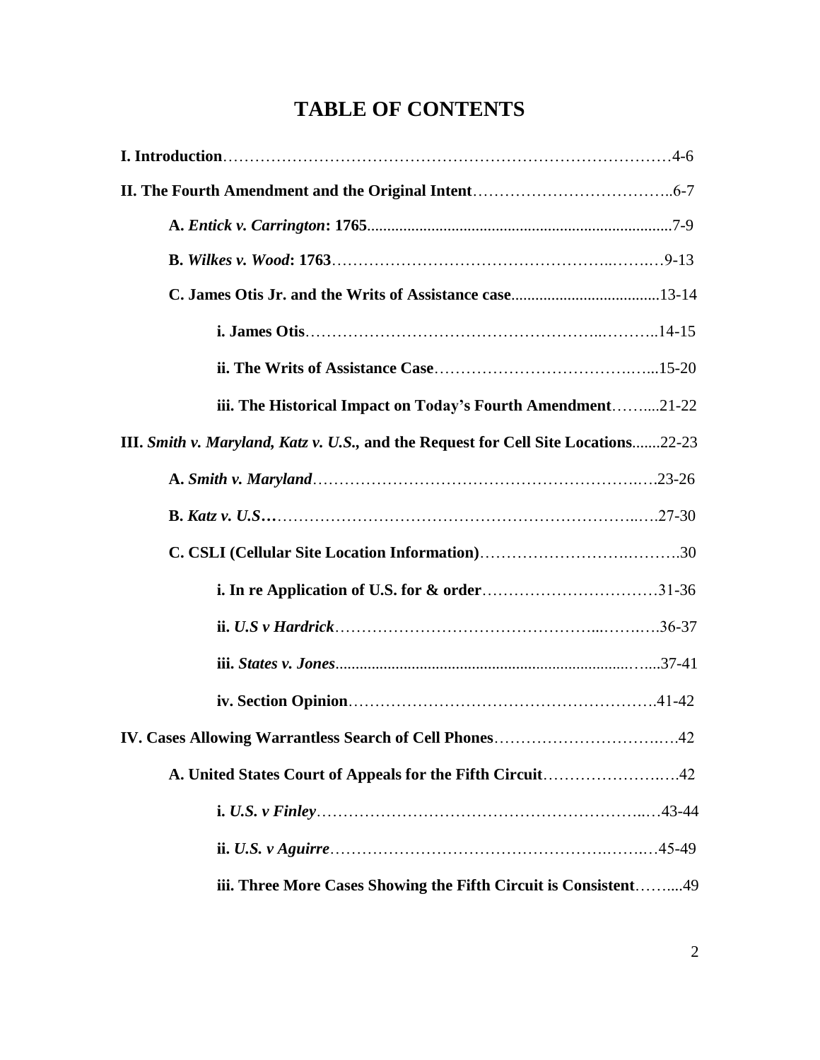# TABLE OF CONTENTS

**I. Introduction**……………………………………………………………………………4-6

**II. The Fourth Amendment and the Original Intent**………………………………..6-7

**A.** ***Entick v. Carrington*****: 1765**..........................................................................7-9

**B.** ***Wilkes v. Wood*****: 1763**……………………………………………..……..…9-13

**C. James Otis Jr. and the Writs of Assistance case**....................................13-14

**i. James Otis**………………………………………………..………..14-15

**ii. The Writs of Assistance Case**……………………………….…...15-20

**iii. The Historical Impact on Today's Fourth Amendment**……....21-22

**III.** ***Smith v. Maryland*****,** ***Katz v. U.S.*****, and the Request for Cell Site Locations**.......22-23

**A.** ***Smith v. Maryland***………………………………………………………..….23-26

**B.** ***Katz v. U.S*****…**……………………………………………………………..….27-30

**C. CSLI (Cellular Site Location Information)**……………………….……….30

**i. In re Application of U.S. for & order**……………………….……31-36

**ii.** ***U.S v Hardrick***………………………………………...……..….36-37

**iii.** ***States v. Jones***...........................................................................…...37-41

**iv. Section Opinion**………………………………………………….41-42

**IV. Cases Allowing Warrantless Search of Cell Phones**………………………….….42

**A. United States Court of Appeals for the Fifth Circuit**………………….….42

**i.** ***U.S. v Finley***……………………………………………………..…43-44

**ii.** ***U.S. v Aguirre***……………………………………………….…….…45-49

**iii. Three More Cases Showing the Fifth Circuit is Consistent**……....49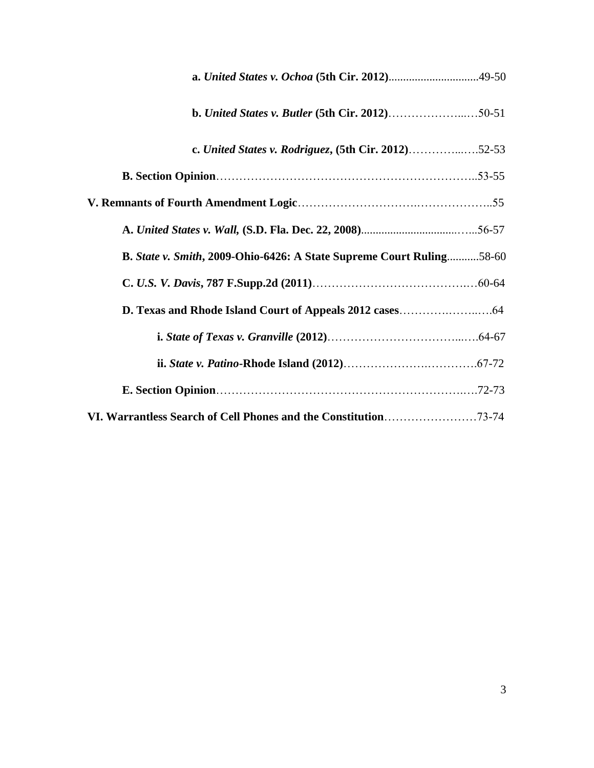**a. *United States v. Ochoa* (5th Cir. 2012)**..............................49-50

**b. *United States v. Butler* (5th Cir. 2012)**………………...…50-51

**c. *United States v. Rodriguez*, (5th Cir. 2012)**…………...….52-53

**B. Section Opinion**…………………………………………………………..53-55

**V. Remnants of Fourth Amendment Logic**…………………………..………………..55

**A. *United States v. Wall,* (S.D. Fla. Dec. 22, 2008)**..................................…..56-57

**B. *State v. Smith*, 2009-Ohio-6426: A State Supreme Court Ruling**...........58-60

**C. *U.S. V. Davis*, 787 F.Supp.2d (2011)**………………………………….…60-64

**D. Texas and Rhode Island Court of Appeals 2012 cases**……….……..….64

**i. *State of Texas v. Granville* (2012)**…………………………...….64-67

**ii. *State v. Patino*-Rhode Island (2012)**……………….………….67-72

**E. Section Opinion**……………………………………………………….….72-73

**VI. Warrantless Search of Cell Phones and the Constitution**……………………73-74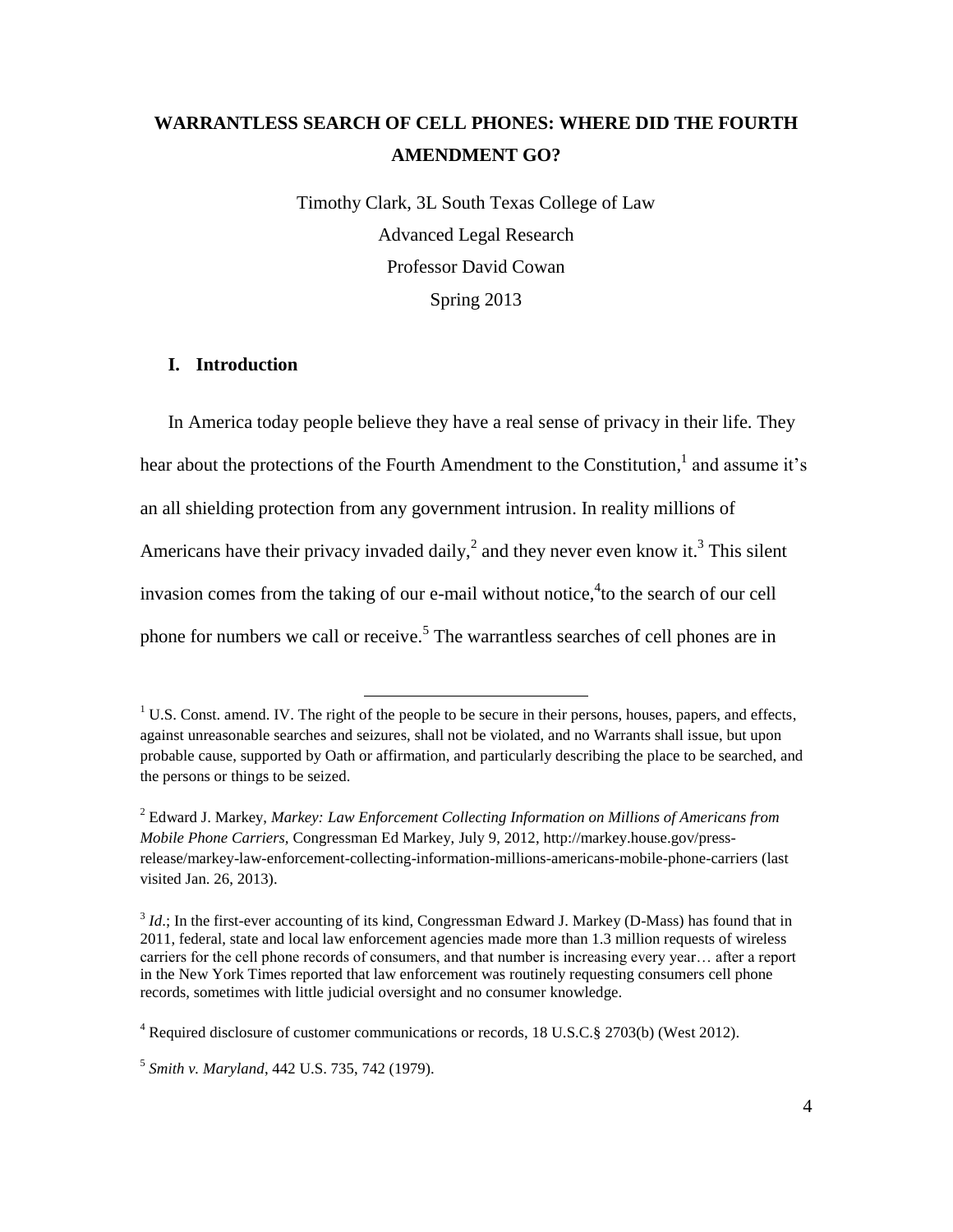# WARRANTLESS SEARCH OF CELL PHONES: WHERE DID THE FOURTH AMENDMENT GO?

Timothy Clark, 3L South Texas College of Law

Advanced Legal Research

Professor David Cowan

Spring 2013

## I. Introduction

In America today people believe they have a real sense of privacy in their life. They hear about the protections of the Fourth Amendment to the Constitution,[1] and assume it's an all shielding protection from any government intrusion. In reality millions of Americans have their privacy invaded daily,[2] and they never even know it.[3] This silent invasion comes from the taking of our e-mail without notice,[4]to the search of our cell phone for numbers we call or receive.[5] The warrantless searches of cell phones are in

---

[1] U.S. Const. amend. IV. The right of the people to be secure in their persons, houses, papers, and effects, against unreasonable searches and seizures, shall not be violated, and no Warrants shall issue, but upon probable cause, supported by Oath or affirmation, and particularly describing the place to be searched, and the persons or things to be seized.

[2] Edward J. Markey, *Markey: Law Enforcement Collecting Information on Millions of Americans from Mobile Phone Carriers*, Congressman Ed Markey, July 9, 2012, http://markey.house.gov/press-release/markey-law-enforcement-collecting-information-millions-americans-mobile-phone-carriers (last visited Jan. 26, 2013).

[3] *Id*.; In the first-ever accounting of its kind, Congressman Edward J. Markey (D-Mass) has found that in 2011, federal, state and local law enforcement agencies made more than 1.3 million requests of wireless carriers for the cell phone records of consumers, and that number is increasing every year… after a report in the New York Times reported that law enforcement was routinely requesting consumers cell phone records, sometimes with little judicial oversight and no consumer knowledge.

[4] Required disclosure of customer communications or records, 18 U.S.C.§ 2703(b) (West 2012).

[5] *Smith v. Maryland*, 442 U.S. 735, 742 (1979).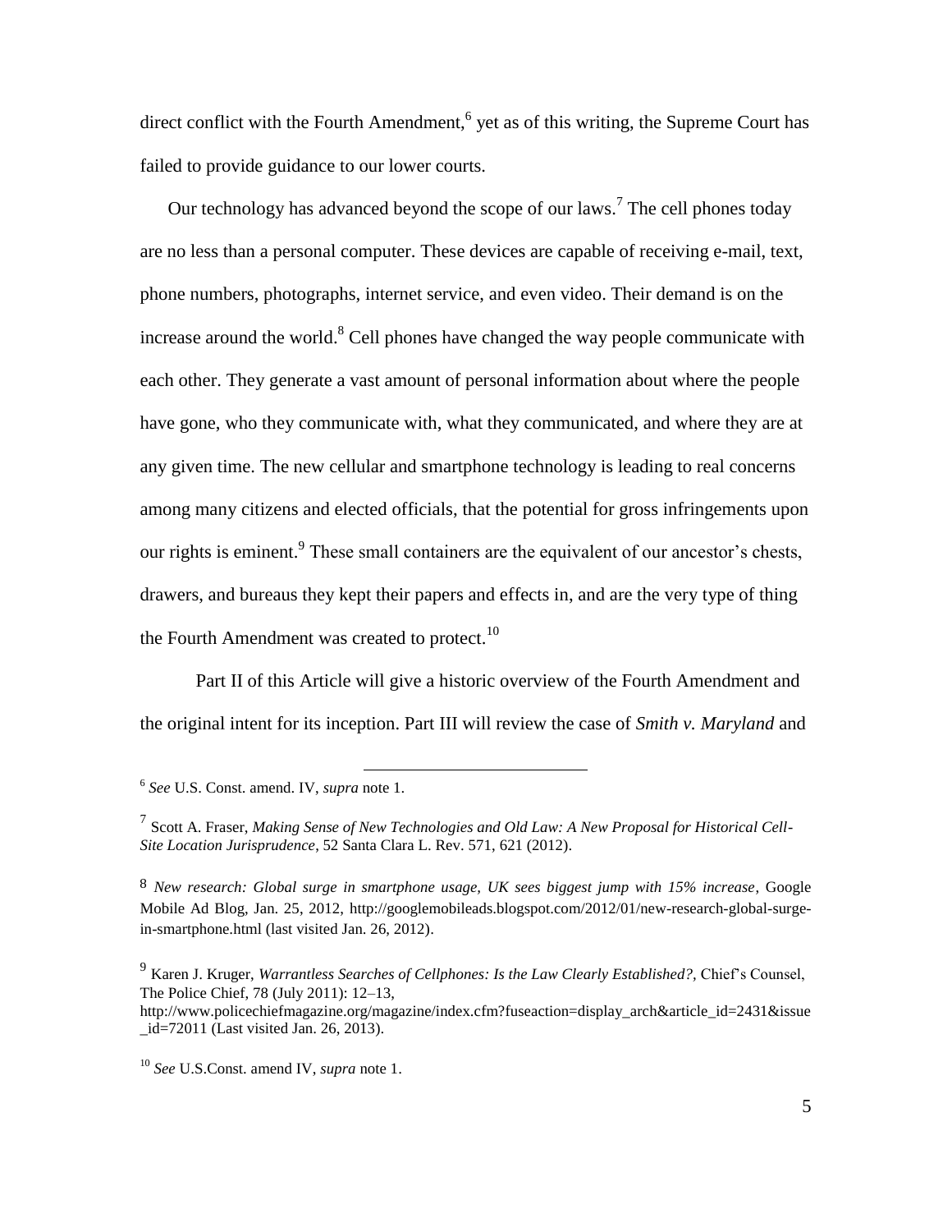direct conflict with the Fourth Amendment,[6] yet as of this writing, the Supreme Court has failed to provide guidance to our lower courts.

Our technology has advanced beyond the scope of our laws.[7] The cell phones today are no less than a personal computer. These devices are capable of receiving e-mail, text, phone numbers, photographs, internet service, and even video. Their demand is on the increase around the world.[8] Cell phones have changed the way people communicate with each other. They generate a vast amount of personal information about where the people have gone, who they communicate with, what they communicated, and where they are at any given time. The new cellular and smartphone technology is leading to real concerns among many citizens and elected officials, that the potential for gross infringements upon our rights is eminent.[9] These small containers are the equivalent of our ancestor's chests, drawers, and bureaus they kept their papers and effects in, and are the very type of thing the Fourth Amendment was created to protect.[10]

Part II of this Article will give a historic overview of the Fourth Amendment and the original intent for its inception. Part III will review the case of *Smith v. Maryland* and

---

[6] *See* U.S. Const. amend. IV, *supra* note 1.

[7] Scott A. Fraser, *Making Sense of New Technologies and Old Law: A New Proposal for Historical Cell-Site Location Jurisprudence*, 52 Santa Clara L. Rev. 571, 621 (2012).

[8] *New research: Global surge in smartphone usage, UK sees biggest jump with 15% increase*, Google Mobile Ad Blog, Jan. 25, 2012, http://googlemobileads.blogspot.com/2012/01/new-research-global-surge-in-smartphone.html (last visited Jan. 26, 2012).

[9] Karen J. Kruger, *Warrantless Searches of Cellphones: Is the Law Clearly Established?*, Chief's Counsel, The Police Chief, 78 (July 2011): 12–13, http://www.policechiefmagazine.org/magazine/index.cfm?fuseaction=display_arch&article_id=2431&issue_id=72011 (Last visited Jan. 26, 2013).

[10] *See* U.S.Const. amend IV, *supra* note 1.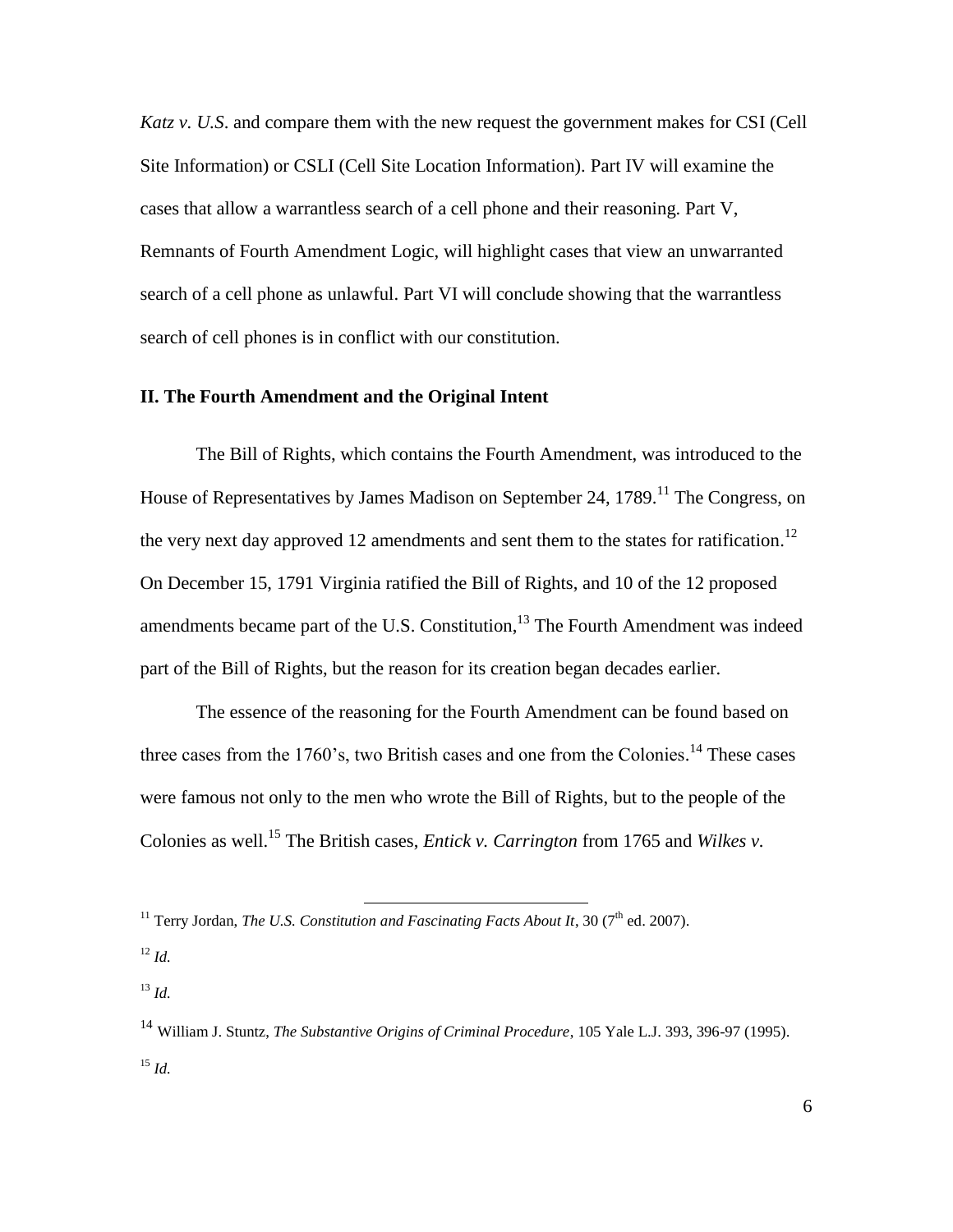*Katz v. U.S*. and compare them with the new request the government makes for CSI (Cell Site Information) or CSLI (Cell Site Location Information). Part IV will examine the cases that allow a warrantless search of a cell phone and their reasoning. Part V, Remnants of Fourth Amendment Logic, will highlight cases that view an unwarranted search of a cell phone as unlawful. Part VI will conclude showing that the warrantless search of cell phones is in conflict with our constitution.

## II. The Fourth Amendment and the Original Intent

The Bill of Rights, which contains the Fourth Amendment, was introduced to the House of Representatives by James Madison on September 24, 1789.[11] The Congress, on the very next day approved 12 amendments and sent them to the states for ratification.[12] On December 15, 1791 Virginia ratified the Bill of Rights, and 10 of the 12 proposed amendments became part of the U.S. Constitution,[13] The Fourth Amendment was indeed part of the Bill of Rights, but the reason for its creation began decades earlier.

The essence of the reasoning for the Fourth Amendment can be found based on three cases from the 1760's, two British cases and one from the Colonies.[14] These cases were famous not only to the men who wrote the Bill of Rights, but to the people of the Colonies as well.[15] The British cases, *Entick v. Carrington* from 1765 and *Wilkes v.*

---

[11] Terry Jordan, *The U.S. Constitution and Fascinating Facts About It*, 30 (7th ed. 2007).

[12] *Id.*

[13] *Id.*

[14] William J. Stuntz, *The Substantive Origins of Criminal Procedure*, 105 Yale L.J. 393, 396-97 (1995).

[15] *Id.*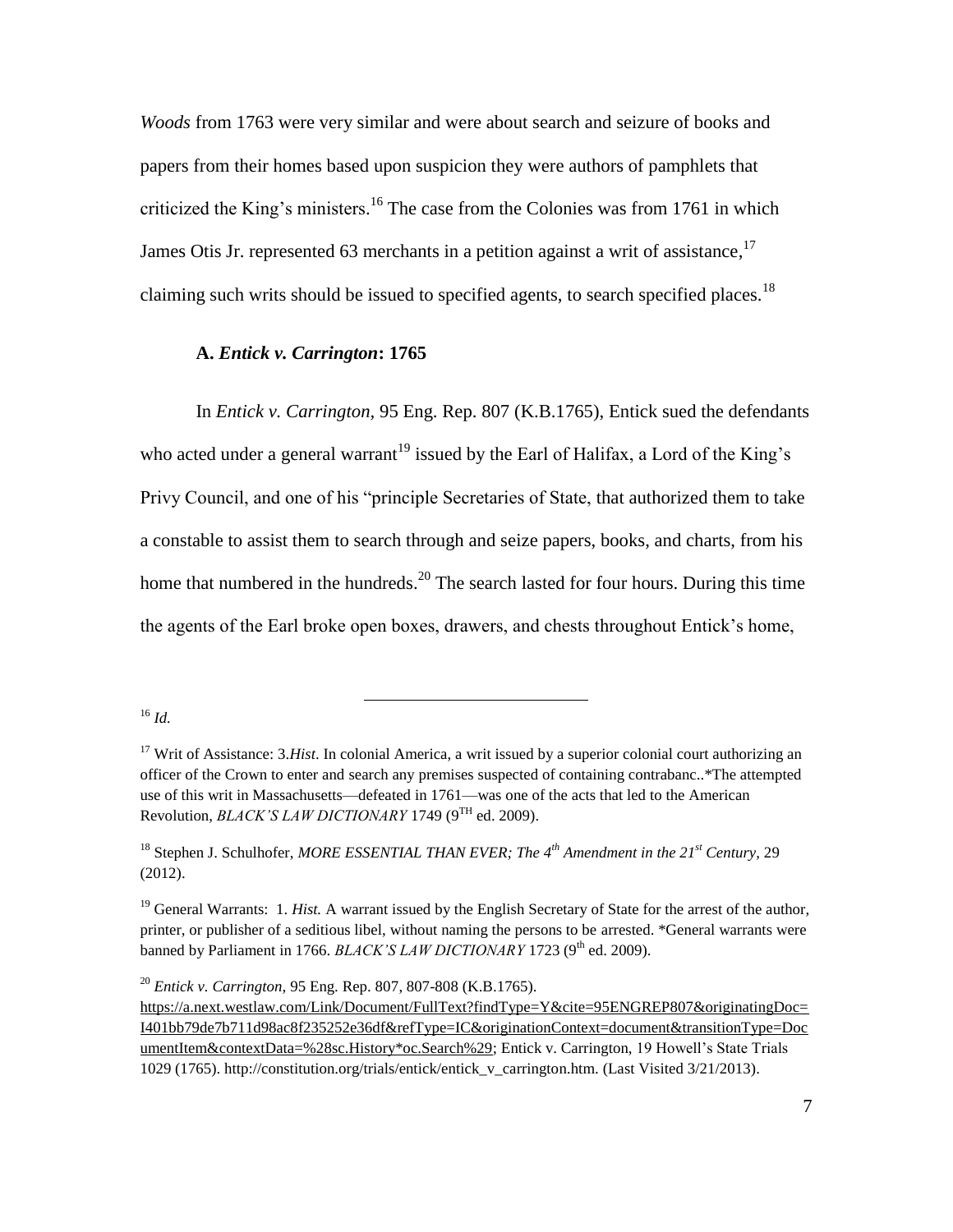*Woods* from 1763 were very similar and were about search and seizure of books and papers from their homes based upon suspicion they were authors of pamphlets that criticized the King's ministers.[16] The case from the Colonies was from 1761 in which James Otis Jr. represented 63 merchants in a petition against a writ of assistance,[17] claiming such writs should be issued to specified agents, to search specified places.[18]

### A. *Entick v. Carrington*: 1765

In *Entick v. Carrington,* 95 Eng. Rep. 807 (K.B.1765), Entick sued the defendants who acted under a general warrant[19] issued by the Earl of Halifax, a Lord of the King's Privy Council, and one of his "principle Secretaries of State, that authorized them to take a constable to assist them to search through and seize papers, books, and charts, from his home that numbered in the hundreds.[20] The search lasted for four hours. During this time the agents of the Earl broke open boxes, drawers, and chests throughout Entick's home,

---

[16] *Id.*

[17] Writ of Assistance: 3.*Hist*. In colonial America, a writ issued by a superior colonial court authorizing an officer of the Crown to enter and search any premises suspected of containing contrabanc..*The attempted use of this writ in Massachusetts—defeated in 1761—was one of the acts that led to the American Revolution, *BLACK'S LAW DICTIONARY* 1749 (9TH ed. 2009).

[18] Stephen J. Schulhofer, *MORE ESSENTIAL THAN EVER; The 4th Amendment in the 21st Century,* 29 (2012).

[19] General Warrants: 1. *Hist.* A warrant issued by the English Secretary of State for the arrest of the author, printer, or publisher of a seditious libel, without naming the persons to be arrested. *General warrants were banned by Parliament in 1766. *BLACK'S LAW DICTIONARY* 1723 (9th ed. 2009).

[20] *Entick v. Carrington,* 95 Eng. Rep. 807, 807-808 (K.B.1765). https://a.next.westlaw.com/Link/Document/FullText?findType=Y&cite=95ENGREP807&originatingDoc=I401bb79de7b711d98ac8f235252e36df&refType=IC&originationContext=document&transitionType=DocumentItem&contextData=%28sc.History*oc.Search%29; Entick v. Carrington, 19 Howell's State Trials 1029 (1765). http://constitution.org/trials/entick/entick_v_carrington.htm. (Last Visited 3/21/2013).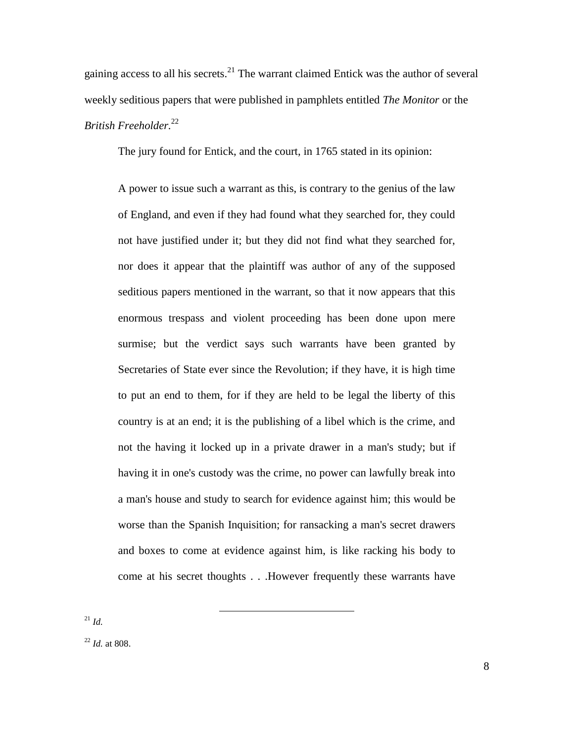gaining access to all his secrets.[21] The warrant claimed Entick was the author of several weekly seditious papers that were published in pamphlets entitled *The Monitor* or the *British Freeholder*.[22]

The jury found for Entick, and the court, in 1765 stated in its opinion:

> A power to issue such a warrant as this, is contrary to the genius of the law of England, and even if they had found what they searched for, they could not have justified under it; but they did not find what they searched for, nor does it appear that the plaintiff was author of any of the supposed seditious papers mentioned in the warrant, so that it now appears that this enormous trespass and violent proceeding has been done upon mere surmise; but the verdict says such warrants have been granted by Secretaries of State ever since the Revolution; if they have, it is high time to put an end to them, for if they are held to be legal the liberty of this country is at an end; it is the publishing of a libel which is the crime, and not the having it locked up in a private drawer in a man's study; but if having it in one's custody was the crime, no power can lawfully break into a man's house and study to search for evidence against him; this would be worse than the Spanish Inquisition; for ransacking a man's secret drawers and boxes to come at evidence against him, is like racking his body to come at his secret thoughts . . .However frequently these warrants have

---

[21] *Id.*

[22] *Id.* at 808.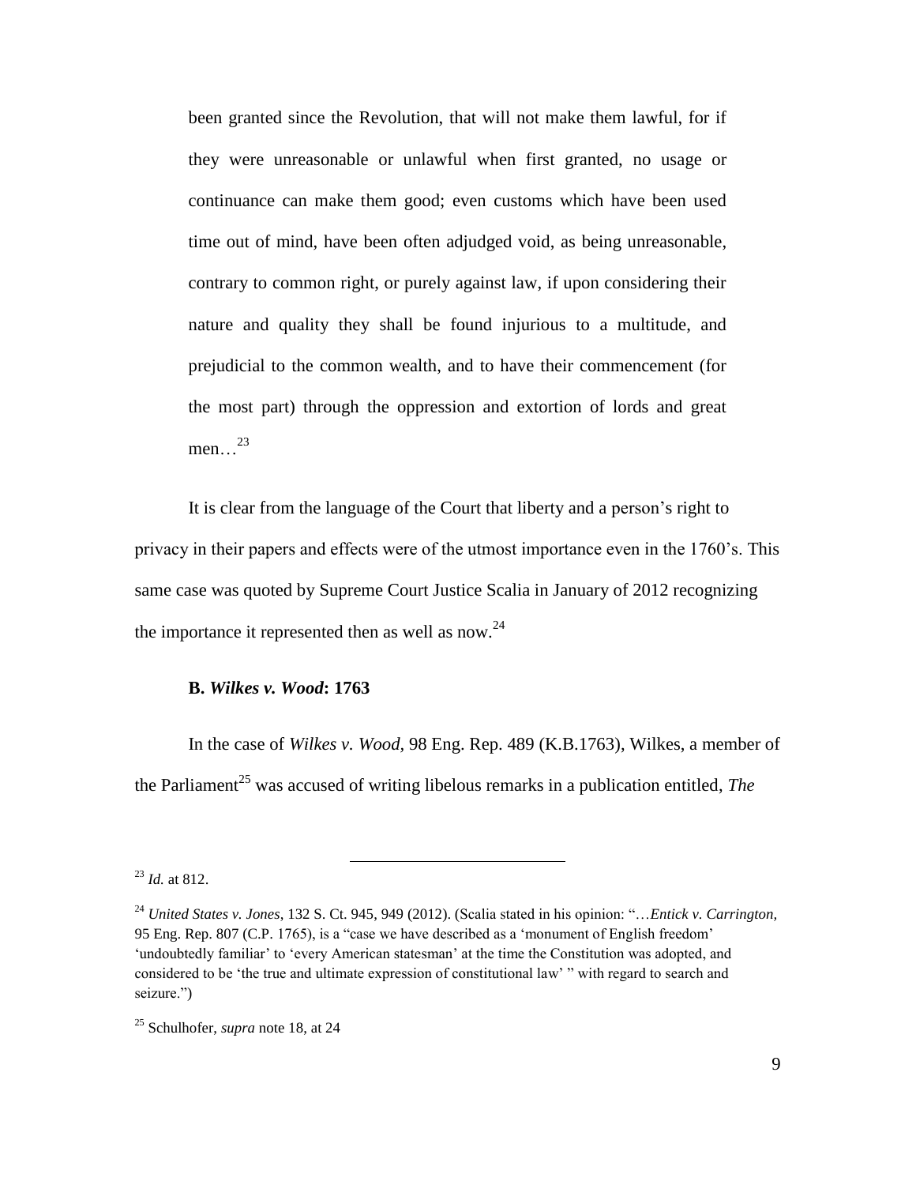> been granted since the Revolution, that will not make them lawful, for if they were unreasonable or unlawful when first granted, no usage or continuance can make them good; even customs which have been used time out of mind, have been often adjudged void, as being unreasonable, contrary to common right, or purely against law, if upon considering their nature and quality they shall be found injurious to a multitude, and prejudicial to the common wealth, and to have their commencement (for the most part) through the oppression and extortion of lords and great men…[23]

It is clear from the language of the Court that liberty and a person's right to privacy in their papers and effects were of the utmost importance even in the 1760's. This same case was quoted by Supreme Court Justice Scalia in January of 2012 recognizing the importance it represented then as well as now.[24]

### B. *Wilkes v. Wood*: 1763

In the case of *Wilkes v. Wood*, 98 Eng. Rep. 489 (K.B.1763), Wilkes, a member of the Parliament[25] was accused of writing libelous remarks in a publication entitled, *The*

---

[23] *Id.* at 812.

[24] *United States v. Jones*, 132 S. Ct. 945, 949 (2012). (Scalia stated in his opinion: "…*Entick v. Carrington*, 95 Eng. Rep. 807 (C.P. 1765), is a "case we have described as a 'monument of English freedom' 'undoubtedly familiar' to 'every American statesman' at the time the Constitution was adopted, and considered to be 'the true and ultimate expression of constitutional law' " with regard to search and seizure.")

[25] Schulhofer, *supra* note 18, at 24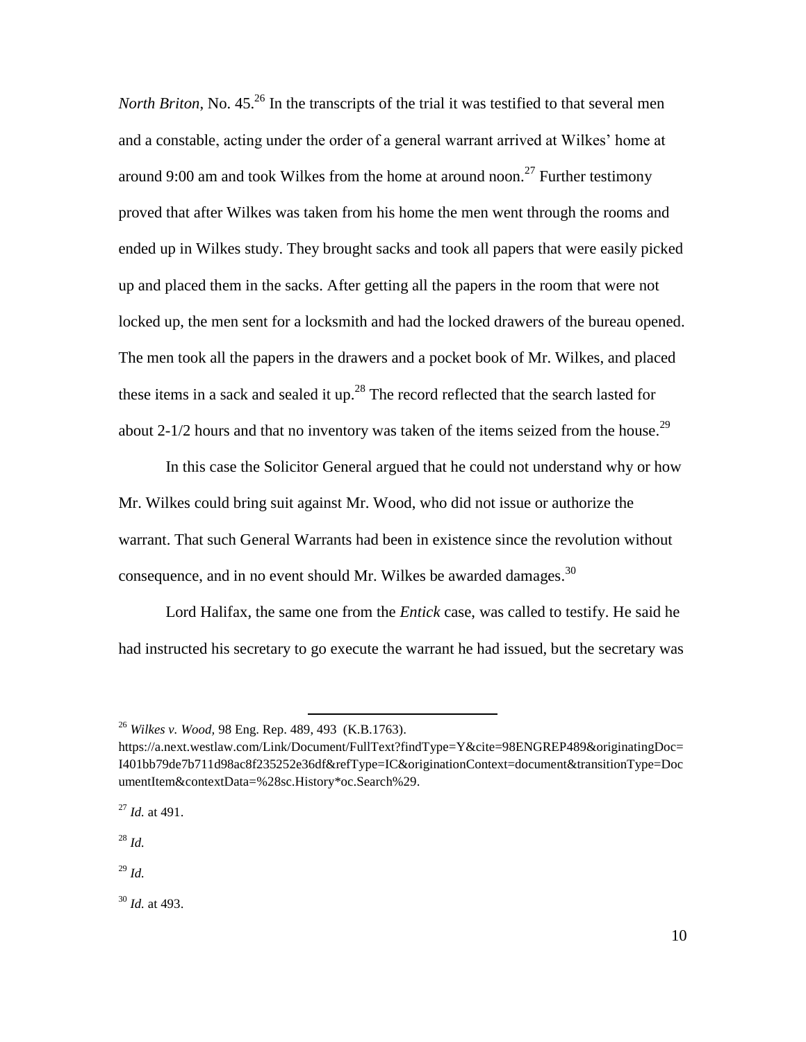*North Briton*, No. 45.[26] In the transcripts of the trial it was testified to that several men and a constable, acting under the order of a general warrant arrived at Wilkes' home at around 9:00 am and took Wilkes from the home at around noon.[27] Further testimony proved that after Wilkes was taken from his home the men went through the rooms and ended up in Wilkes study. They brought sacks and took all papers that were easily picked up and placed them in the sacks. After getting all the papers in the room that were not locked up, the men sent for a locksmith and had the locked drawers of the bureau opened. The men took all the papers in the drawers and a pocket book of Mr. Wilkes, and placed these items in a sack and sealed it up.[28] The record reflected that the search lasted for about 2-1/2 hours and that no inventory was taken of the items seized from the house.[29]

In this case the Solicitor General argued that he could not understand why or how Mr. Wilkes could bring suit against Mr. Wood, who did not issue or authorize the warrant. That such General Warrants had been in existence since the revolution without consequence, and in no event should Mr. Wilkes be awarded damages.[30]

Lord Halifax, the same one from the *Entick* case, was called to testify. He said he had instructed his secretary to go execute the warrant he had issued, but the secretary was

---

[26] *Wilkes v. Wood,* 98 Eng. Rep. 489, 493 (K.B.1763). https://a.next.westlaw.com/Link/Document/FullText?findType=Y&cite=98ENGREP489&originatingDoc=I401bb79de7b711d98ac8f235252e36df&refType=IC&originationContext=document&transitionType=DocumentItem&contextData=%28sc.History*oc.Search%29.

[27] *Id.* at 491.

[28] *Id.*

[29] *Id.*

[30] *Id.* at 493.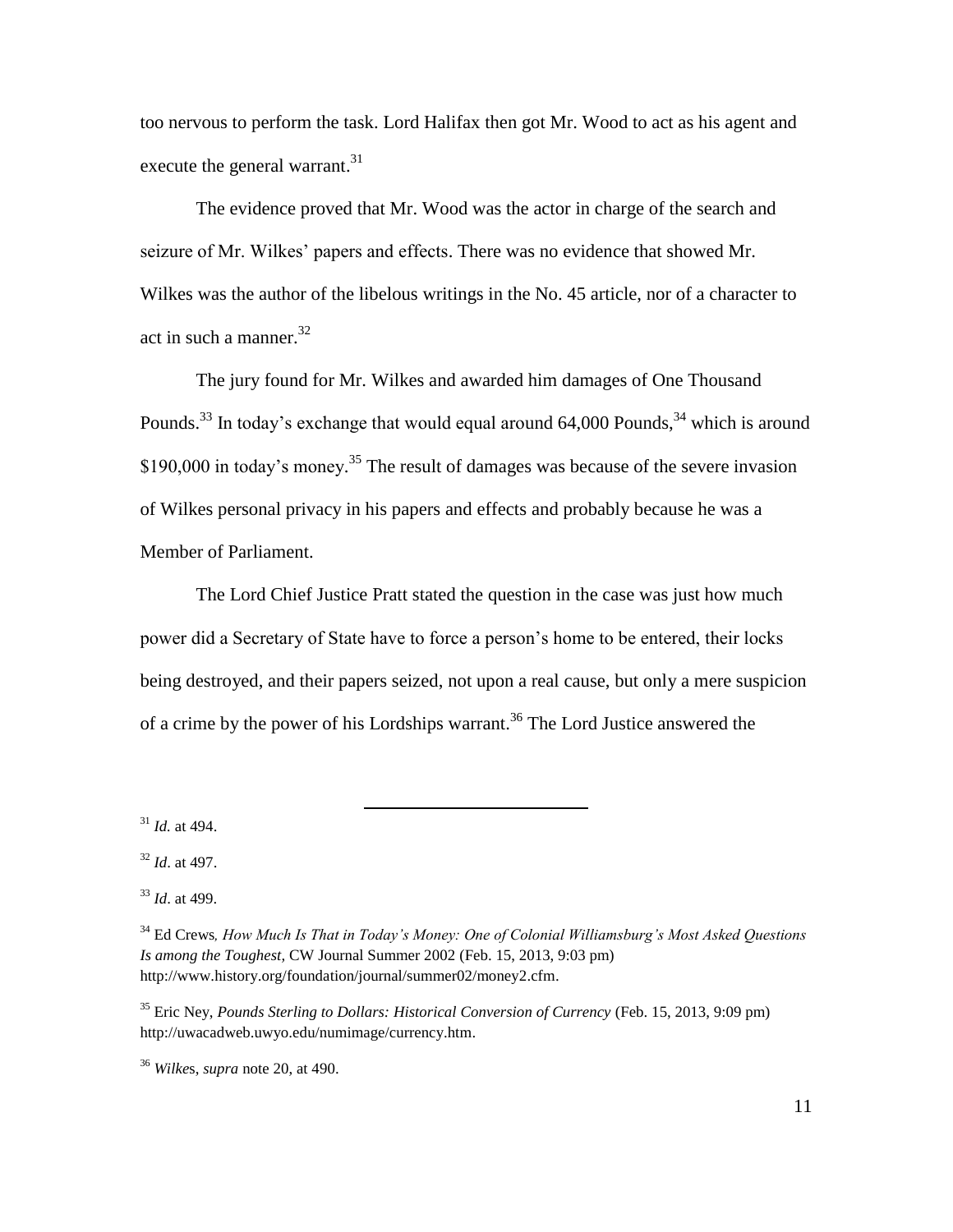too nervous to perform the task. Lord Halifax then got Mr. Wood to act as his agent and execute the general warrant.[31]

The evidence proved that Mr. Wood was the actor in charge of the search and seizure of Mr. Wilkes' papers and effects. There was no evidence that showed Mr. Wilkes was the author of the libelous writings in the No. 45 article, nor of a character to act in such a manner.[32]

The jury found for Mr. Wilkes and awarded him damages of One Thousand Pounds.[33] In today's exchange that would equal around 64,000 Pounds,[34] which is around $190,000 in today's money.[35] The result of damages was because of the severe invasion of Wilkes personal privacy in his papers and effects and probably because he was a Member of Parliament.

The Lord Chief Justice Pratt stated the question in the case was just how much power did a Secretary of State have to force a person's home to be entered, their locks being destroyed, and their papers seized, not upon a real cause, but only a mere suspicion of a crime by the power of his Lordships warrant.[36] The Lord Justice answered the

---

[31] *Id.* at 494.

[32] *Id*. at 497.

[33] *Id*. at 499.

[34] Ed Crews*, How Much Is That in Today's Money: One of Colonial Williamsburg's Most Asked Questions Is among the Toughest*, CW Journal Summer 2002 (Feb. 15, 2013, 9:03 pm) http://www.history.org/foundation/journal/summer02/money2.cfm.

[35] Eric Ney, *Pounds Sterling to Dollars: Historical Conversion of Currency* (Feb. 15, 2013, 9:09 pm) http://uwacadweb.uwyo.edu/numimage/currency.htm.

[36] *Wilke*s, *supra* note 20, at 490.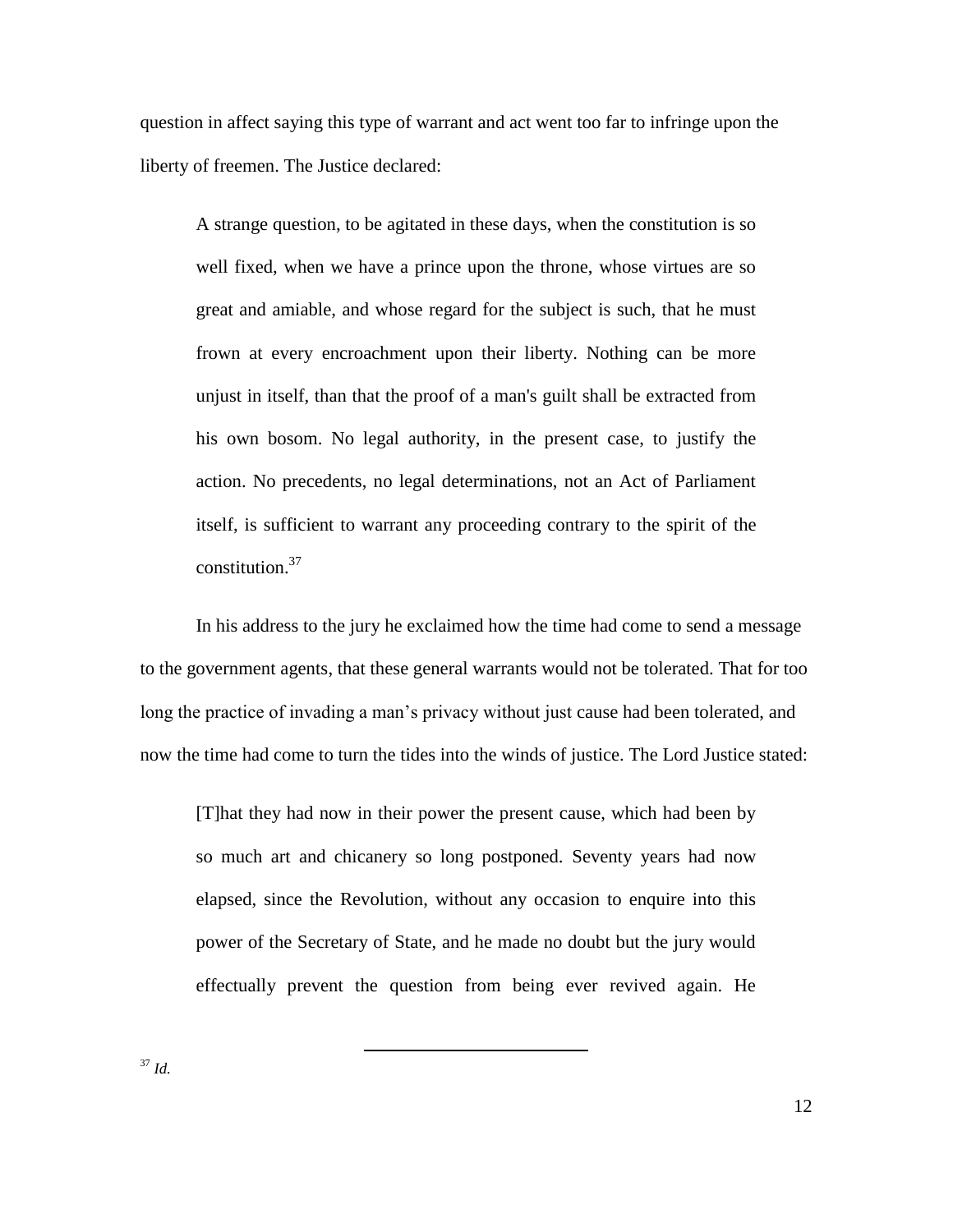question in affect saying this type of warrant and act went too far to infringe upon the liberty of freemen. The Justice declared:

> A strange question, to be agitated in these days, when the constitution is so well fixed, when we have a prince upon the throne, whose virtues are so great and amiable, and whose regard for the subject is such, that he must frown at every encroachment upon their liberty. Nothing can be more unjust in itself, than that the proof of a man's guilt shall be extracted from his own bosom. No legal authority, in the present case, to justify the action. No precedents, no legal determinations, not an Act of Parliament itself, is sufficient to warrant any proceeding contrary to the spirit of the constitution.[37]

In his address to the jury he exclaimed how the time had come to send a message to the government agents, that these general warrants would not be tolerated. That for too long the practice of invading a man's privacy without just cause had been tolerated, and now the time had come to turn the tides into the winds of justice. The Lord Justice stated:

> [T]hat they had now in their power the present cause, which had been by so much art and chicanery so long postponed. Seventy years had now elapsed, since the Revolution, without any occasion to enquire into this power of the Secretary of State, and he made no doubt but the jury would effectually prevent the question from being ever revived again. He

---

[37] *Id.*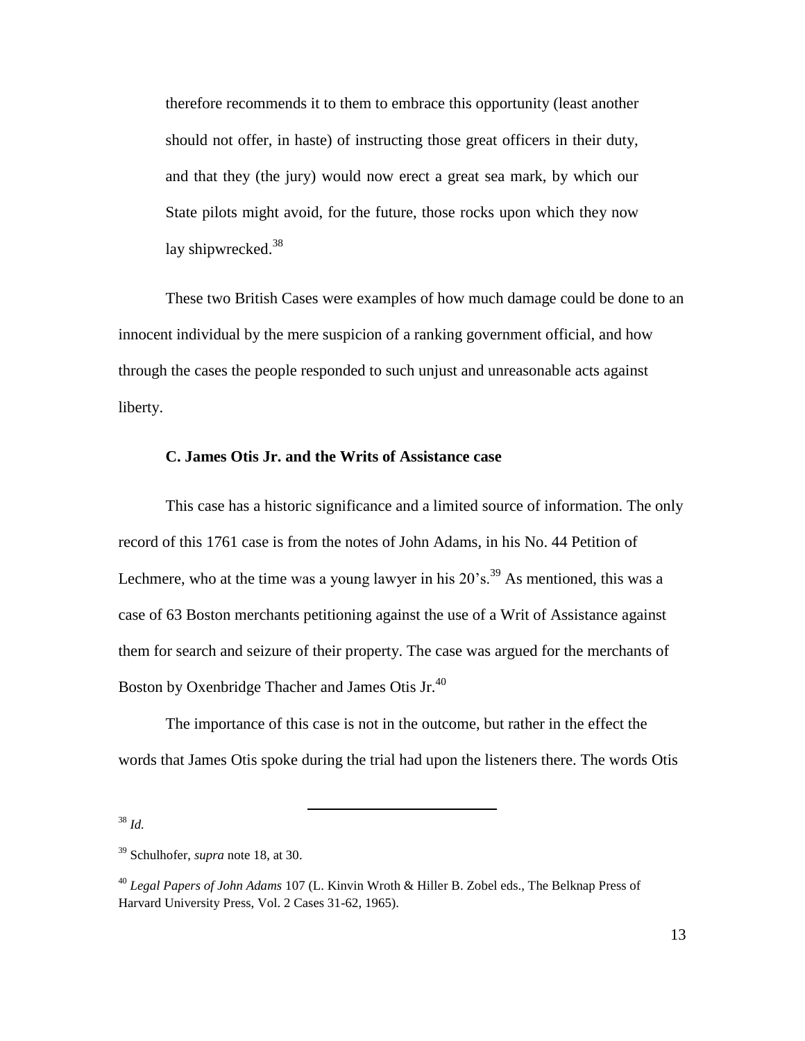> therefore recommends it to them to embrace this opportunity (least another should not offer, in haste) of instructing those great officers in their duty, and that they (the jury) would now erect a great sea mark, by which our State pilots might avoid, for the future, those rocks upon which they now lay shipwrecked.[38]

These two British Cases were examples of how much damage could be done to an innocent individual by the mere suspicion of a ranking government official, and how through the cases the people responded to such unjust and unreasonable acts against liberty.

### C. James Otis Jr. and the Writs of Assistance case

This case has a historic significance and a limited source of information. The only record of this 1761 case is from the notes of John Adams, in his No. 44 Petition of Lechmere, who at the time was a young lawyer in his 20's.[39] As mentioned, this was a case of 63 Boston merchants petitioning against the use of a Writ of Assistance against them for search and seizure of their property. The case was argued for the merchants of Boston by Oxenbridge Thacher and James Otis Jr.[40]

The importance of this case is not in the outcome, but rather in the effect the words that James Otis spoke during the trial had upon the listeners there. The words Otis

---

[38] *Id.*

[39] Schulhofer, *supra* note 18, at 30.

[40] *Legal Papers of John Adams* 107 (L. Kinvin Wroth & Hiller B. Zobel eds., The Belknap Press of Harvard University Press, Vol. 2 Cases 31-62, 1965).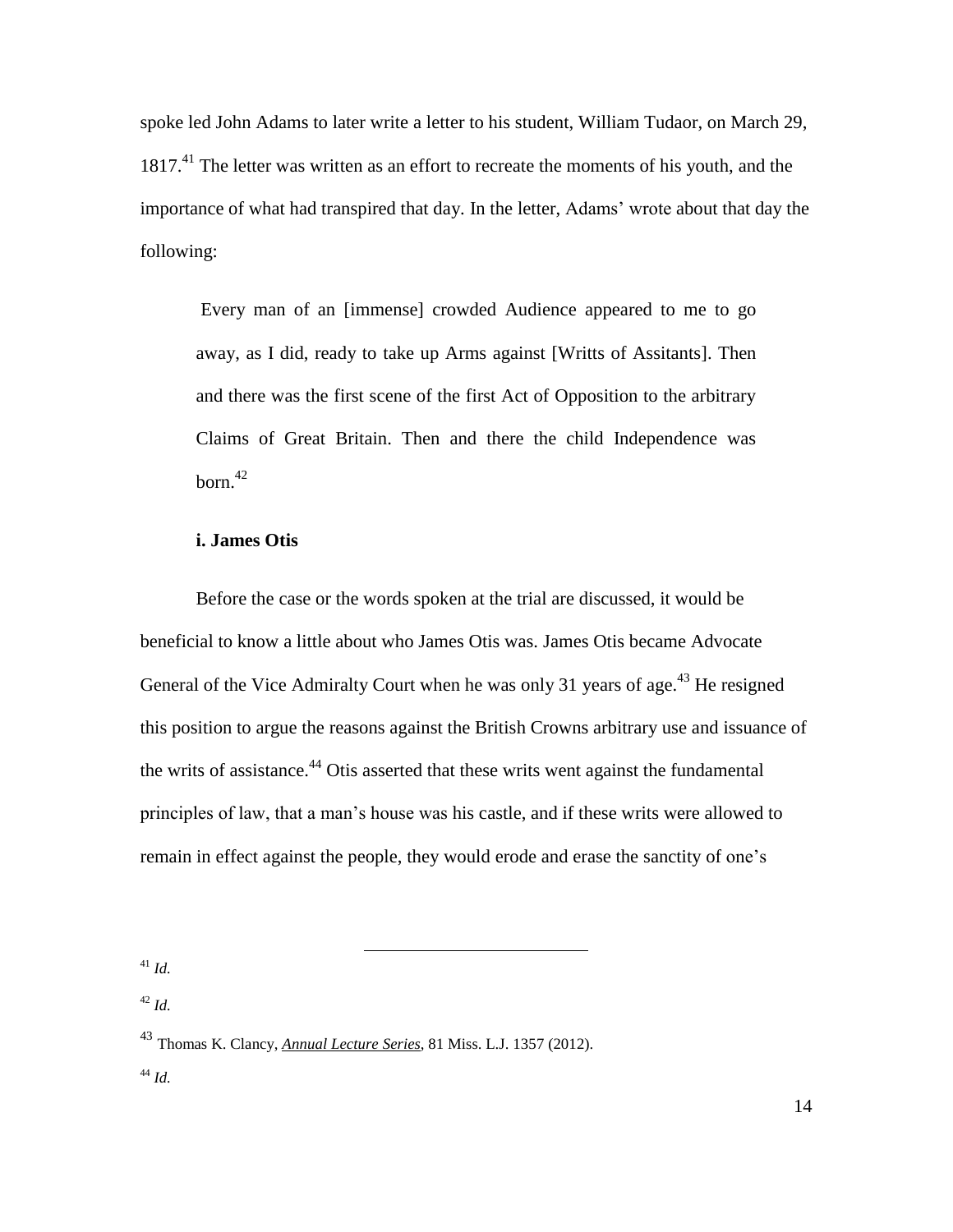spoke led John Adams to later write a letter to his student, William Tudaor, on March 29, 1817.[41] The letter was written as an effort to recreate the moments of his youth, and the importance of what had transpired that day. In the letter, Adams' wrote about that day the following:

> Every man of an [immense] crowded Audience appeared to me to go away, as I did, ready to take up Arms against [Writts of Assitants]. Then and there was the first scene of the first Act of Opposition to the arbitrary Claims of Great Britain. Then and there the child Independence was born.[42]

**i. James Otis**

Before the case or the words spoken at the trial are discussed, it would be beneficial to know a little about who James Otis was. James Otis became Advocate General of the Vice Admiralty Court when he was only 31 years of age.[43] He resigned this position to argue the reasons against the British Crowns arbitrary use and issuance of the writs of assistance.[44] Otis asserted that these writs went against the fundamental principles of law, that a man's house was his castle, and if these writs were allowed to remain in effect against the people, they would erode and erase the sanctity of one's

---

[41] *Id.*

[42] *Id.*

[43] Thomas K. Clancy, *Annual Lecture Series*, 81 Miss. L.J. 1357 (2012).

[44] *Id.*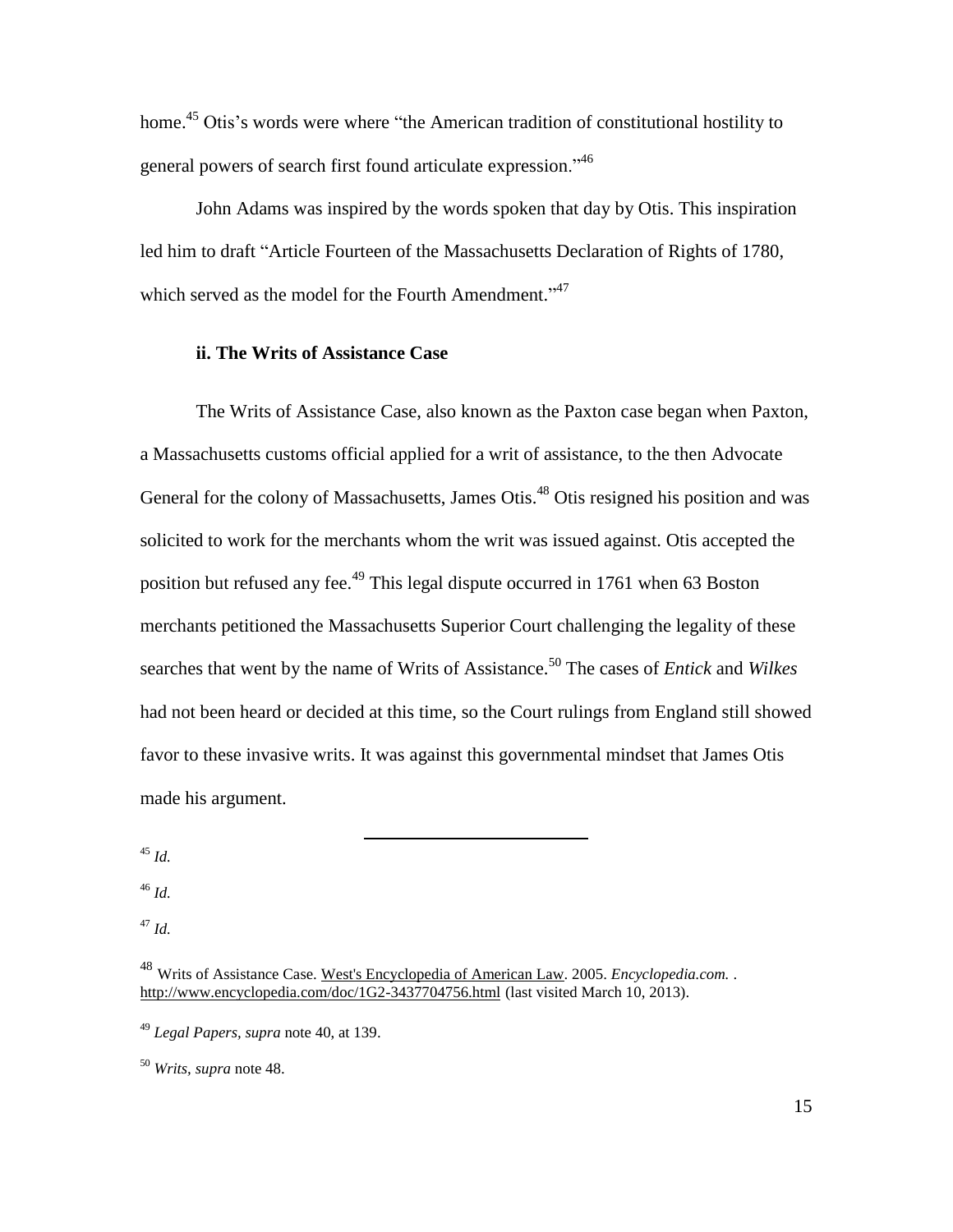home.[45] Otis's words were where "the American tradition of constitutional hostility to general powers of search first found articulate expression."[46]

John Adams was inspired by the words spoken that day by Otis. This inspiration led him to draft "Article Fourteen of the Massachusetts Declaration of Rights of 1780, which served as the model for the Fourth Amendment."[47]

### ii. The Writs of Assistance Case

The Writs of Assistance Case, also known as the Paxton case began when Paxton, a Massachusetts customs official applied for a writ of assistance, to the then Advocate General for the colony of Massachusetts, James Otis.[48] Otis resigned his position and was solicited to work for the merchants whom the writ was issued against. Otis accepted the position but refused any fee.[49] This legal dispute occurred in 1761 when 63 Boston merchants petitioned the Massachusetts Superior Court challenging the legality of these searches that went by the name of Writs of Assistance.[50] The cases of *Entick* and *Wilkes* had not been heard or decided at this time, so the Court rulings from England still showed favor to these invasive writs. It was against this governmental mindset that James Otis made his argument.

---

[45] *Id.*

[46] *Id.*

[47] *Id.*

[48] Writs of Assistance Case. West's Encyclopedia of American Law. 2005. *Encyclopedia.com.* . http://www.encyclopedia.com/doc/1G2-3437704756.html (last visited March 10, 2013).

[49] *Legal Papers, supra* note 40, at 139.

[50] *Writs, supra* note 48.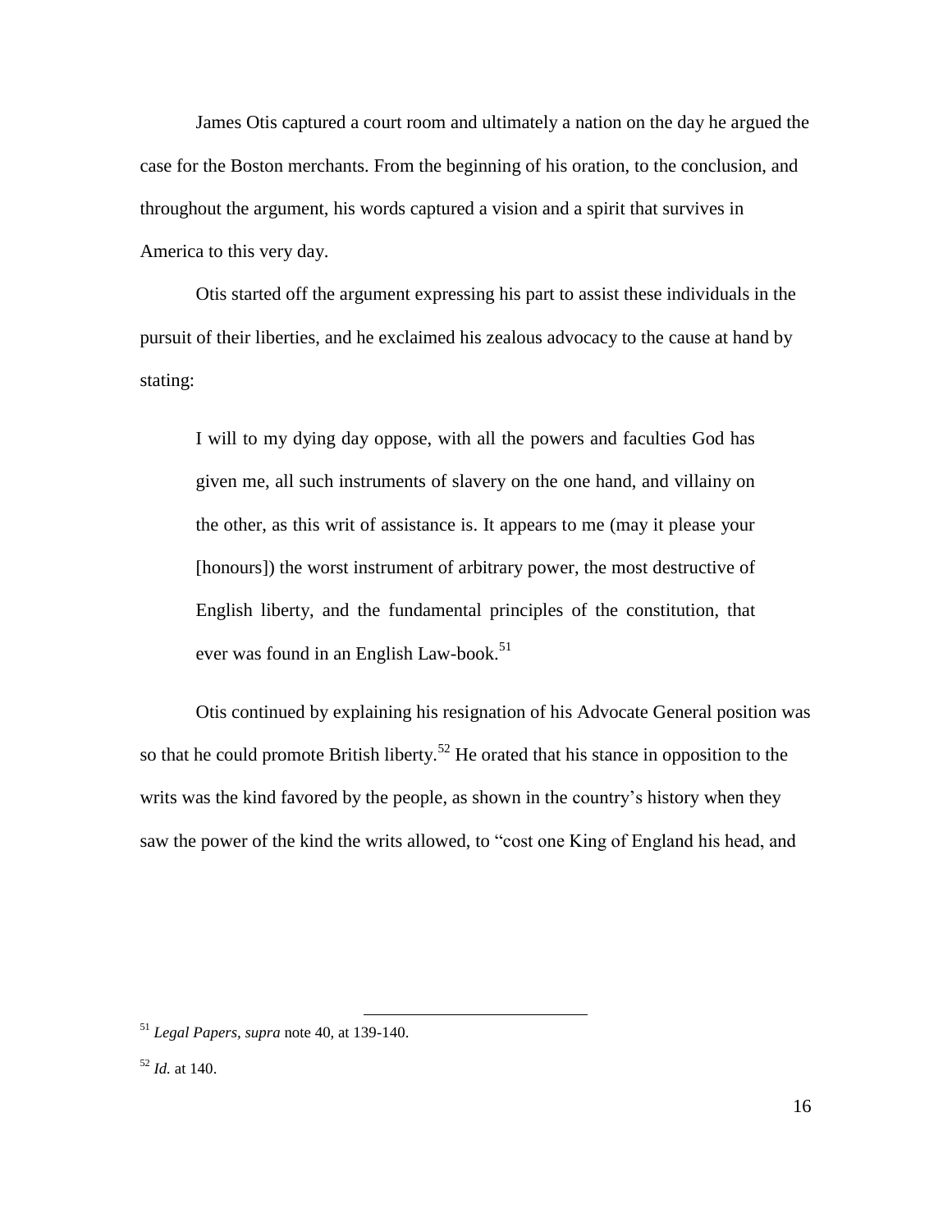James Otis captured a court room and ultimately a nation on the day he argued the case for the Boston merchants. From the beginning of his oration, to the conclusion, and throughout the argument, his words captured a vision and a spirit that survives in America to this very day.

Otis started off the argument expressing his part to assist these individuals in the pursuit of their liberties, and he exclaimed his zealous advocacy to the cause at hand by stating:

> I will to my dying day oppose, with all the powers and faculties God has given me, all such instruments of slavery on the one hand, and villainy on the other, as this writ of assistance is. It appears to me (may it please your [honours]) the worst instrument of arbitrary power, the most destructive of English liberty, and the fundamental principles of the constitution, that ever was found in an English Law-book.[51]

Otis continued by explaining his resignation of his Advocate General position was so that he could promote British liberty.[52] He orated that his stance in opposition to the writs was the kind favored by the people, as shown in the country's history when they saw the power of the kind the writs allowed, to "cost one King of England his head, and

---

[51] *Legal Papers, supra* note 40, at 139-140.

[52] *Id.* at 140.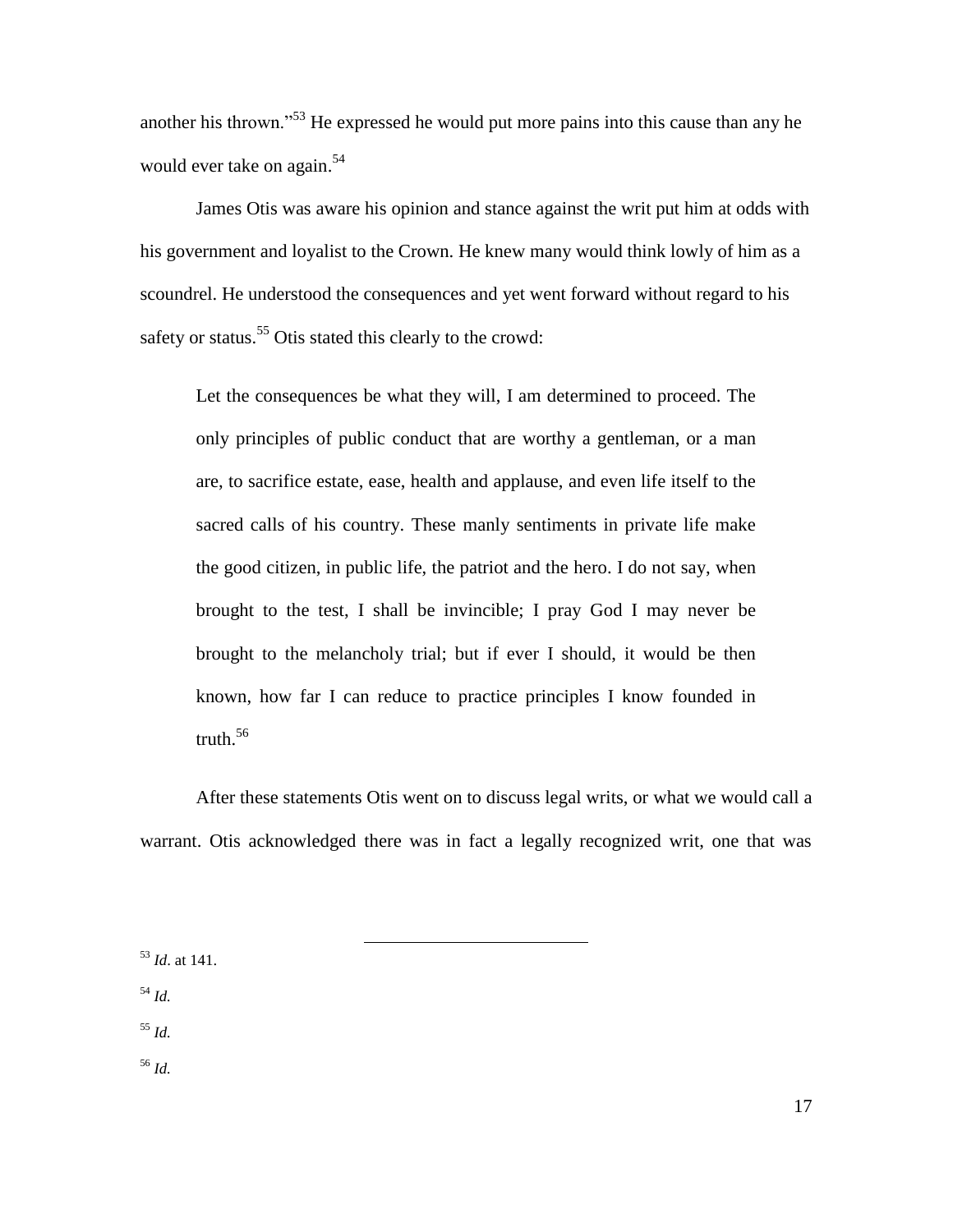another his thrown."[53] He expressed he would put more pains into this cause than any he would ever take on again.[54]

James Otis was aware his opinion and stance against the writ put him at odds with his government and loyalist to the Crown. He knew many would think lowly of him as a scoundrel. He understood the consequences and yet went forward without regard to his safety or status.[55] Otis stated this clearly to the crowd:

> Let the consequences be what they will, I am determined to proceed. The only principles of public conduct that are worthy a gentleman, or a man are, to sacrifice estate, ease, health and applause, and even life itself to the sacred calls of his country. These manly sentiments in private life make the good citizen, in public life, the patriot and the hero. I do not say, when brought to the test, I shall be invincible; I pray God I may never be brought to the melancholy trial; but if ever I should, it would be then known, how far I can reduce to practice principles I know founded in truth.[56]

After these statements Otis went on to discuss legal writs, or what we would call a warrant. Otis acknowledged there was in fact a legally recognized writ, one that was

---

[53] *Id*. at 141.

[54] *Id.*

[55] *Id.*

[56] *Id.*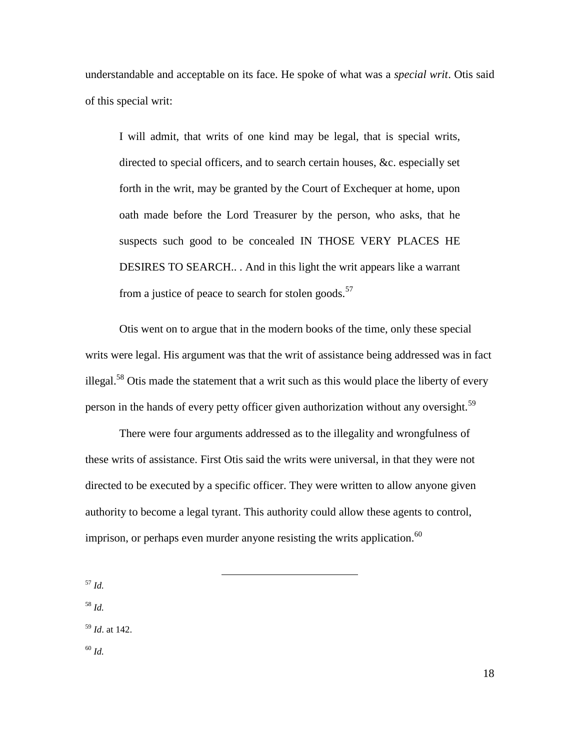understandable and acceptable on its face. He spoke of what was a *special writ*. Otis said of this special writ:

> I will admit, that writs of one kind may be legal, that is special writs, directed to special officers, and to search certain houses, &c. especially set forth in the writ, may be granted by the Court of Exchequer at home, upon oath made before the Lord Treasurer by the person, who asks, that he suspects such good to be concealed IN THOSE VERY PLACES HE DESIRES TO SEARCH.. . And in this light the writ appears like a warrant from a justice of peace to search for stolen goods.[57]

Otis went on to argue that in the modern books of the time, only these special writs were legal. His argument was that the writ of assistance being addressed was in fact illegal.[58] Otis made the statement that a writ such as this would place the liberty of every person in the hands of every petty officer given authorization without any oversight.[59]

There were four arguments addressed as to the illegality and wrongfulness of these writs of assistance. First Otis said the writs were universal, in that they were not directed to be executed by a specific officer. They were written to allow anyone given authority to become a legal tyrant. This authority could allow these agents to control, imprison, or perhaps even murder anyone resisting the writs application.[60]

---

[57] *Id.*

[58] *Id.*

[59] *Id*. at 142.

[60] *Id.*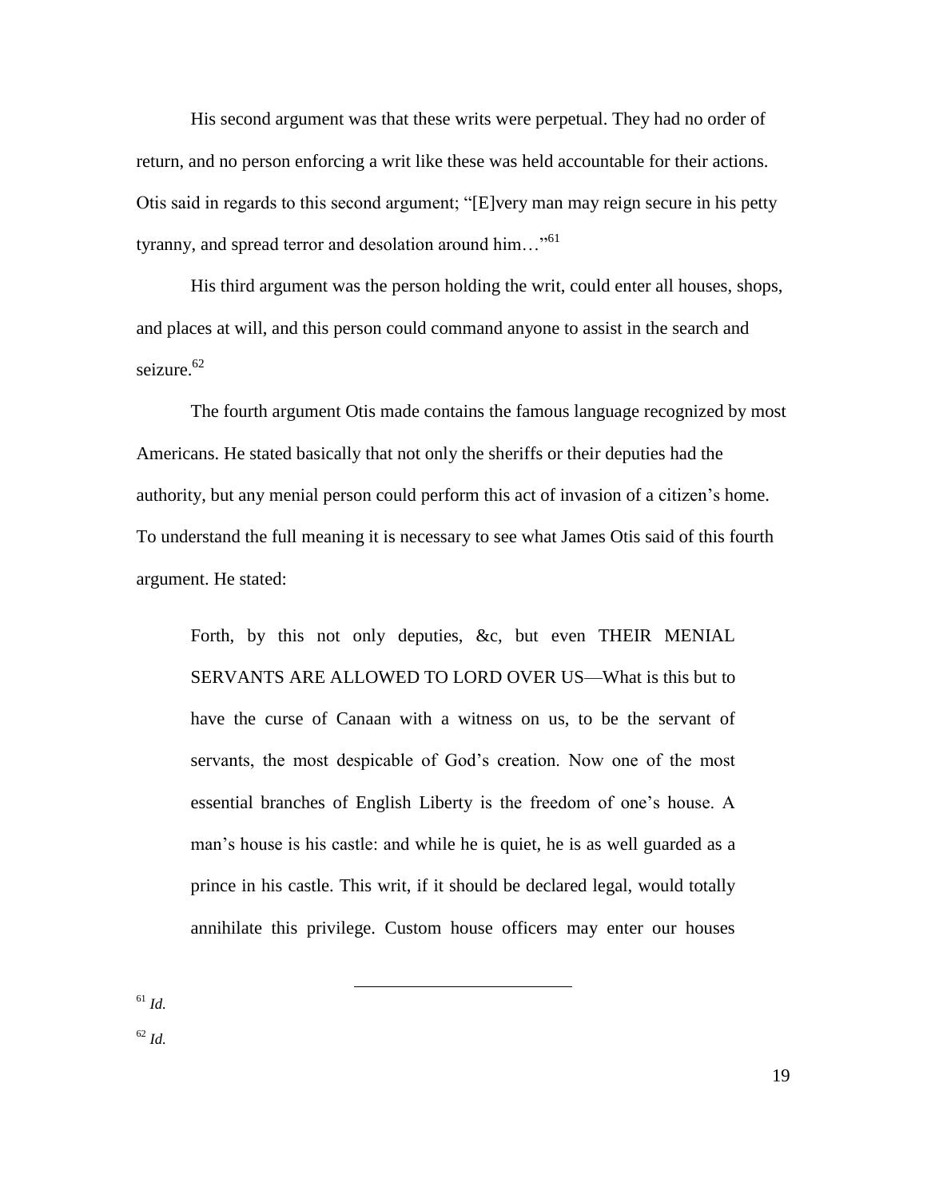His second argument was that these writs were perpetual. They had no order of return, and no person enforcing a writ like these was held accountable for their actions. Otis said in regards to this second argument; "[E]very man may reign secure in his petty tyranny, and spread terror and desolation around him…"[61]

His third argument was the person holding the writ, could enter all houses, shops, and places at will, and this person could command anyone to assist in the search and seizure.[62]

The fourth argument Otis made contains the famous language recognized by most Americans. He stated basically that not only the sheriffs or their deputies had the authority, but any menial person could perform this act of invasion of a citizen's home. To understand the full meaning it is necessary to see what James Otis said of this fourth argument. He stated:

> Forth, by this not only deputies, &c, but even THEIR MENIAL SERVANTS ARE ALLOWED TO LORD OVER US—What is this but to have the curse of Canaan with a witness on us, to be the servant of servants, the most despicable of God's creation. Now one of the most essential branches of English Liberty is the freedom of one's house. A man's house is his castle: and while he is quiet, he is as well guarded as a prince in his castle. This writ, if it should be declared legal, would totally annihilate this privilege. Custom house officers may enter our houses

---

[61] *Id.*

[62] *Id.*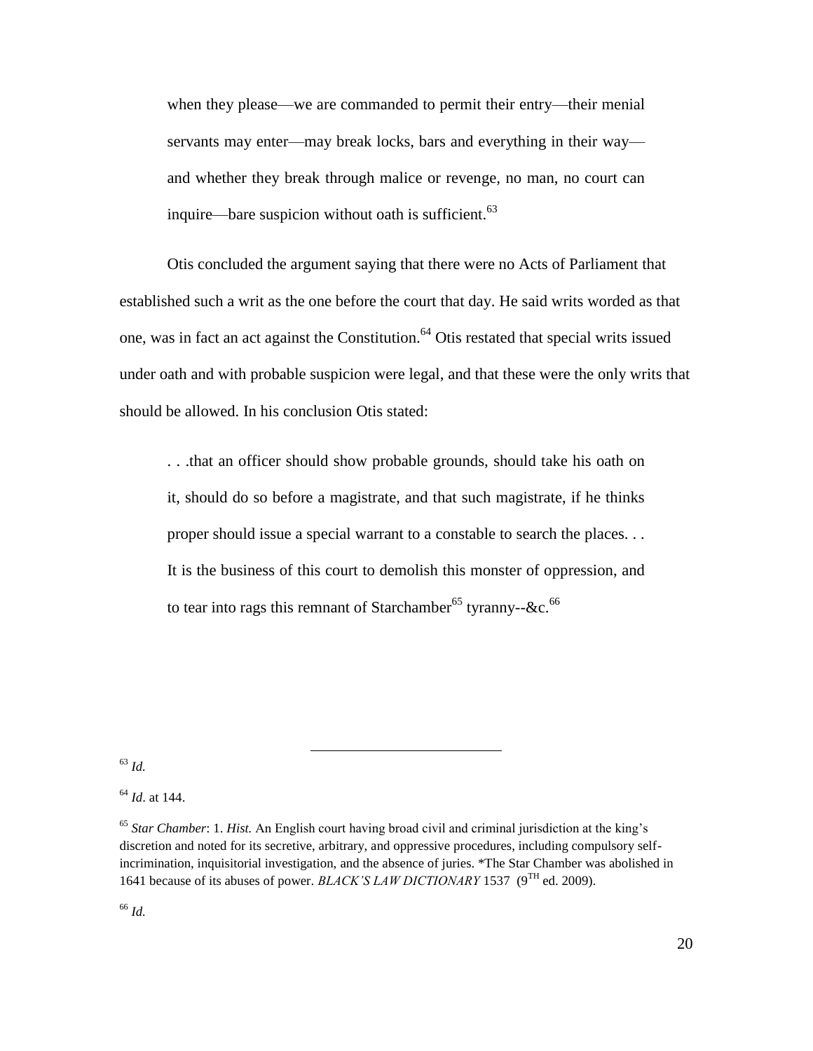> when they please—we are commanded to permit their entry—their menial servants may enter—may break locks, bars and everything in their way—and whether they break through malice or revenge, no man, no court can inquire—bare suspicion without oath is sufficient.[63]

Otis concluded the argument saying that there were no Acts of Parliament that established such a writ as the one before the court that day. He said writs worded as that one, was in fact an act against the Constitution.[64] Otis restated that special writs issued under oath and with probable suspicion were legal, and that these were the only writs that should be allowed. In his conclusion Otis stated:

> . . .that an officer should show probable grounds, should take his oath on it, should do so before a magistrate, and that such magistrate, if he thinks proper should issue a special warrant to a constable to search the places. . . It is the business of this court to demolish this monster of oppression, and to tear into rags this remnant of Starchamber[65] tyranny--&c.[66]

---

[63] *Id.*

[64] *Id*. at 144.

[65] *Star Chamber*: 1. *Hist.* An English court having broad civil and criminal jurisdiction at the king's discretion and noted for its secretive, arbitrary, and oppressive procedures, including compulsory self-incrimination, inquisitorial investigation, and the absence of juries. *The Star Chamber was abolished in 1641 because of its abuses of power. *BLACK'S LAW DICTIONARY* 1537 (9TH ed. 2009).

[66] *Id.*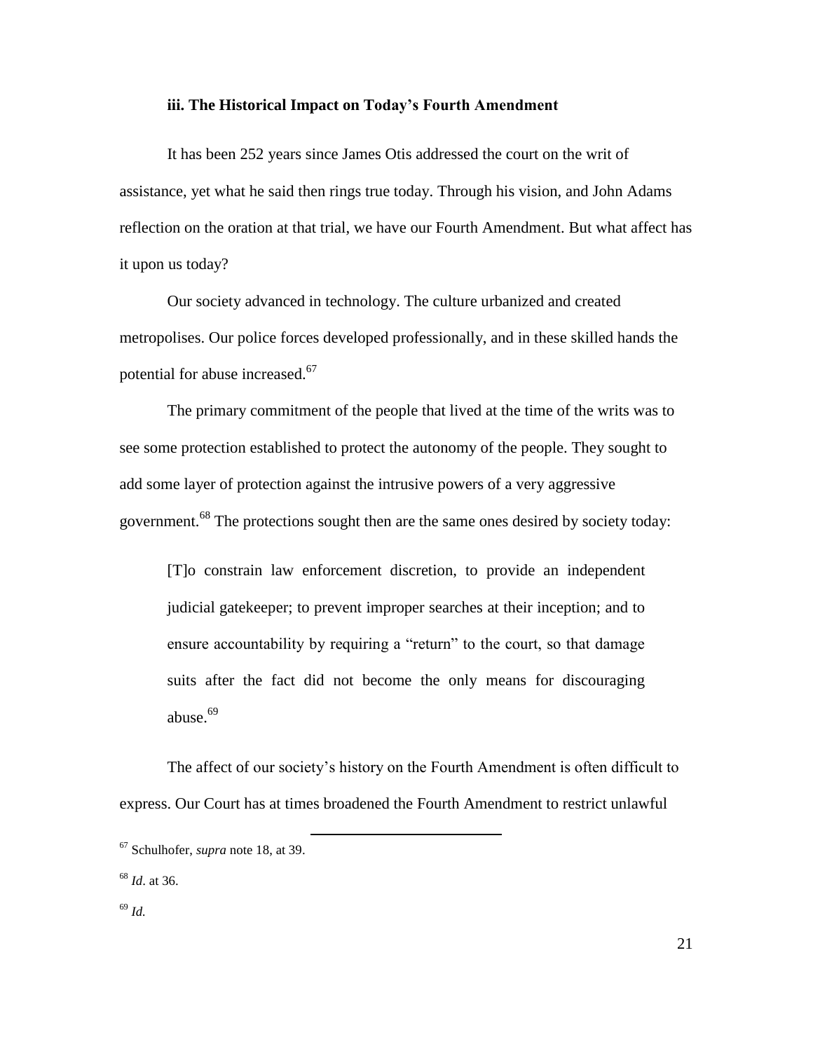### iii. The Historical Impact on Today's Fourth Amendment

It has been 252 years since James Otis addressed the court on the writ of assistance, yet what he said then rings true today. Through his vision, and John Adams reflection on the oration at that trial, we have our Fourth Amendment. But what affect has it upon us today?

Our society advanced in technology. The culture urbanized and created metropolises. Our police forces developed professionally, and in these skilled hands the potential for abuse increased.[67]

The primary commitment of the people that lived at the time of the writs was to see some protection established to protect the autonomy of the people. They sought to add some layer of protection against the intrusive powers of a very aggressive government.[68] The protections sought then are the same ones desired by society today:

> [T]o constrain law enforcement discretion, to provide an independent judicial gatekeeper; to prevent improper searches at their inception; and to ensure accountability by requiring a "return" to the court, so that damage suits after the fact did not become the only means for discouraging abuse.[69]

The affect of our society's history on the Fourth Amendment is often difficult to express. Our Court has at times broadened the Fourth Amendment to restrict unlawful

---

[67] Schulhofer, *supra* note 18, at 39.

[68] *Id*. at 36.

[69] *Id.*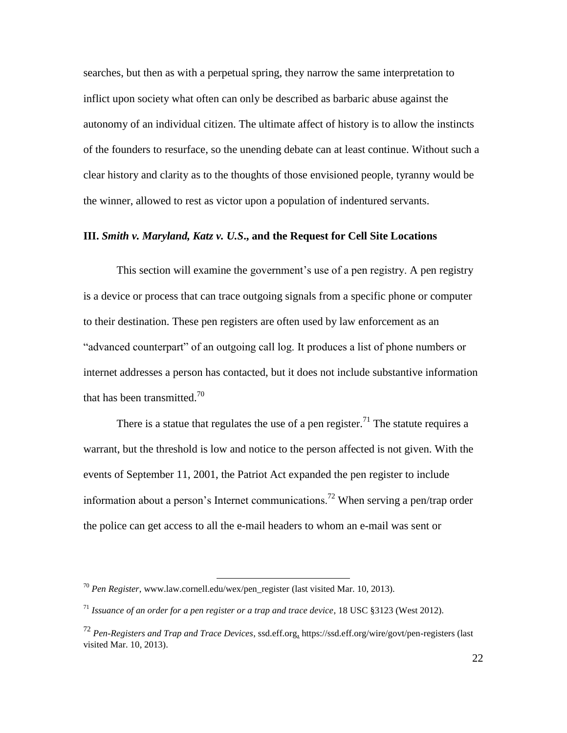searches, but then as with a perpetual spring, they narrow the same interpretation to inflict upon society what often can only be described as barbaric abuse against the autonomy of an individual citizen. The ultimate affect of history is to allow the instincts of the founders to resurface, so the unending debate can at least continue. Without such a clear history and clarity as to the thoughts of those envisioned people, tyranny would be the winner, allowed to rest as victor upon a population of indentured servants.

### III. *Smith v. Maryland, Katz v. U.S*., and the Request for Cell Site Locations

This section will examine the government's use of a pen registry. A pen registry is a device or process that can trace outgoing signals from a specific phone or computer to their destination. These pen registers are often used by law enforcement as an "advanced counterpart" of an outgoing call log. It produces a list of phone numbers or internet addresses a person has contacted, but it does not include substantive information that has been transmitted.[70]

There is a statue that regulates the use of a pen register.[71] The statute requires a warrant, but the threshold is low and notice to the person affected is not given. With the events of September 11, 2001, the Patriot Act expanded the pen register to include information about a person's Internet communications.[72] When serving a pen/trap order the police can get access to all the e-mail headers to whom an e-mail was sent or

---

[70] *Pen Register*, www.law.cornell.edu/wex/pen_register (last visited Mar. 10, 2013).

[71] *Issuance of an order for a pen register or a trap and trace device*, 18 USC §3123 (West 2012).

[72] *Pen-Registers and Trap and Trace Devices*, ssd.eff.org, https://ssd.eff.org/wire/govt/pen-registers (last visited Mar. 10, 2013).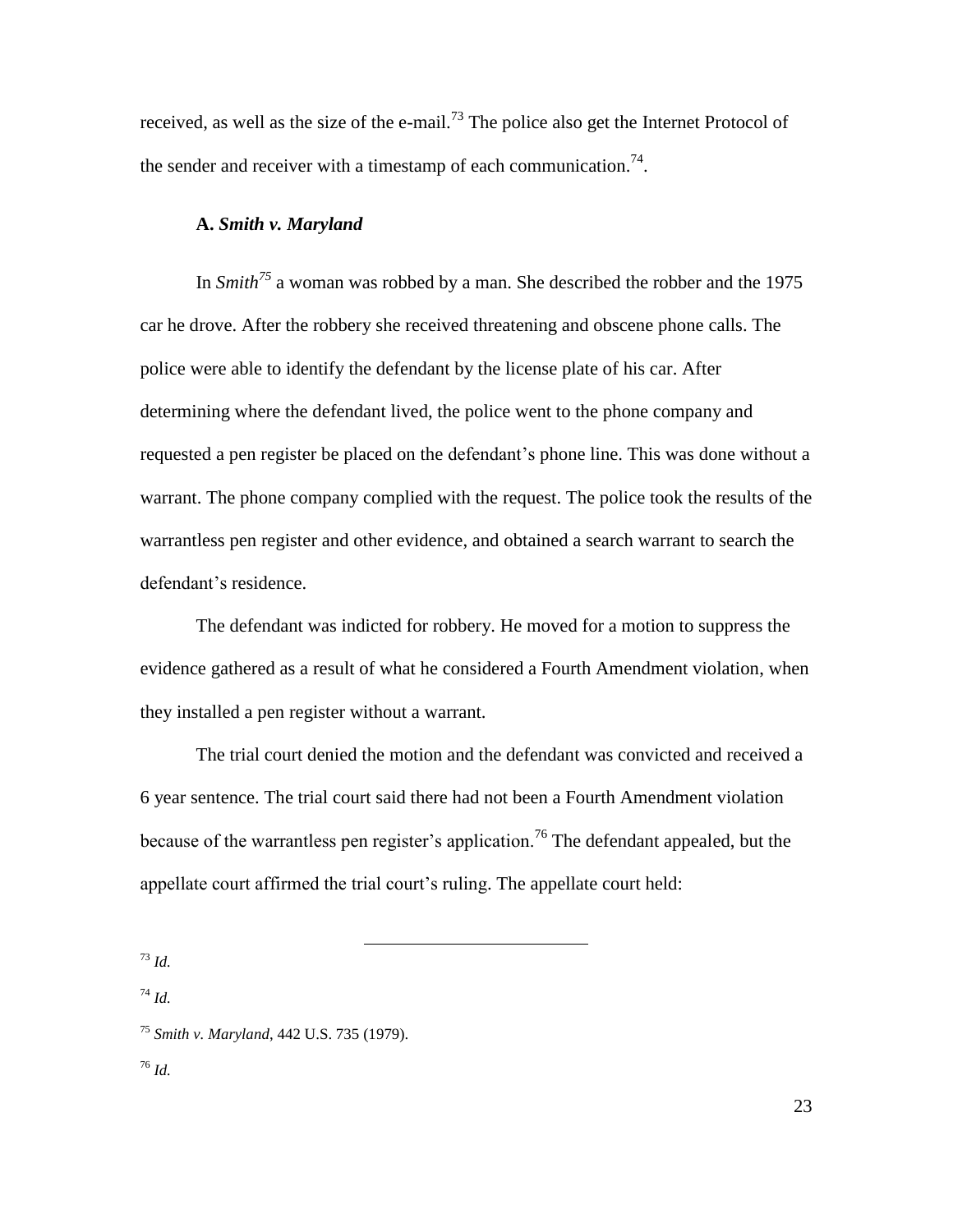received, as well as the size of the e-mail.[73] The police also get the Internet Protocol of the sender and receiver with a timestamp of each communication.[74].

### A. *Smith v. Maryland*

In *Smith*[75] a woman was robbed by a man. She described the robber and the 1975 car he drove. After the robbery she received threatening and obscene phone calls. The police were able to identify the defendant by the license plate of his car. After determining where the defendant lived, the police went to the phone company and requested a pen register be placed on the defendant's phone line. This was done without a warrant. The phone company complied with the request. The police took the results of the warrantless pen register and other evidence, and obtained a search warrant to search the defendant's residence.

The defendant was indicted for robbery. He moved for a motion to suppress the evidence gathered as a result of what he considered a Fourth Amendment violation, when they installed a pen register without a warrant.

The trial court denied the motion and the defendant was convicted and received a 6 year sentence. The trial court said there had not been a Fourth Amendment violation because of the warrantless pen register's application.[76] The defendant appealed, but the appellate court affirmed the trial court's ruling. The appellate court held:

---

[73] *Id.*

[74] *Id.*

[75] *Smith v. Maryland*, 442 U.S. 735 (1979).

[76] *Id.*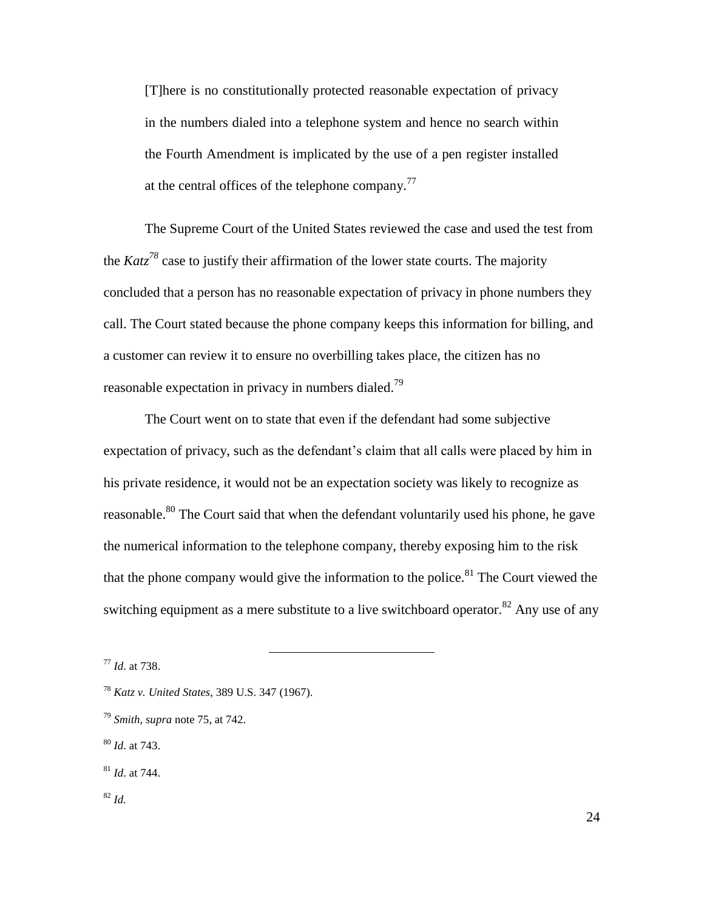> [T]here is no constitutionally protected reasonable expectation of privacy in the numbers dialed into a telephone system and hence no search within the Fourth Amendment is implicated by the use of a pen register installed at the central offices of the telephone company.[77]

The Supreme Court of the United States reviewed the case and used the test from the *Katz*[78] case to justify their affirmation of the lower state courts. The majority concluded that a person has no reasonable expectation of privacy in phone numbers they call. The Court stated because the phone company keeps this information for billing, and a customer can review it to ensure no overbilling takes place, the citizen has no reasonable expectation in privacy in numbers dialed.[79]

The Court went on to state that even if the defendant had some subjective expectation of privacy, such as the defendant's claim that all calls were placed by him in his private residence, it would not be an expectation society was likely to recognize as reasonable.[80] The Court said that when the defendant voluntarily used his phone, he gave the numerical information to the telephone company, thereby exposing him to the risk that the phone company would give the information to the police.[81] The Court viewed the switching equipment as a mere substitute to a live switchboard operator.[82] Any use of any

---

[77] *Id*. at 738.

[78] *Katz v. United States*, 389 U.S. 347 (1967).

[79] *Smith, supra* note 75, at 742.

[80] *Id*. at 743.

[81] *Id*. at 744.

[82] *Id.*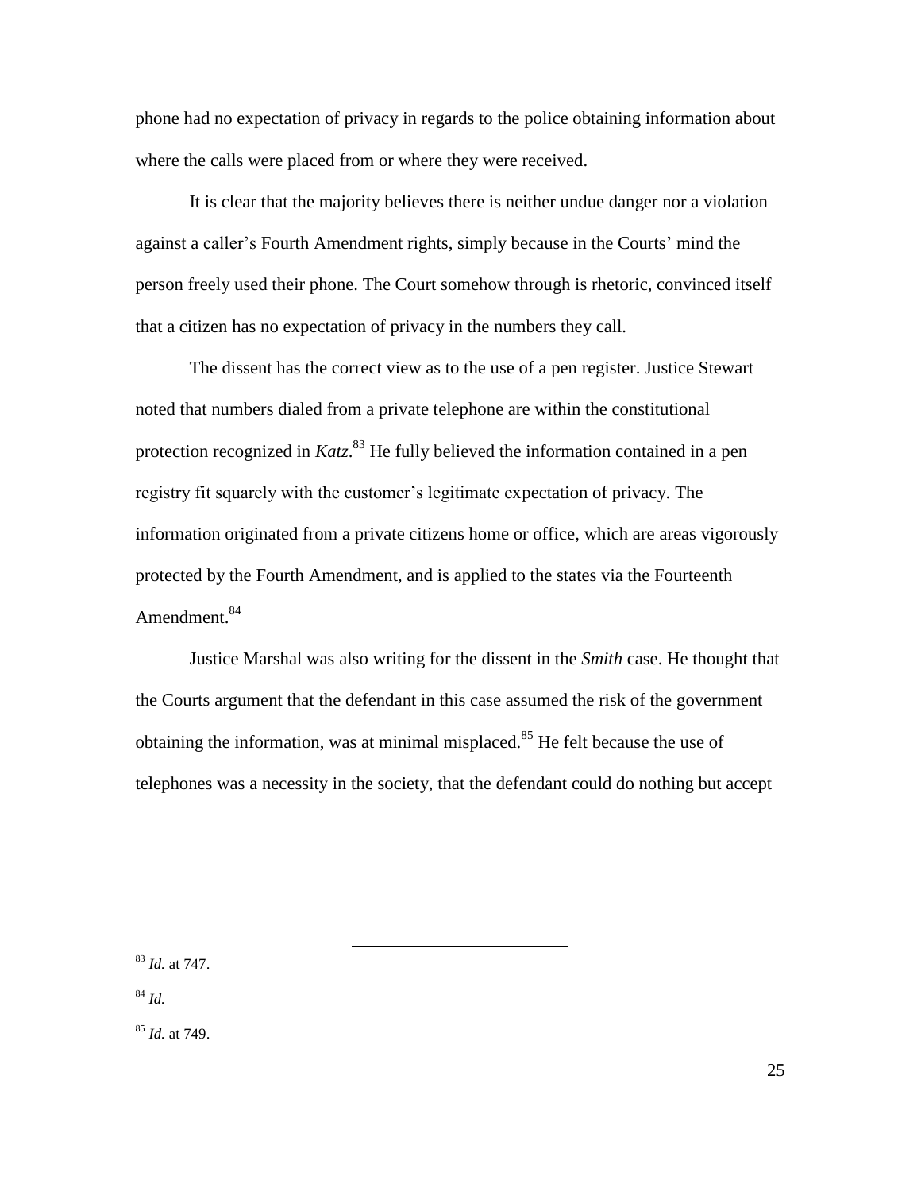phone had no expectation of privacy in regards to the police obtaining information about where the calls were placed from or where they were received.

It is clear that the majority believes there is neither undue danger nor a violation against a caller's Fourth Amendment rights, simply because in the Courts' mind the person freely used their phone. The Court somehow through is rhetoric, convinced itself that a citizen has no expectation of privacy in the numbers they call.

The dissent has the correct view as to the use of a pen register. Justice Stewart noted that numbers dialed from a private telephone are within the constitutional protection recognized in *Katz*.[83] He fully believed the information contained in a pen registry fit squarely with the customer's legitimate expectation of privacy. The information originated from a private citizens home or office, which are areas vigorously protected by the Fourth Amendment, and is applied to the states via the Fourteenth Amendment.[84]

Justice Marshal was also writing for the dissent in the *Smith* case. He thought that the Courts argument that the defendant in this case assumed the risk of the government obtaining the information, was at minimal misplaced.[85] He felt because the use of telephones was a necessity in the society, that the defendant could do nothing but accept

---

[83] *Id.* at 747.

[84] *Id.*

[85] *Id.* at 749.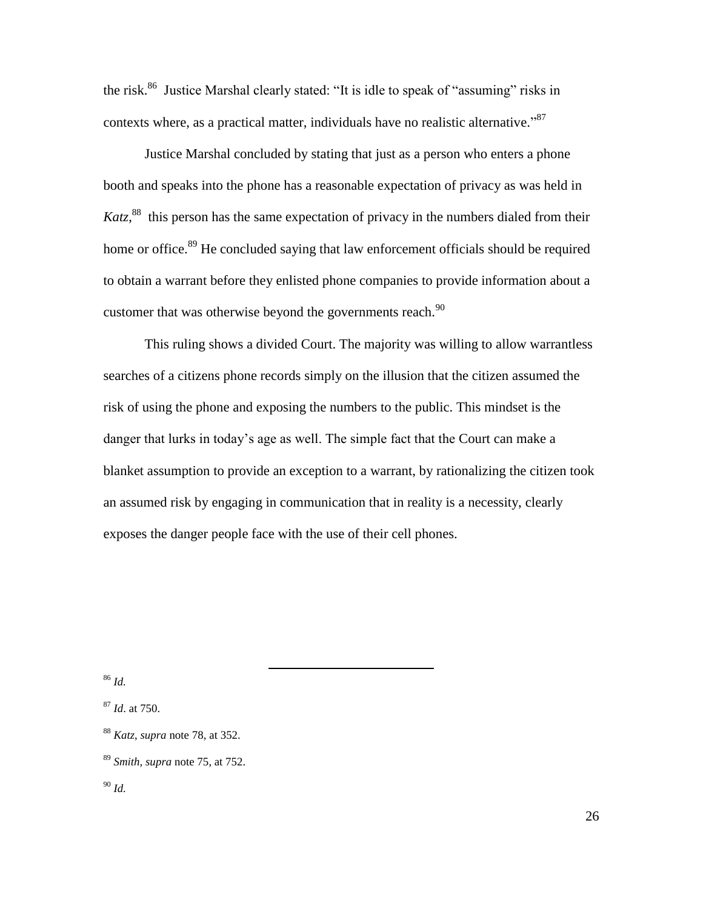the risk.[86] Justice Marshal clearly stated: "It is idle to speak of "assuming" risks in contexts where, as a practical matter, individuals have no realistic alternative."[87]

Justice Marshal concluded by stating that just as a person who enters a phone booth and speaks into the phone has a reasonable expectation of privacy as was held in *Katz*,[88] this person has the same expectation of privacy in the numbers dialed from their home or office.[89] He concluded saying that law enforcement officials should be required to obtain a warrant before they enlisted phone companies to provide information about a customer that was otherwise beyond the governments reach.[90]

This ruling shows a divided Court. The majority was willing to allow warrantless searches of a citizens phone records simply on the illusion that the citizen assumed the risk of using the phone and exposing the numbers to the public. This mindset is the danger that lurks in today's age as well. The simple fact that the Court can make a blanket assumption to provide an exception to a warrant, by rationalizing the citizen took an assumed risk by engaging in communication that in reality is a necessity, clearly exposes the danger people face with the use of their cell phones.

---

[86] *Id.*

[87] *Id*. at 750.

[88] *Katz*, *supra* note 78, at 352.

[89] *Smith, supra* note 75, at 752.

[90] *Id.*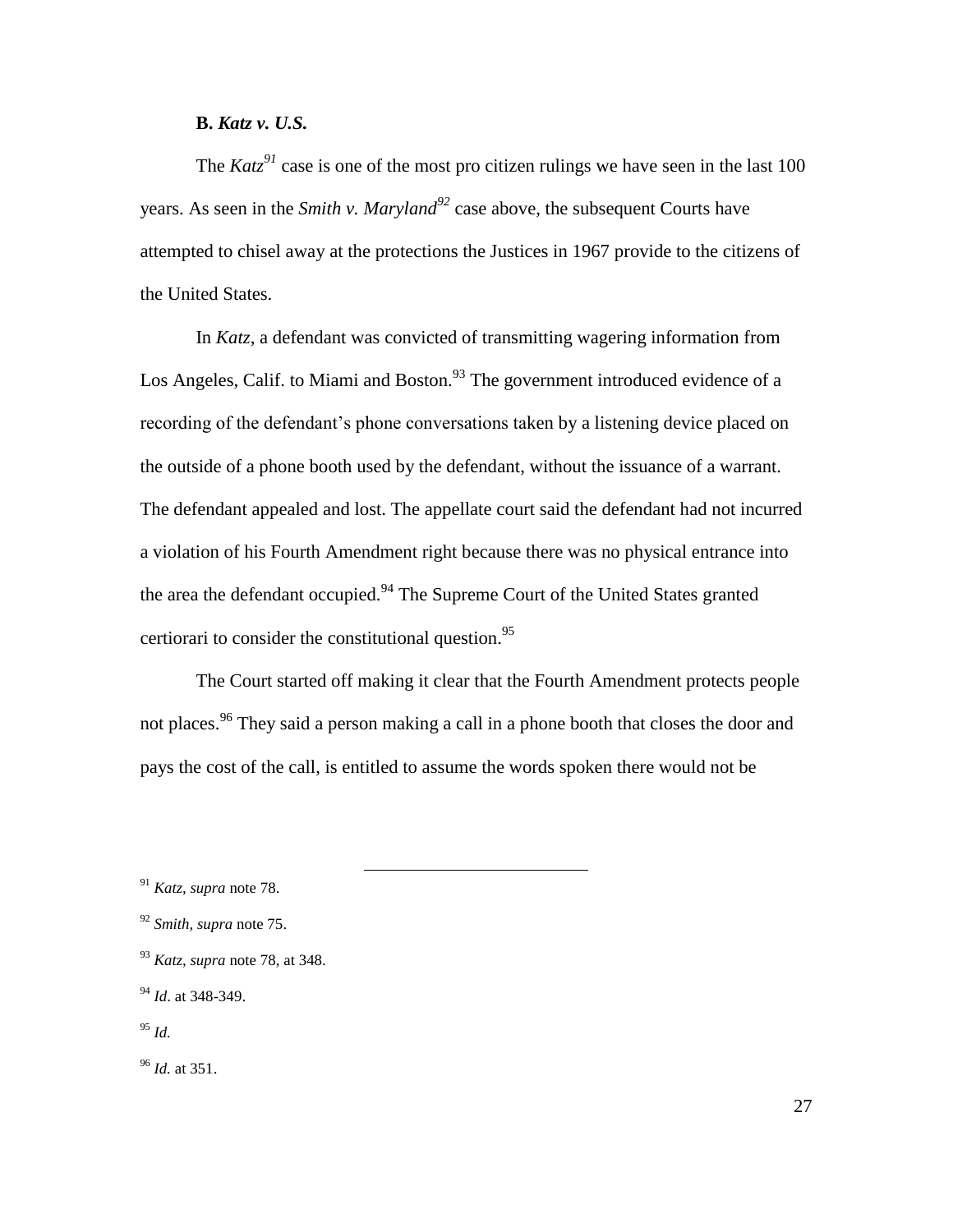### B. *Katz v. U.S.*

The *Katz*[91] case is one of the most pro citizen rulings we have seen in the last 100 years. As seen in the *Smith v. Maryland*[92] case above, the subsequent Courts have attempted to chisel away at the protections the Justices in 1967 provide to the citizens of the United States.

In *Katz*, a defendant was convicted of transmitting wagering information from Los Angeles, Calif. to Miami and Boston.[93] The government introduced evidence of a recording of the defendant's phone conversations taken by a listening device placed on the outside of a phone booth used by the defendant, without the issuance of a warrant. The defendant appealed and lost. The appellate court said the defendant had not incurred a violation of his Fourth Amendment right because there was no physical entrance into the area the defendant occupied.[94] The Supreme Court of the United States granted certiorari to consider the constitutional question.[95]

The Court started off making it clear that the Fourth Amendment protects people not places.[96] They said a person making a call in a phone booth that closes the door and pays the cost of the call, is entitled to assume the words spoken there would not be

---

[91] *Katz, supra* note 78.

[92] *Smith, supra* note 75.

[93] *Katz, supra* note 78, at 348.

[94] *Id*. at 348-349.

[95] *Id.*

[96] *Id.* at 351.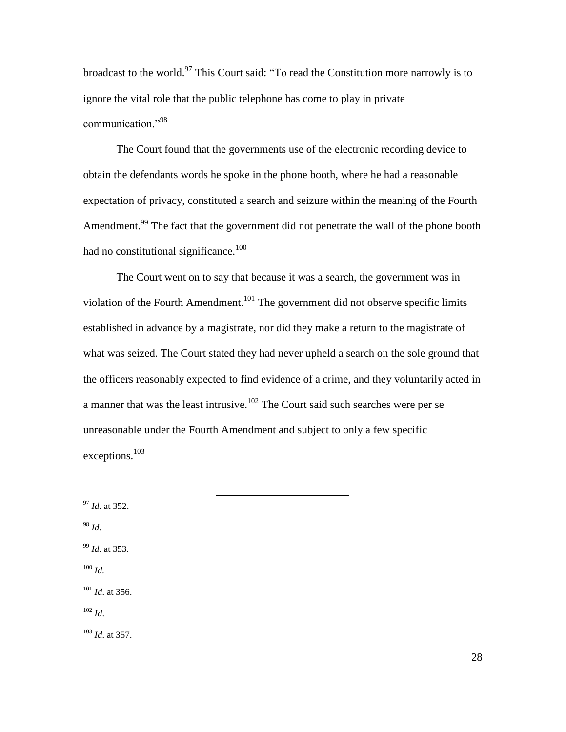broadcast to the world.[97] This Court said: "To read the Constitution more narrowly is to ignore the vital role that the public telephone has come to play in private communication."[98]

The Court found that the governments use of the electronic recording device to obtain the defendants words he spoke in the phone booth, where he had a reasonable expectation of privacy, constituted a search and seizure within the meaning of the Fourth Amendment.[99] The fact that the government did not penetrate the wall of the phone booth had no constitutional significance.[100]

The Court went on to say that because it was a search, the government was in violation of the Fourth Amendment.[101] The government did not observe specific limits established in advance by a magistrate, nor did they make a return to the magistrate of what was seized. The Court stated they had never upheld a search on the sole ground that the officers reasonably expected to find evidence of a crime, and they voluntarily acted in a manner that was the least intrusive.[102] The Court said such searches were per se unreasonable under the Fourth Amendment and subject to only a few specific exceptions.[103]

---

[97] *Id.* at 352.

[98] *Id.*

[99] *Id*. at 353.

[100] *Id.*

[101] *Id*. at 356.

[102] *Id*.

[103] *Id*. at 357.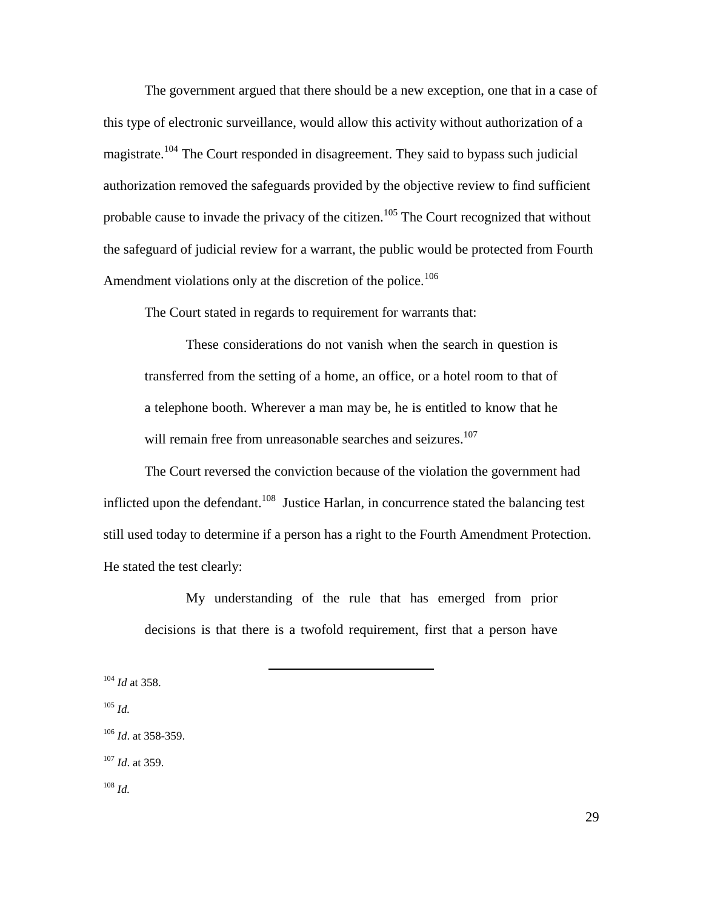The government argued that there should be a new exception, one that in a case of this type of electronic surveillance, would allow this activity without authorization of a magistrate.[104] The Court responded in disagreement. They said to bypass such judicial authorization removed the safeguards provided by the objective review to find sufficient probable cause to invade the privacy of the citizen.[105] The Court recognized that without the safeguard of judicial review for a warrant, the public would be protected from Fourth Amendment violations only at the discretion of the police.[106]

The Court stated in regards to requirement for warrants that:

> These considerations do not vanish when the search in question is transferred from the setting of a home, an office, or a hotel room to that of a telephone booth. Wherever a man may be, he is entitled to know that he will remain free from unreasonable searches and seizures.[107]

The Court reversed the conviction because of the violation the government had inflicted upon the defendant.[108] Justice Harlan, in concurrence stated the balancing test still used today to determine if a person has a right to the Fourth Amendment Protection. He stated the test clearly:

> My understanding of the rule that has emerged from prior decisions is that there is a twofold requirement, first that a person have

---

[104] *Id* at 358.

[105] *Id.*

[106] *Id*. at 358-359.

[107] *Id*. at 359.

[108] *Id.*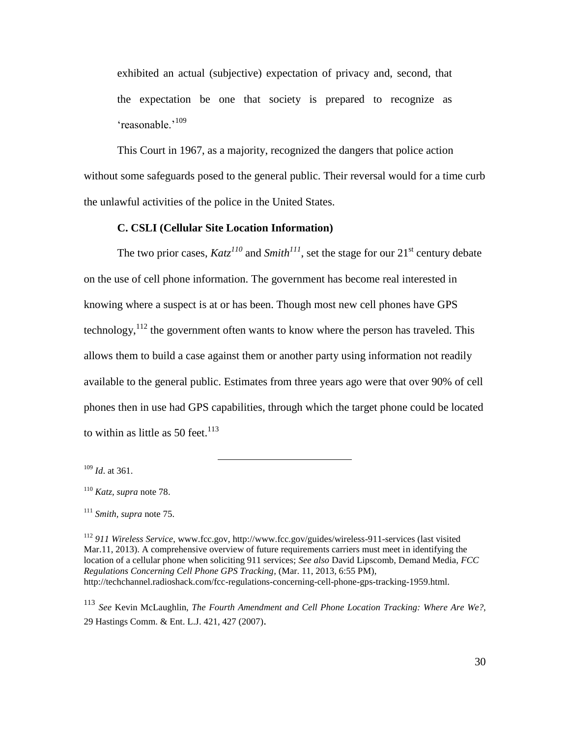exhibited an actual (subjective) expectation of privacy and, second, that the expectation be one that society is prepared to recognize as 'reasonable.'[109]

This Court in 1967, as a majority, recognized the dangers that police action without some safeguards posed to the general public. Their reversal would for a time curb the unlawful activities of the police in the United States.

### C. CSLI (Cellular Site Location Information)

The two prior cases, *Katz*[110] and *Smith*[111], set the stage for our 21st century debate on the use of cell phone information. The government has become real interested in knowing where a suspect is at or has been. Though most new cell phones have GPS technology,[112] the government often wants to know where the person has traveled. This allows them to build a case against them or another party using information not readily available to the general public. Estimates from three years ago were that over 90% of cell phones then in use had GPS capabilities, through which the target phone could be located to within as little as 50 feet.[113]

---

[109] *Id*. at 361.

[110] *Katz*, *supra* note 78.

[111] *Smith*, *supra* note 75.

[112] *911 Wireless Service*, www.fcc.gov, http://www.fcc.gov/guides/wireless-911-services (last visited Mar.11, 2013). A comprehensive overview of future requirements carriers must meet in identifying the location of a cellular phone when soliciting 911 services; *See also* David Lipscomb, Demand Media, *FCC Regulations Concerning Cell Phone GPS Tracking*, (Mar. 11, 2013, 6:55 PM), http://techchannel.radioshack.com/fcc-regulations-concerning-cell-phone-gps-tracking-1959.html.

[113] *See* Kevin McLaughlin, *The Fourth Amendment and Cell Phone Location Tracking: Where Are We?*, 29 Hastings Comm. & Ent. L.J. 421, 427 (2007).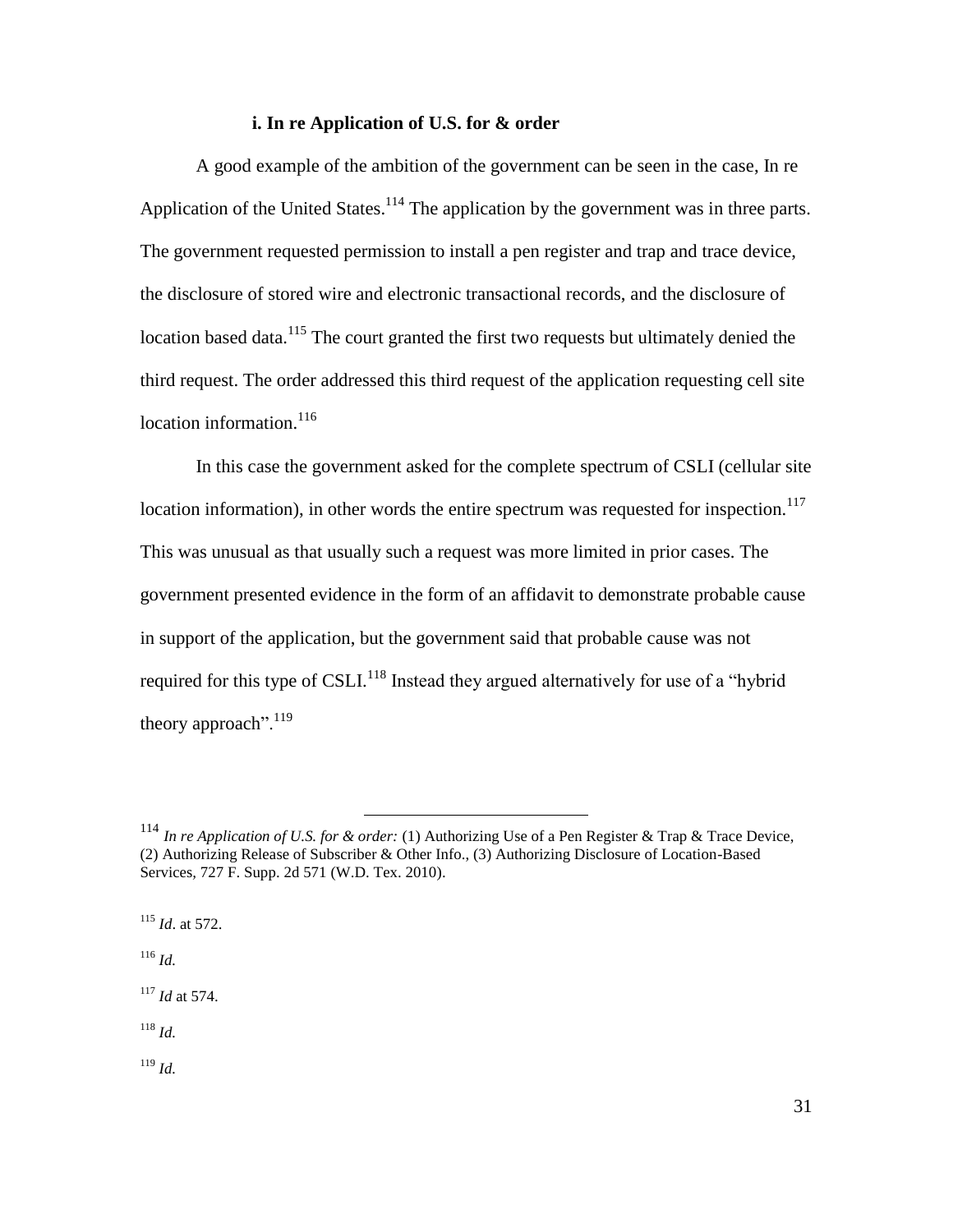#### i. In re Application of U.S. for & order

A good example of the ambition of the government can be seen in the case, In re Application of the United States.[114] The application by the government was in three parts. The government requested permission to install a pen register and trap and trace device, the disclosure of stored wire and electronic transactional records, and the disclosure of location based data.[115] The court granted the first two requests but ultimately denied the third request. The order addressed this third request of the application requesting cell site location information.[116]

In this case the government asked for the complete spectrum of CSLI (cellular site location information), in other words the entire spectrum was requested for inspection.[117] This was unusual as that usually such a request was more limited in prior cases. The government presented evidence in the form of an affidavit to demonstrate probable cause in support of the application, but the government said that probable cause was not required for this type of CSLI.[118] Instead they argued alternatively for use of a "hybrid theory approach".[119]

---

[114] *In re Application of U.S. for & order:* (1) Authorizing Use of a Pen Register & Trap & Trace Device, (2) Authorizing Release of Subscriber & Other Info., (3) Authorizing Disclosure of Location-Based Services, 727 F. Supp. 2d 571 (W.D. Tex. 2010).

[115] *Id*. at 572.

[116] *Id.*

[117] *Id* at 574.

[118] *Id.*

[119] *Id.*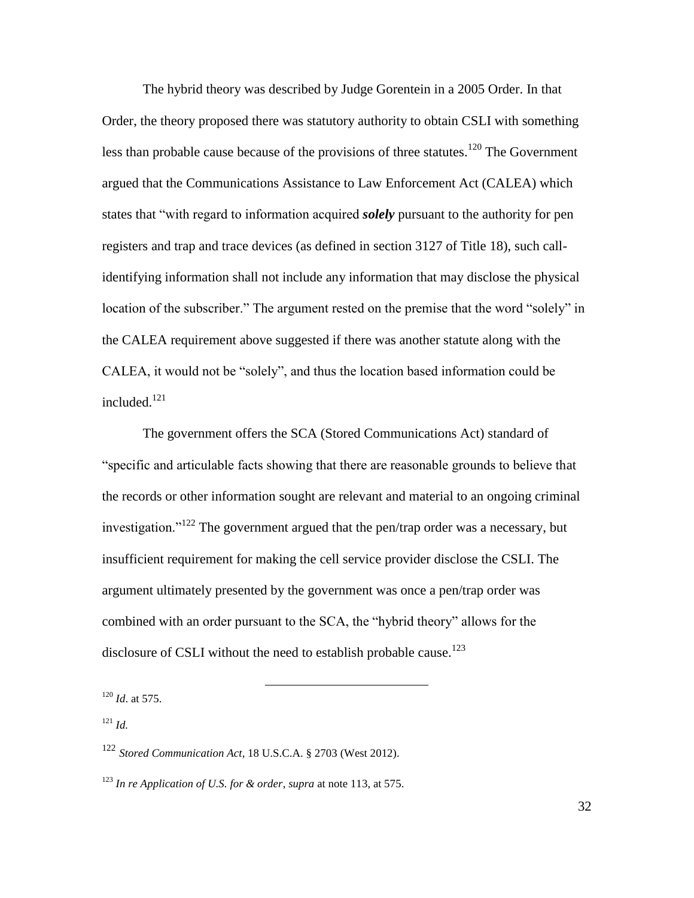The hybrid theory was described by Judge Gorentein in a 2005 Order. In that Order, the theory proposed there was statutory authority to obtain CSLI with something less than probable cause because of the provisions of three statutes.[120] The Government argued that the Communications Assistance to Law Enforcement Act (CALEA) which states that "with regard to information acquired ***solely*** pursuant to the authority for pen registers and trap and trace devices (as defined in section 3127 of Title 18), such call-identifying information shall not include any information that may disclose the physical location of the subscriber." The argument rested on the premise that the word "solely" in the CALEA requirement above suggested if there was another statute along with the CALEA, it would not be "solely", and thus the location based information could be included.[121]

The government offers the SCA (Stored Communications Act) standard of "specific and articulable facts showing that there are reasonable grounds to believe that the records or other information sought are relevant and material to an ongoing criminal investigation."[122] The government argued that the pen/trap order was a necessary, but insufficient requirement for making the cell service provider disclose the CSLI. The argument ultimately presented by the government was once a pen/trap order was combined with an order pursuant to the SCA, the "hybrid theory" allows for the disclosure of CSLI without the need to establish probable cause.[123]

---

[120] *Id*. at 575.

[121] *Id.*

[122] *Stored Communication Act*, 18 U.S.C.A. § 2703 (West 2012).

[123] *In re Application of U.S. for & order*, *supra* at note 113, at 575.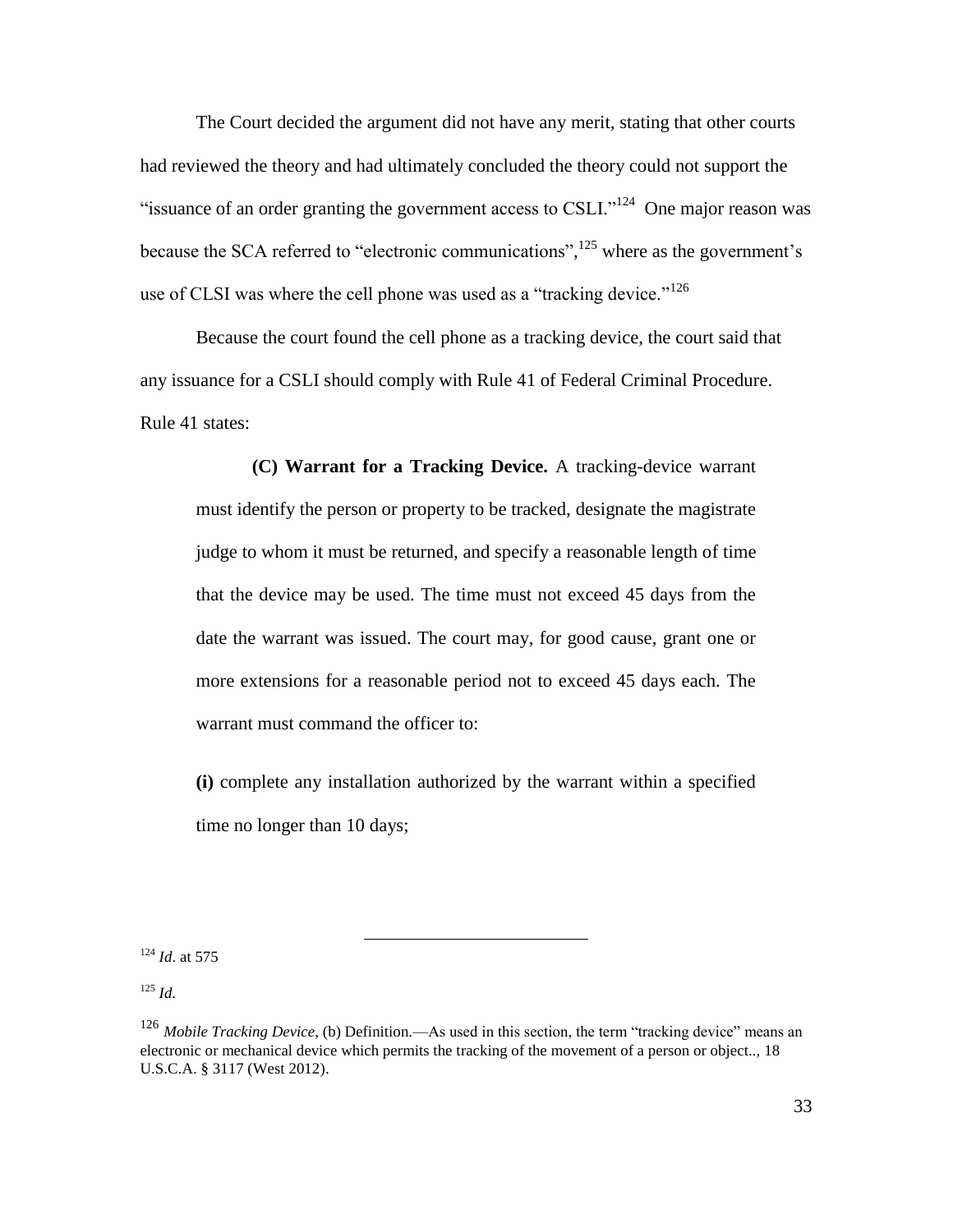The Court decided the argument did not have any merit, stating that other courts had reviewed the theory and had ultimately concluded the theory could not support the "issuance of an order granting the government access to CSLI."[124] One major reason was because the SCA referred to "electronic communications",[125] where as the government's use of CLSI was where the cell phone was used as a "tracking device."[126]

Because the court found the cell phone as a tracking device, the court said that any issuance for a CSLI should comply with Rule 41 of Federal Criminal Procedure. Rule 41 states:

> **(C) Warrant for a Tracking Device.** A tracking-device warrant must identify the person or property to be tracked, designate the magistrate judge to whom it must be returned, and specify a reasonable length of time that the device may be used. The time must not exceed 45 days from the date the warrant was issued. The court may, for good cause, grant one or more extensions for a reasonable period not to exceed 45 days each. The warrant must command the officer to:
>
> **(i)** complete any installation authorized by the warrant within a specified time no longer than 10 days;

---

[124] *Id*. at 575

[125] *Id.*

[126] *Mobile Tracking Device*, (b) Definition.—As used in this section, the term "tracking device" means an electronic or mechanical device which permits the tracking of the movement of a person or object.., 18 U.S.C.A. § 3117 (West 2012).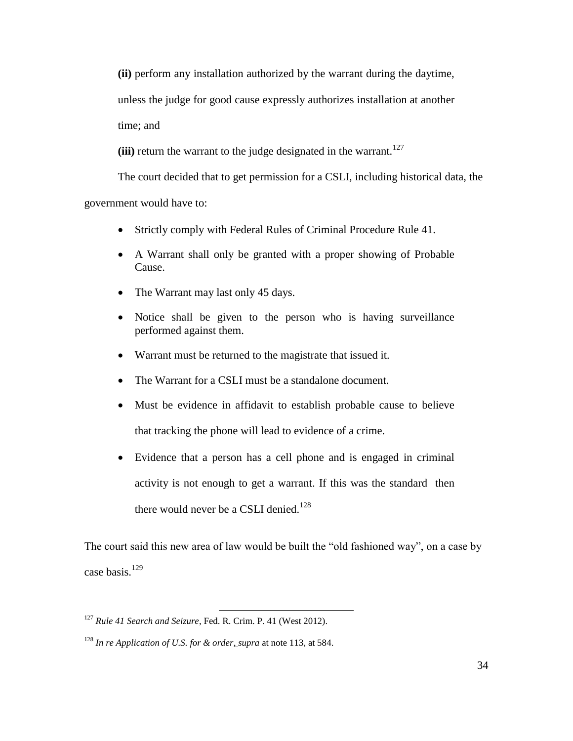**(ii)** perform any installation authorized by the warrant during the daytime, unless the judge for good cause expressly authorizes installation at another time; and

**(iii)** return the warrant to the judge designated in the warrant.[127]

The court decided that to get permission for a CSLI, including historical data, the government would have to:

- Strictly comply with Federal Rules of Criminal Procedure Rule 41.
- A Warrant shall only be granted with a proper showing of Probable Cause.
- The Warrant may last only 45 days.
- Notice shall be given to the person who is having surveillance performed against them.
- Warrant must be returned to the magistrate that issued it.
- The Warrant for a CSLI must be a standalone document.
- Must be evidence in affidavit to establish probable cause to believe that tracking the phone will lead to evidence of a crime.
- Evidence that a person has a cell phone and is engaged in criminal activity is not enough to get a warrant. If this was the standard then there would never be a CSLI denied.[128]

The court said this new area of law would be built the "old fashioned way", on a case by case basis.[129]

---

[127] *Rule 41 Search and Seizure*, Fed. R. Crim. P. 41 (West 2012).

[128] *In re Application of U.S. for & order, supra* at note 113, at 584.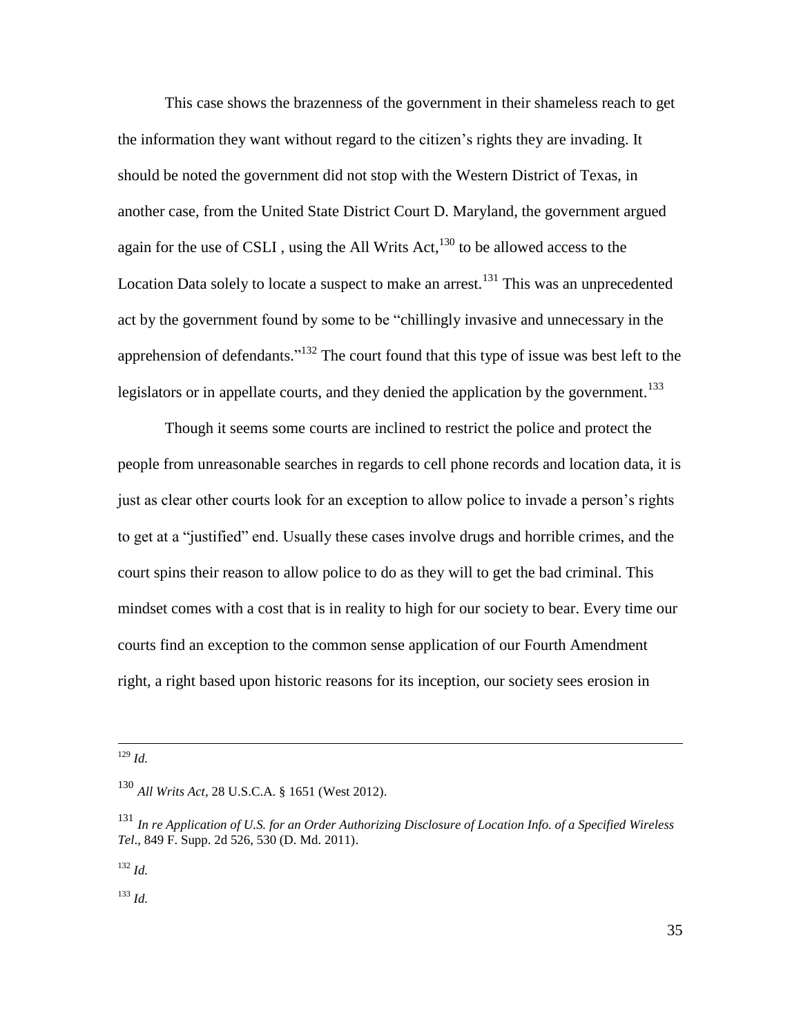This case shows the brazenness of the government in their shameless reach to get the information they want without regard to the citizen's rights they are invading. It should be noted the government did not stop with the Western District of Texas, in another case, from the United State District Court D. Maryland, the government argued again for the use of CSLI , using the All Writs Act,[130] to be allowed access to the Location Data solely to locate a suspect to make an arrest.[131] This was an unprecedented act by the government found by some to be "chillingly invasive and unnecessary in the apprehension of defendants."[132] The court found that this type of issue was best left to the legislators or in appellate courts, and they denied the application by the government.[133]

Though it seems some courts are inclined to restrict the police and protect the people from unreasonable searches in regards to cell phone records and location data, it is just as clear other courts look for an exception to allow police to invade a person's rights to get at a "justified" end. Usually these cases involve drugs and horrible crimes, and the court spins their reason to allow police to do as they will to get the bad criminal. This mindset comes with a cost that is in reality to high for our society to bear. Every time our courts find an exception to the common sense application of our Fourth Amendment right, a right based upon historic reasons for its inception, our society sees erosion in

---

[129] *Id.*

[130] *All Writs Act*, 28 U.S.C.A. § 1651 (West 2012).

[131] *In re Application of U.S. for an Order Authorizing Disclosure of Location Info. of a Specified Wireless Tel*., 849 F. Supp. 2d 526, 530 (D. Md. 2011).

[132] *Id.*

[133] *Id.*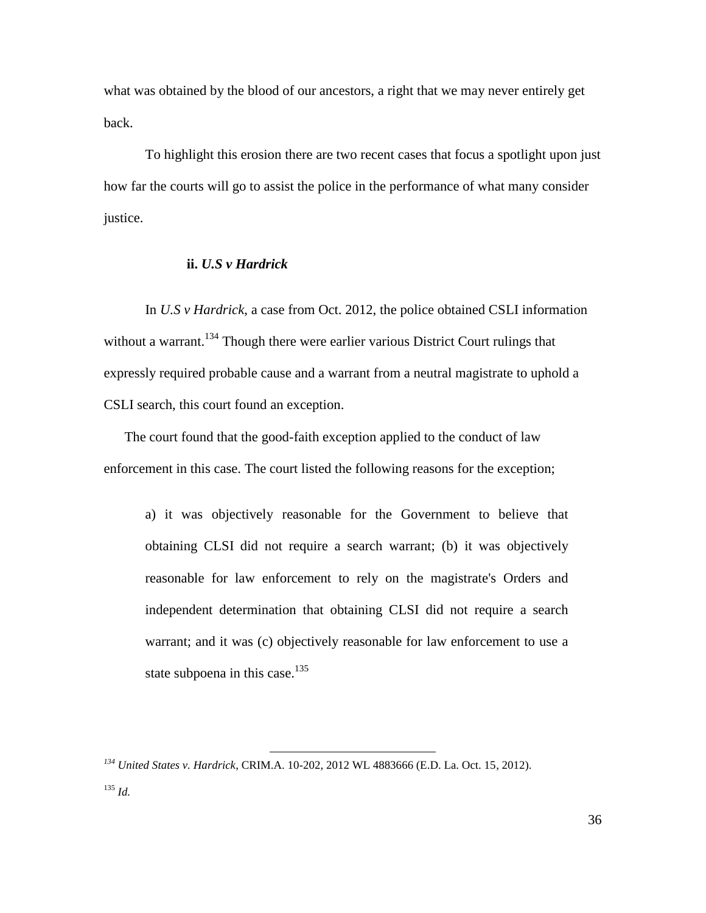what was obtained by the blood of our ancestors, a right that we may never entirely get back.

To highlight this erosion there are two recent cases that focus a spotlight upon just how far the courts will go to assist the police in the performance of what many consider justice.

### ii. *U.S v Hardrick*

In *U.S v Hardrick*, a case from Oct. 2012, the police obtained CSLI information without a warrant.[134] Though there were earlier various District Court rulings that expressly required probable cause and a warrant from a neutral magistrate to uphold a CSLI search, this court found an exception.

The court found that the good-faith exception applied to the conduct of law enforcement in this case. The court listed the following reasons for the exception;

> a) it was objectively reasonable for the Government to believe that obtaining CLSI did not require a search warrant; (b) it was objectively reasonable for law enforcement to rely on the magistrate's Orders and independent determination that obtaining CLSI did not require a search warrant; and it was (c) objectively reasonable for law enforcement to use a state subpoena in this case.[135]

---

[134] *United States v. Hardrick*, CRIM.A. 10-202, 2012 WL 4883666 (E.D. La. Oct. 15, 2012).

[135] *Id.*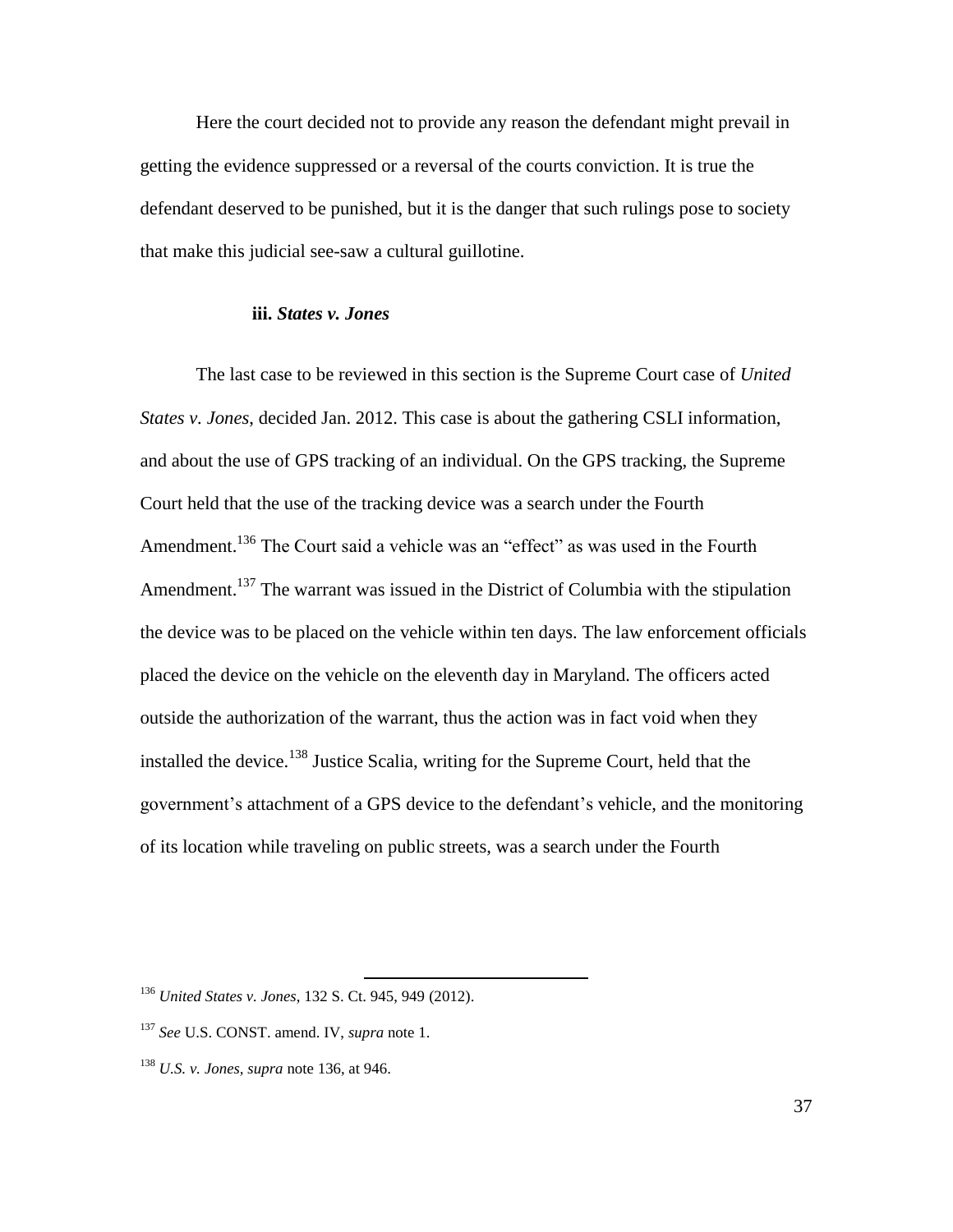Here the court decided not to provide any reason the defendant might prevail in getting the evidence suppressed or a reversal of the courts conviction. It is true the defendant deserved to be punished, but it is the danger that such rulings pose to society that make this judicial see-saw a cultural guillotine.

### iii. *States v. Jones*

The last case to be reviewed in this section is the Supreme Court case of *United States v. Jones*, decided Jan. 2012. This case is about the gathering CSLI information, and about the use of GPS tracking of an individual. On the GPS tracking, the Supreme Court held that the use of the tracking device was a search under the Fourth Amendment.[136] The Court said a vehicle was an "effect" as was used in the Fourth Amendment.[137] The warrant was issued in the District of Columbia with the stipulation the device was to be placed on the vehicle within ten days. The law enforcement officials placed the device on the vehicle on the eleventh day in Maryland. The officers acted outside the authorization of the warrant, thus the action was in fact void when they installed the device.[138] Justice Scalia, writing for the Supreme Court, held that the government's attachment of a GPS device to the defendant's vehicle, and the monitoring of its location while traveling on public streets, was a search under the Fourth

---

[136] *United States v. Jones*, 132 S. Ct. 945, 949 (2012).

[137] *See* U.S. CONST. amend. IV, *supra* note 1.

[138] *U.S. v. Jones*, *supra* note 136, at 946.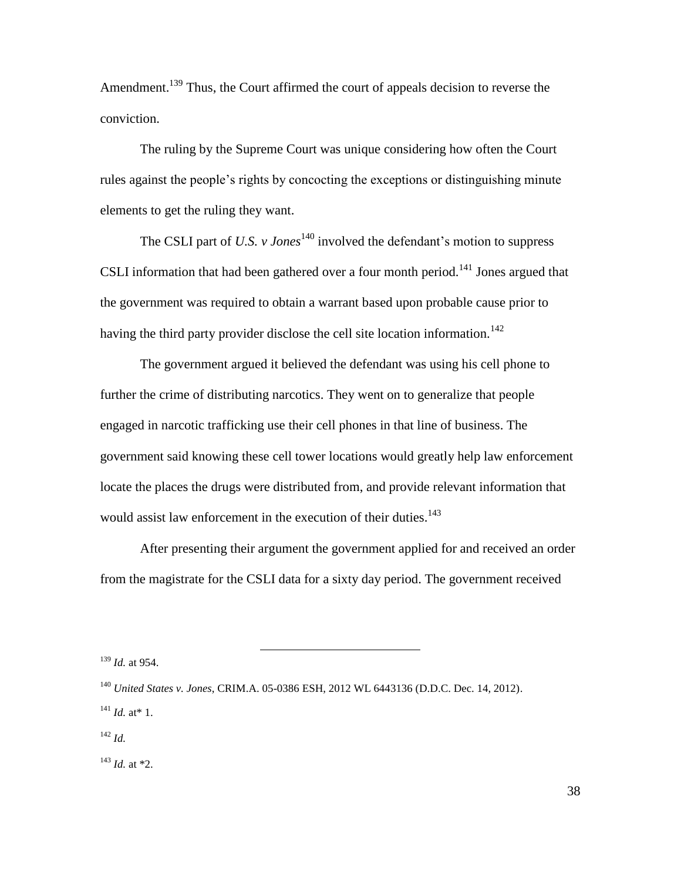Amendment.[139] Thus, the Court affirmed the court of appeals decision to reverse the conviction.

The ruling by the Supreme Court was unique considering how often the Court rules against the people's rights by concocting the exceptions or distinguishing minute elements to get the ruling they want.

The CSLI part of *U.S. v Jones*[140] involved the defendant's motion to suppress CSLI information that had been gathered over a four month period.[141] Jones argued that the government was required to obtain a warrant based upon probable cause prior to having the third party provider disclose the cell site location information.[142]

The government argued it believed the defendant was using his cell phone to further the crime of distributing narcotics. They went on to generalize that people engaged in narcotic trafficking use their cell phones in that line of business. The government said knowing these cell tower locations would greatly help law enforcement locate the places the drugs were distributed from, and provide relevant information that would assist law enforcement in the execution of their duties.[143]

After presenting their argument the government applied for and received an order from the magistrate for the CSLI data for a sixty day period. The government received

---

[139] *Id.* at 954.

[140] *United States v. Jones*, CRIM.A. 05-0386 ESH, 2012 WL 6443136 (D.D.C. Dec. 14, 2012).

[141] *Id.* at* 1.

[142] *Id.*

[143] *Id.* at *2.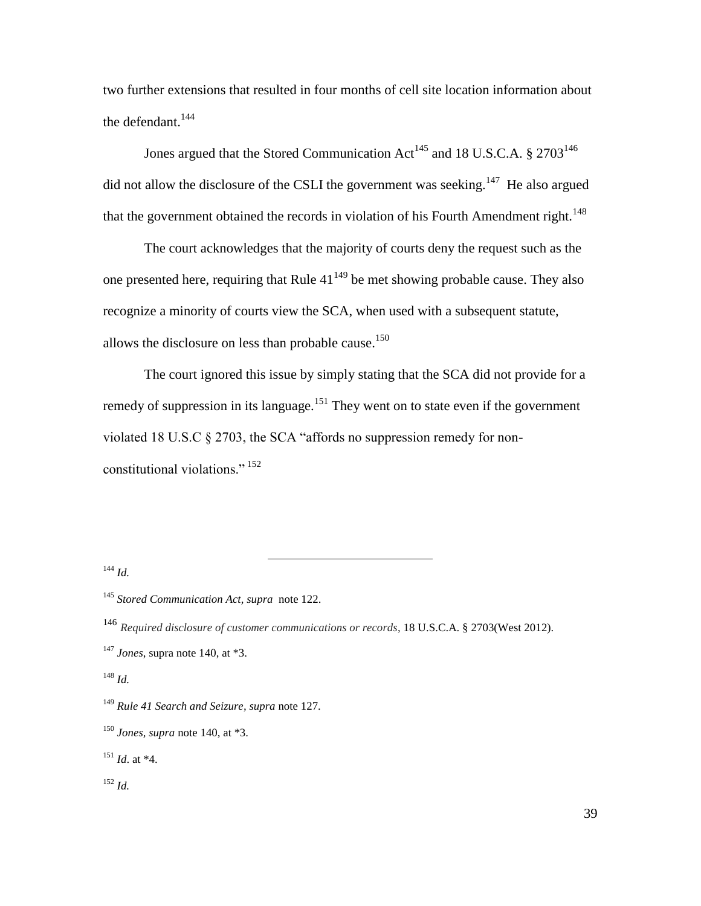two further extensions that resulted in four months of cell site location information about the defendant.[144]

Jones argued that the Stored Communication Act[145] and 18 U.S.C.A. § 2703[146] did not allow the disclosure of the CSLI the government was seeking.[147] He also argued that the government obtained the records in violation of his Fourth Amendment right.[148]

The court acknowledges that the majority of courts deny the request such as the one presented here, requiring that Rule 41[149] be met showing probable cause. They also recognize a minority of courts view the SCA, when used with a subsequent statute, allows the disclosure on less than probable cause.[150]

The court ignored this issue by simply stating that the SCA did not provide for a remedy of suppression in its language.[151] They went on to state even if the government violated 18 U.S.C § 2703, the SCA "affords no suppression remedy for non-constitutional violations."[152]

---

[144] *Id.*

[145] *Stored Communication Act, supra* note 122.

[146] *Required disclosure of customer communications or records*, 18 U.S.C.A. § 2703(West 2012).

[147] *Jones*, supra note 140, at *3.

[148] *Id.*

[149] *Rule 41 Search and Seizure, supra* note 127.

[150] *Jones*, *supra* note 140, at *3.

[151] *Id*. at *4.

[152] *Id.*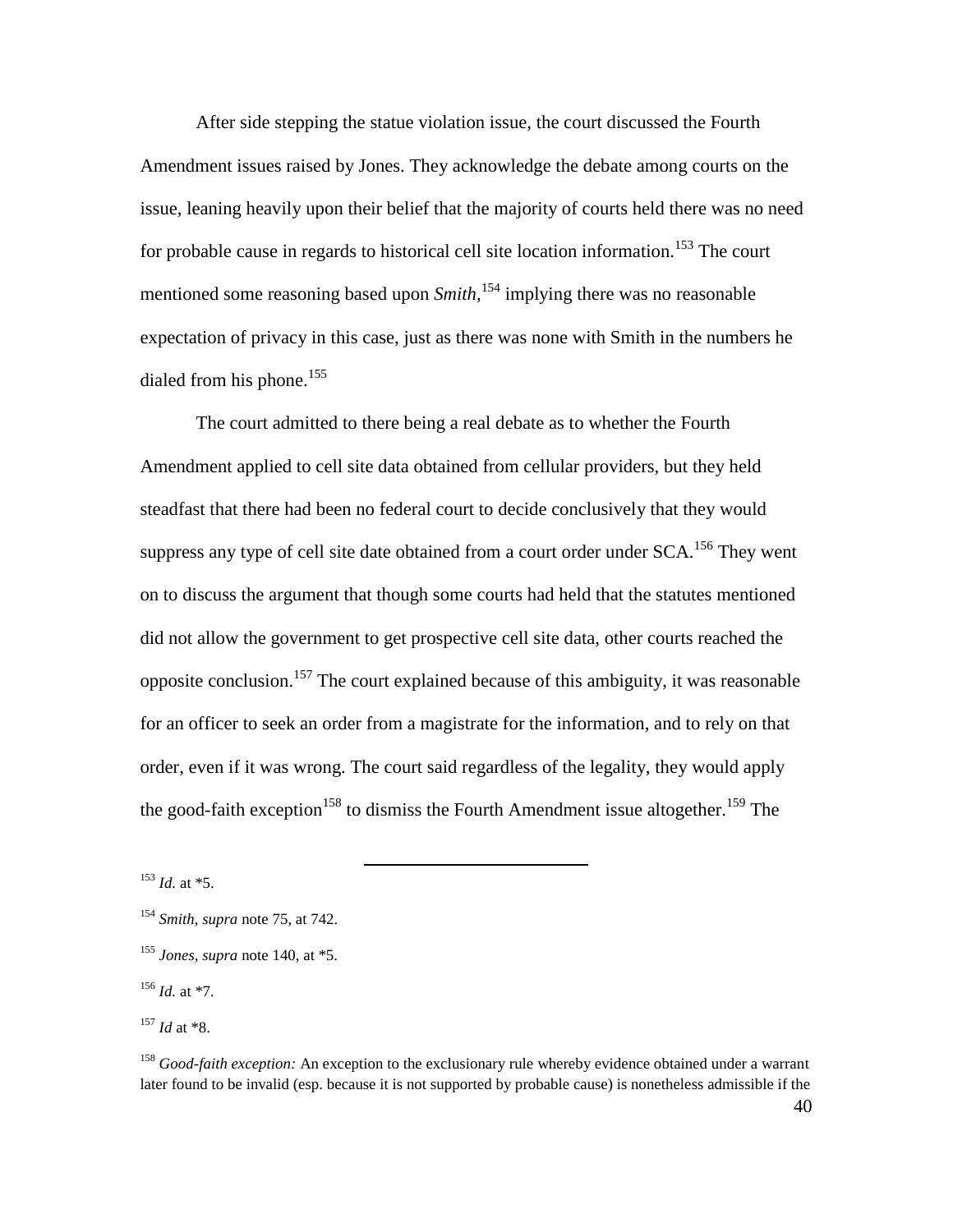After side stepping the statue violation issue, the court discussed the Fourth Amendment issues raised by Jones. They acknowledge the debate among courts on the issue, leaning heavily upon their belief that the majority of courts held there was no need for probable cause in regards to historical cell site location information.[153] The court mentioned some reasoning based upon *Smith*,[154] implying there was no reasonable expectation of privacy in this case, just as there was none with Smith in the numbers he dialed from his phone.[155]

The court admitted to there being a real debate as to whether the Fourth Amendment applied to cell site data obtained from cellular providers, but they held steadfast that there had been no federal court to decide conclusively that they would suppress any type of cell site date obtained from a court order under SCA.[156] They went on to discuss the argument that though some courts had held that the statutes mentioned did not allow the government to get prospective cell site data, other courts reached the opposite conclusion.[157] The court explained because of this ambiguity, it was reasonable for an officer to seek an order from a magistrate for the information, and to rely on that order, even if it was wrong. The court said regardless of the legality, they would apply the good-faith exception[158] to dismiss the Fourth Amendment issue altogether.[159] The

---

[153] *Id.* at *5.

[154] *Smith, supra* note 75, at 742.

[155] *Jones, supra* note 140, at *5.

[156] *Id.* at *7.

[157] *Id* at *8.

[158] *Good-faith exception:* An exception to the exclusionary rule whereby evidence obtained under a warrant later found to be invalid (esp. because it is not supported by probable cause) is nonetheless admissible if the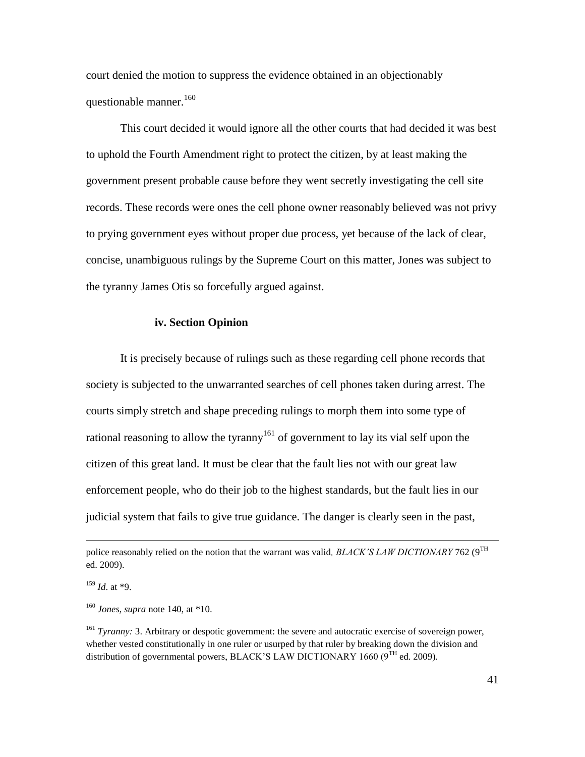court denied the motion to suppress the evidence obtained in an objectionably questionable manner.[160]

This court decided it would ignore all the other courts that had decided it was best to uphold the Fourth Amendment right to protect the citizen, by at least making the government present probable cause before they went secretly investigating the cell site records. These records were ones the cell phone owner reasonably believed was not privy to prying government eyes without proper due process, yet because of the lack of clear, concise, unambiguous rulings by the Supreme Court on this matter, Jones was subject to the tyranny James Otis so forcefully argued against.

### iv. Section Opinion

It is precisely because of rulings such as these regarding cell phone records that society is subjected to the unwarranted searches of cell phones taken during arrest. The courts simply stretch and shape preceding rulings to morph them into some type of rational reasoning to allow the tyranny[161] of government to lay its vial self upon the citizen of this great land. It must be clear that the fault lies not with our great law enforcement people, who do their job to the highest standards, but the fault lies in our judicial system that fails to give true guidance. The danger is clearly seen in the past,

---

police reasonably relied on the notion that the warrant was valid, *BLACK'S LAW DICTIONARY* 762 (9TH ed. 2009).

[159] *Id*. at *9.

[160] *Jones*, *supra* note 140, at *10.

[161] *Tyranny:* 3. Arbitrary or despotic government: the severe and autocratic exercise of sovereign power, whether vested constitutionally in one ruler or usurped by that ruler by breaking down the division and distribution of governmental powers, BLACK'S LAW DICTIONARY 1660 (9TH ed. 2009).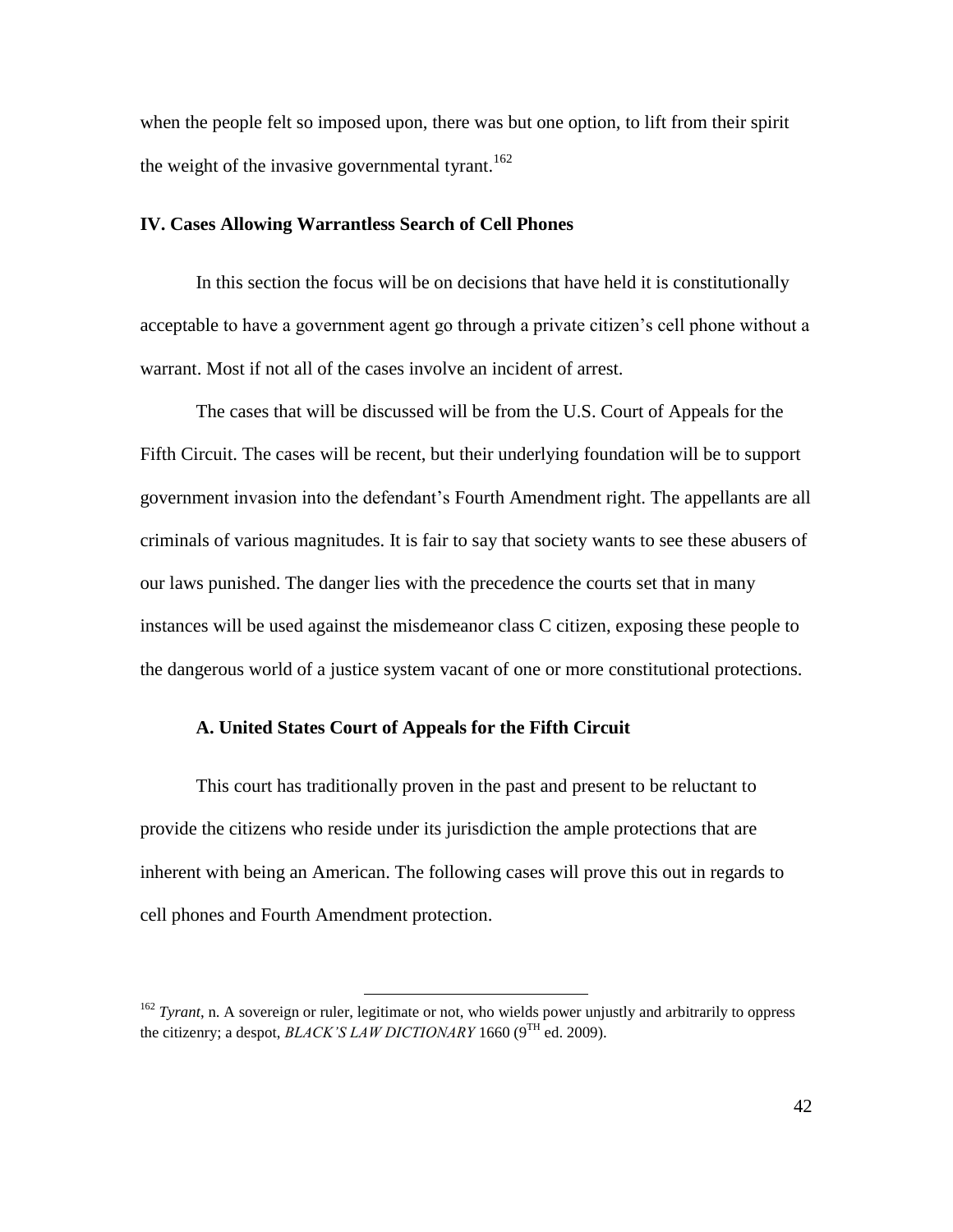when the people felt so imposed upon, there was but one option, to lift from their spirit the weight of the invasive governmental tyrant.[162]

## IV. Cases Allowing Warrantless Search of Cell Phones

In this section the focus will be on decisions that have held it is constitutionally acceptable to have a government agent go through a private citizen's cell phone without a warrant. Most if not all of the cases involve an incident of arrest.

The cases that will be discussed will be from the U.S. Court of Appeals for the Fifth Circuit. The cases will be recent, but their underlying foundation will be to support government invasion into the defendant's Fourth Amendment right. The appellants are all criminals of various magnitudes. It is fair to say that society wants to see these abusers of our laws punished. The danger lies with the precedence the courts set that in many instances will be used against the misdemeanor class C citizen, exposing these people to the dangerous world of a justice system vacant of one or more constitutional protections.

### A. United States Court of Appeals for the Fifth Circuit

This court has traditionally proven in the past and present to be reluctant to provide the citizens who reside under its jurisdiction the ample protections that are inherent with being an American. The following cases will prove this out in regards to cell phones and Fourth Amendment protection.

---

[162] *Tyrant*, n. A sovereign or ruler, legitimate or not, who wields power unjustly and arbitrarily to oppress the citizenry; a despot, *BLACK'S LAW DICTIONARY* 1660 (9TH ed. 2009).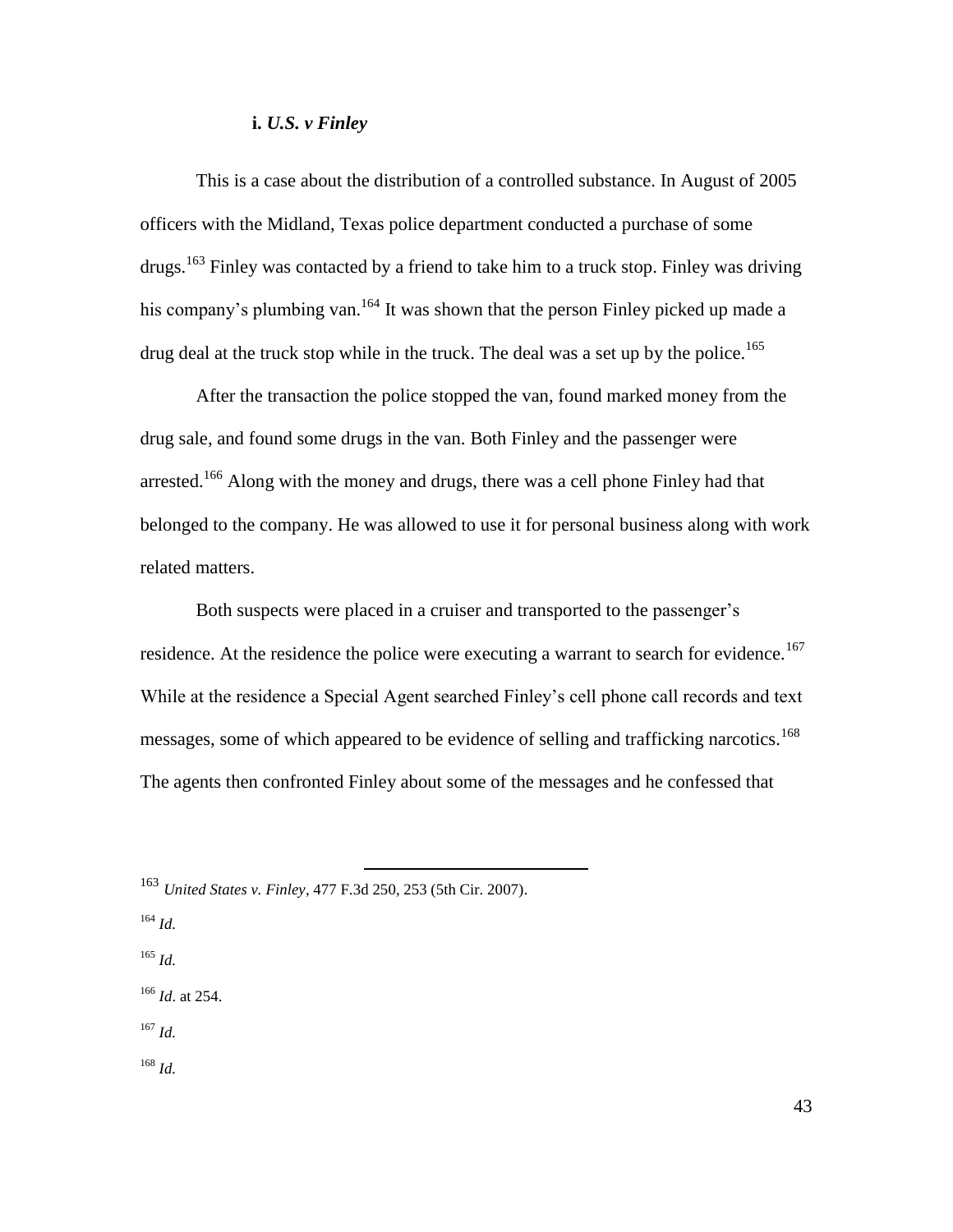### i. *U.S. v Finley*

This is a case about the distribution of a controlled substance. In August of 2005 officers with the Midland, Texas police department conducted a purchase of some drugs.[163] Finley was contacted by a friend to take him to a truck stop. Finley was driving his company's plumbing van.[164] It was shown that the person Finley picked up made a drug deal at the truck stop while in the truck. The deal was a set up by the police.[165]

After the transaction the police stopped the van, found marked money from the drug sale, and found some drugs in the van. Both Finley and the passenger were arrested.[166] Along with the money and drugs, there was a cell phone Finley had that belonged to the company. He was allowed to use it for personal business along with work related matters.

Both suspects were placed in a cruiser and transported to the passenger's residence. At the residence the police were executing a warrant to search for evidence.[167] While at the residence a Special Agent searched Finley's cell phone call records and text messages, some of which appeared to be evidence of selling and trafficking narcotics.[168] The agents then confronted Finley about some of the messages and he confessed that

---

[163] *United States v. Finley*, 477 F.3d 250, 253 (5th Cir. 2007).

[164] *Id.*

[165] *Id.*

[166] *Id*. at 254.

[167] *Id.*

[168] *Id.*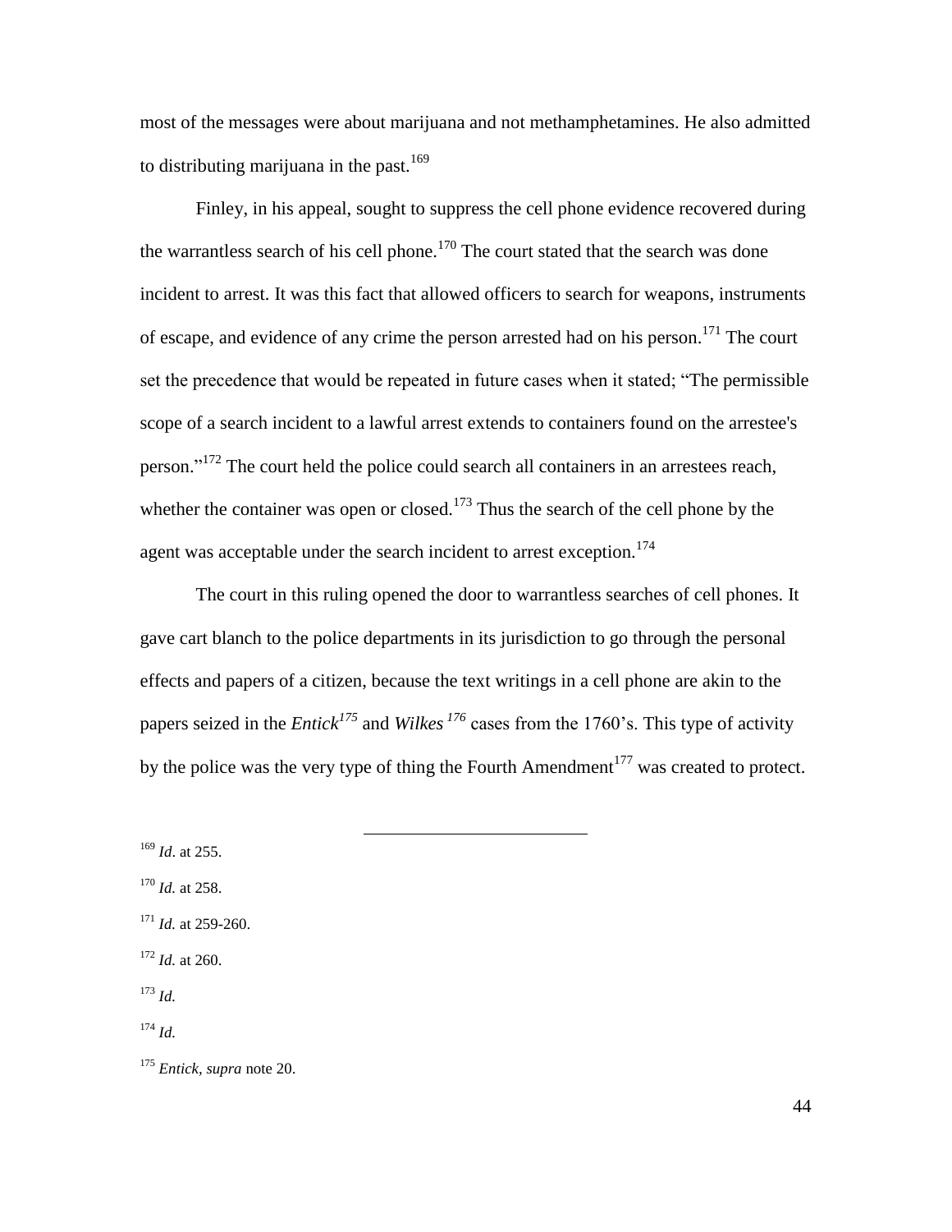most of the messages were about marijuana and not methamphetamines. He also admitted to distributing marijuana in the past.[169]

Finley, in his appeal, sought to suppress the cell phone evidence recovered during the warrantless search of his cell phone.[170] The court stated that the search was done incident to arrest. It was this fact that allowed officers to search for weapons, instruments of escape, and evidence of any crime the person arrested had on his person.[171] The court set the precedence that would be repeated in future cases when it stated; "The permissible scope of a search incident to a lawful arrest extends to containers found on the arrestee's person."[172] The court held the police could search all containers in an arrestees reach, whether the container was open or closed.[173] Thus the search of the cell phone by the agent was acceptable under the search incident to arrest exception.[174]

The court in this ruling opened the door to warrantless searches of cell phones. It gave cart blanch to the police departments in its jurisdiction to go through the personal effects and papers of a citizen, because the text writings in a cell phone are akin to the papers seized in the *Entick*[175] and *Wilkes*[176] cases from the 1760's. This type of activity by the police was the very type of thing the Fourth Amendment[177] was created to protect.

---

[169] *Id*. at 255.

[170] *Id.* at 258.

[171] *Id.* at 259-260.

[172] *Id.* at 260.

[173] *Id.*

[174] *Id.*

[175] *Entick, supra* note 20.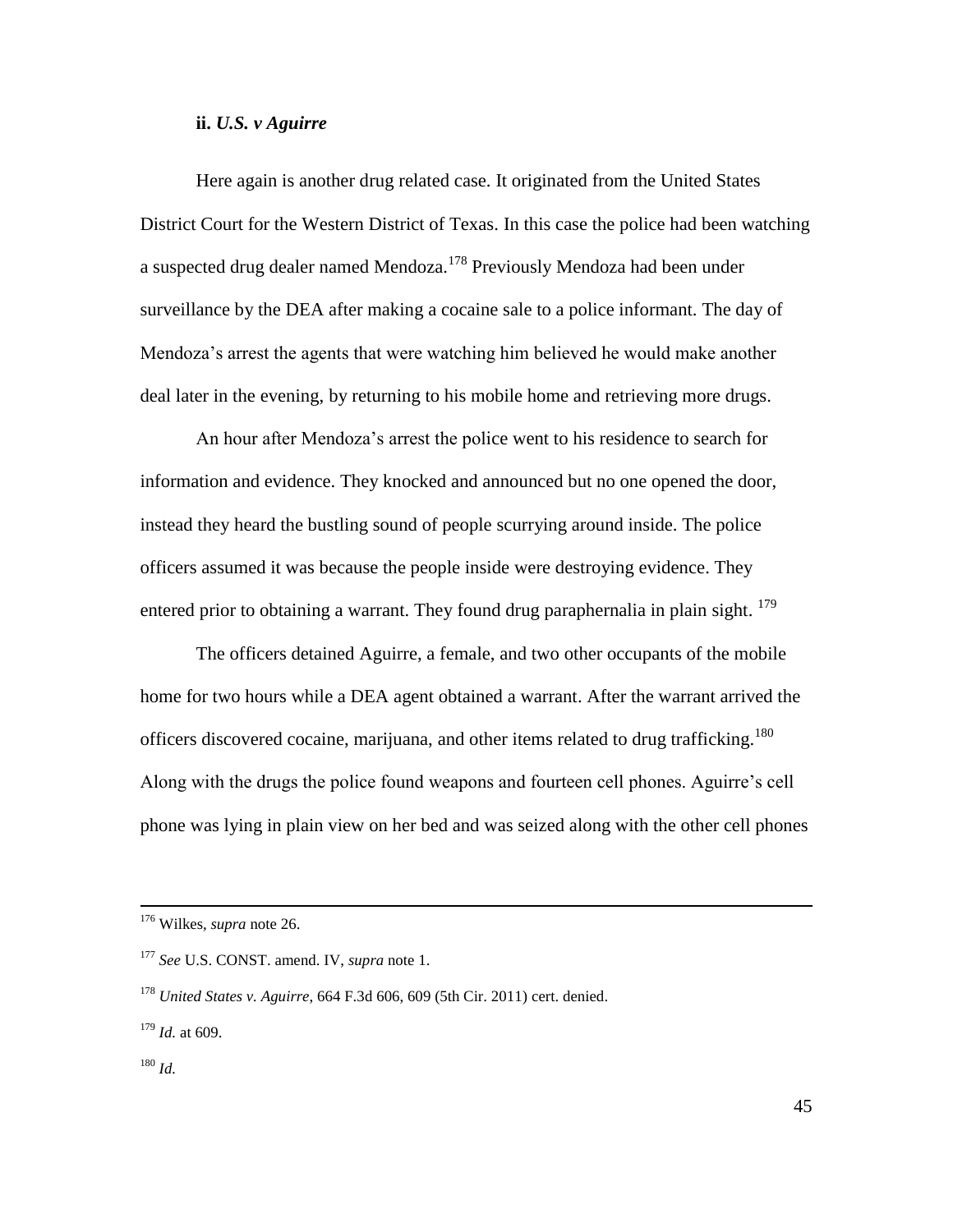### ii. *U.S. v Aguirre*

Here again is another drug related case. It originated from the United States District Court for the Western District of Texas. In this case the police had been watching a suspected drug dealer named Mendoza.[178] Previously Mendoza had been under surveillance by the DEA after making a cocaine sale to a police informant. The day of Mendoza's arrest the agents that were watching him believed he would make another deal later in the evening, by returning to his mobile home and retrieving more drugs.

An hour after Mendoza's arrest the police went to his residence to search for information and evidence. They knocked and announced but no one opened the door, instead they heard the bustling sound of people scurrying around inside. The police officers assumed it was because the people inside were destroying evidence. They entered prior to obtaining a warrant. They found drug paraphernalia in plain sight. [179]

The officers detained Aguirre, a female, and two other occupants of the mobile home for two hours while a DEA agent obtained a warrant. After the warrant arrived the officers discovered cocaine, marijuana, and other items related to drug trafficking.[180] Along with the drugs the police found weapons and fourteen cell phones. Aguirre's cell phone was lying in plain view on her bed and was seized along with the other cell phones

---

[176] Wilkes, *supra* note 26.

[177] *See* U.S. CONST. amend. IV, *supra* note 1.

[178] *United States v. Aguirre*, 664 F.3d 606, 609 (5th Cir. 2011) cert. denied.

[179] *Id.* at 609.

[180] *Id.*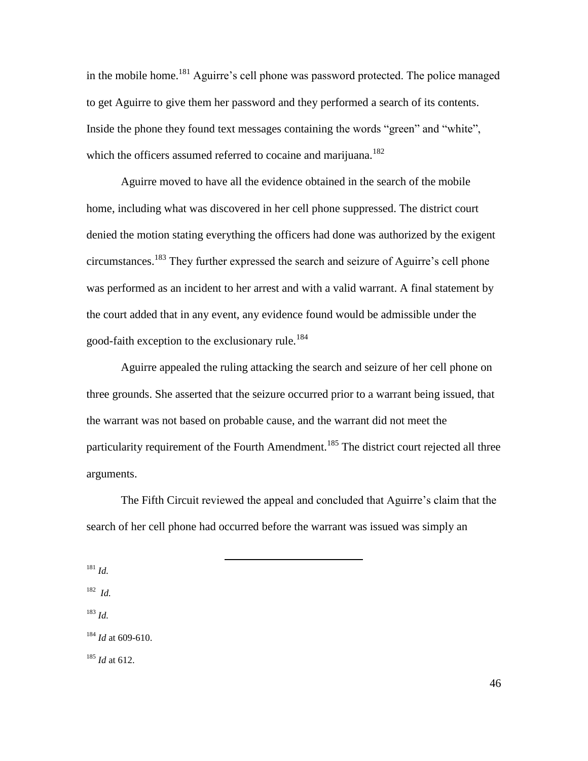in the mobile home.[181] Aguirre's cell phone was password protected. The police managed to get Aguirre to give them her password and they performed a search of its contents. Inside the phone they found text messages containing the words "green" and "white", which the officers assumed referred to cocaine and marijuana.[182]

Aguirre moved to have all the evidence obtained in the search of the mobile home, including what was discovered in her cell phone suppressed. The district court denied the motion stating everything the officers had done was authorized by the exigent circumstances.[183] They further expressed the search and seizure of Aguirre's cell phone was performed as an incident to her arrest and with a valid warrant. A final statement by the court added that in any event, any evidence found would be admissible under the good-faith exception to the exclusionary rule.[184]

Aguirre appealed the ruling attacking the search and seizure of her cell phone on three grounds. She asserted that the seizure occurred prior to a warrant being issued, that the warrant was not based on probable cause, and the warrant did not meet the particularity requirement of the Fourth Amendment.[185] The district court rejected all three arguments.

The Fifth Circuit reviewed the appeal and concluded that Aguirre's claim that the search of her cell phone had occurred before the warrant was issued was simply an

---

[181] *Id.*

[182] *Id.*

[183] *Id.*

[184] *Id* at 609-610.

[185] *Id* at 612.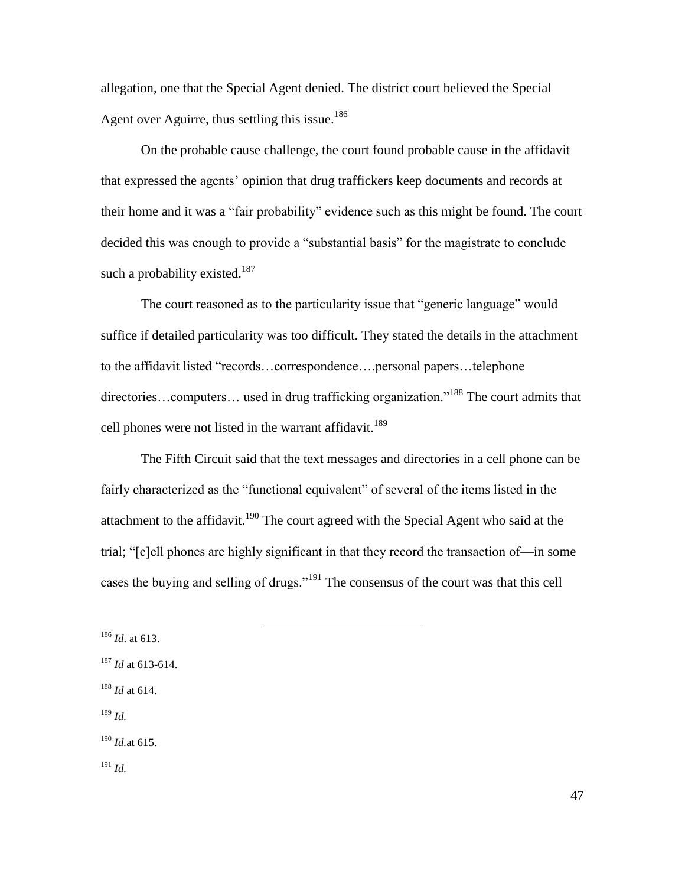allegation, one that the Special Agent denied. The district court believed the Special Agent over Aguirre, thus settling this issue.[186]

On the probable cause challenge, the court found probable cause in the affidavit that expressed the agents' opinion that drug traffickers keep documents and records at their home and it was a "fair probability" evidence such as this might be found. The court decided this was enough to provide a "substantial basis" for the magistrate to conclude such a probability existed.[187]

The court reasoned as to the particularity issue that "generic language" would suffice if detailed particularity was too difficult. They stated the details in the attachment to the affidavit listed "records…correspondence….personal papers…telephone directories…computers… used in drug trafficking organization."[188] The court admits that cell phones were not listed in the warrant affidavit.[189]

The Fifth Circuit said that the text messages and directories in a cell phone can be fairly characterized as the "functional equivalent" of several of the items listed in the attachment to the affidavit.[190] The court agreed with the Special Agent who said at the trial; "[c]ell phones are highly significant in that they record the transaction of—in some cases the buying and selling of drugs."[191] The consensus of the court was that this cell

---

[186] *Id*. at 613.

[187] *Id* at 613-614.

[188] *Id* at 614.

[189] *Id.*

[190] *Id.*at 615.

[191] *Id.*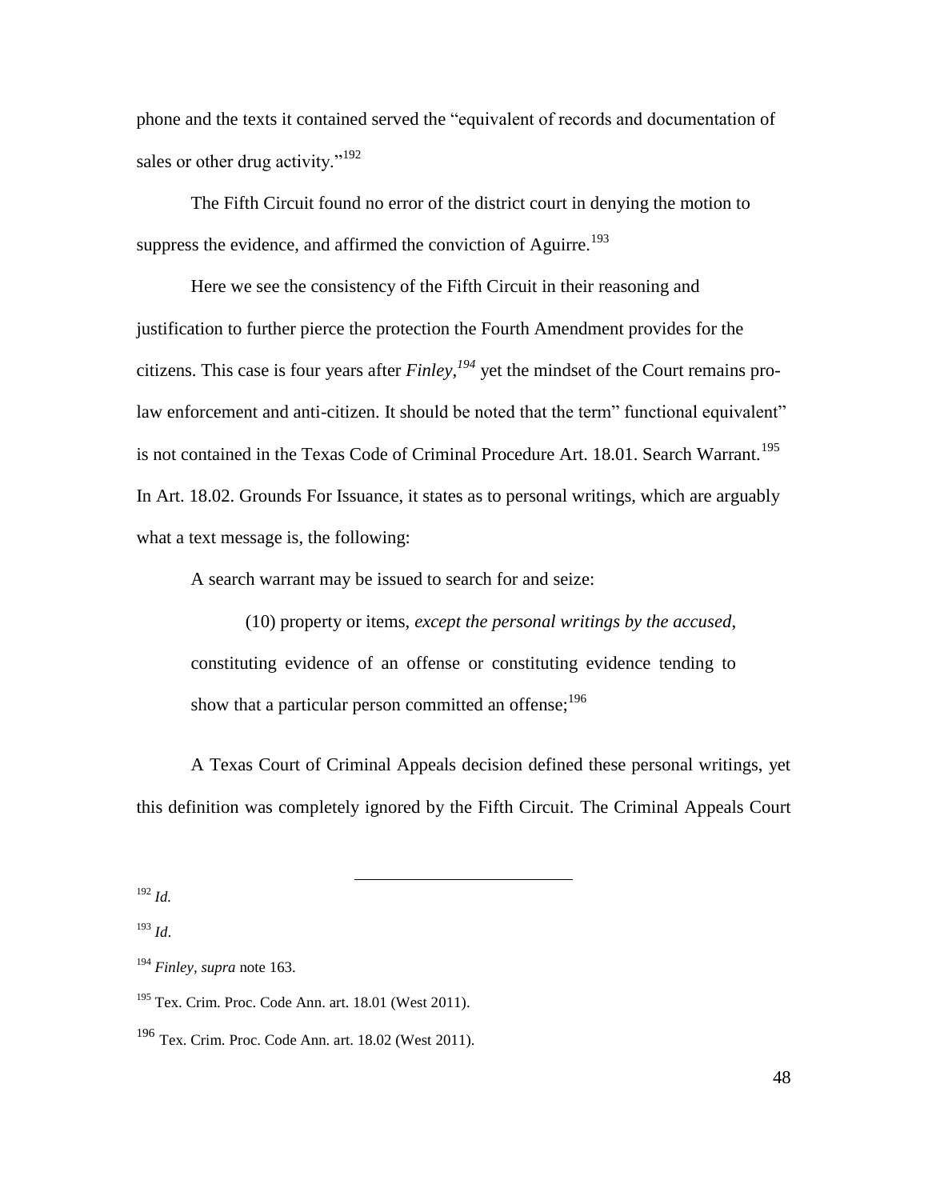phone and the texts it contained served the "equivalent of records and documentation of sales or other drug activity."[192]

The Fifth Circuit found no error of the district court in denying the motion to suppress the evidence, and affirmed the conviction of Aguirre.[193]

Here we see the consistency of the Fifth Circuit in their reasoning and justification to further pierce the protection the Fourth Amendment provides for the citizens. This case is four years after *Finley*,[194] yet the mindset of the Court remains pro-law enforcement and anti-citizen. It should be noted that the term" functional equivalent" is not contained in the Texas Code of Criminal Procedure Art. 18.01. Search Warrant.[195] In Art. 18.02. Grounds For Issuance, it states as to personal writings, which are arguably what a text message is, the following:

> A search warrant may be issued to search for and seize:
>
> (10) property or items, *except the personal writings by the accused*, constituting evidence of an offense or constituting evidence tending to show that a particular person committed an offense;[196]

A Texas Court of Criminal Appeals decision defined these personal writings, yet this definition was completely ignored by the Fifth Circuit. The Criminal Appeals Court

---

[192] *Id.*

[193] *Id*.

[194] *Finley, supra* note 163.

[195] Tex. Crim. Proc. Code Ann. art. 18.01 (West 2011).

[196] Tex. Crim. Proc. Code Ann. art. 18.02 (West 2011).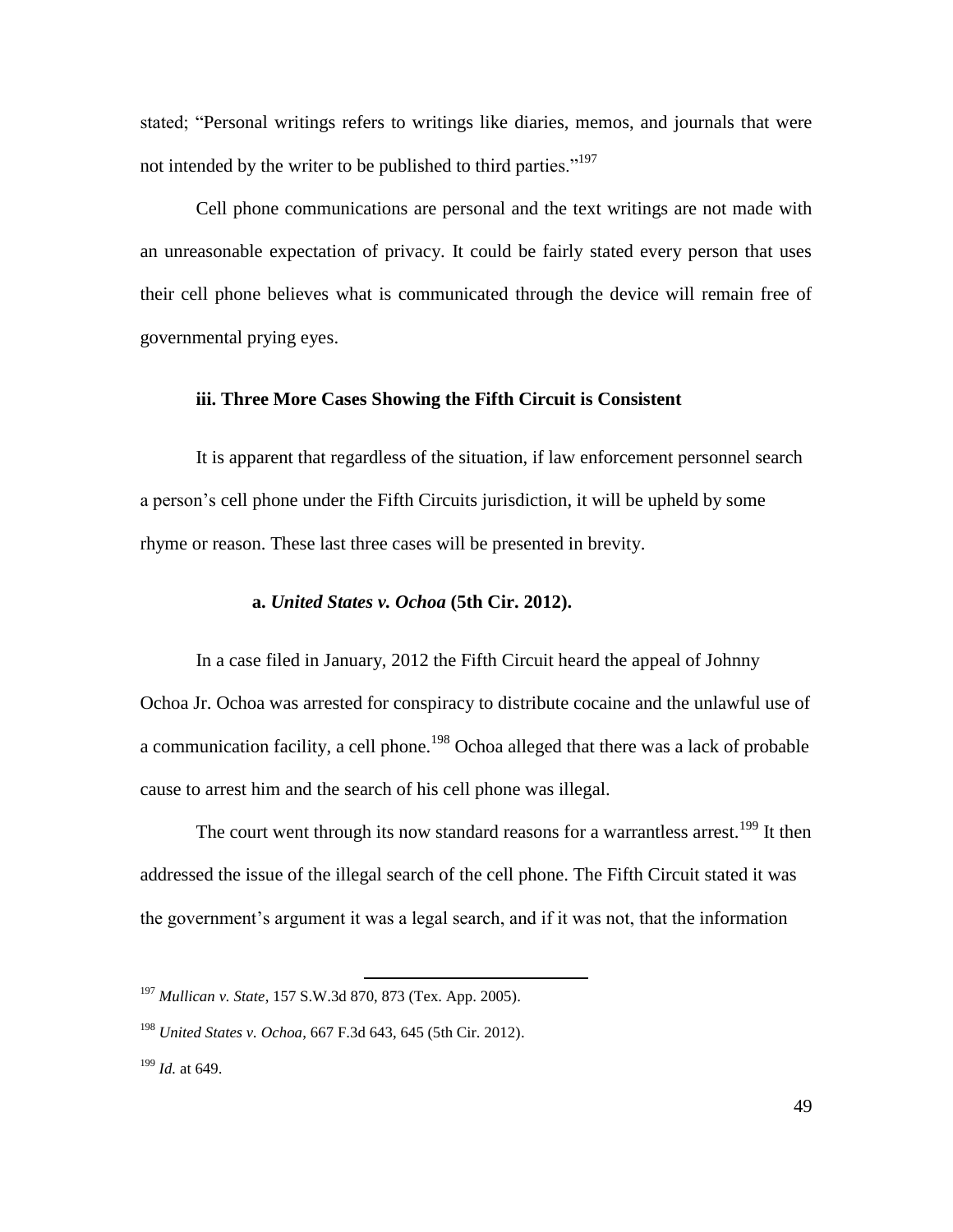stated; "Personal writings refers to writings like diaries, memos, and journals that were not intended by the writer to be published to third parties."[197]

Cell phone communications are personal and the text writings are not made with an unreasonable expectation of privacy. It could be fairly stated every person that uses their cell phone believes what is communicated through the device will remain free of governmental prying eyes.

### iii. Three More Cases Showing the Fifth Circuit is Consistent

It is apparent that regardless of the situation, if law enforcement personnel search a person's cell phone under the Fifth Circuits jurisdiction, it will be upheld by some rhyme or reason. These last three cases will be presented in brevity.

#### a. *United States v. Ochoa* (5th Cir. 2012).

In a case filed in January, 2012 the Fifth Circuit heard the appeal of Johnny Ochoa Jr. Ochoa was arrested for conspiracy to distribute cocaine and the unlawful use of a communication facility, a cell phone.[198] Ochoa alleged that there was a lack of probable cause to arrest him and the search of his cell phone was illegal.

The court went through its now standard reasons for a warrantless arrest.[199] It then addressed the issue of the illegal search of the cell phone. The Fifth Circuit stated it was the government's argument it was a legal search, and if it was not, that the information

---

[197] *Mullican v. State*, 157 S.W.3d 870, 873 (Tex. App. 2005).

[198] *United States v. Ochoa*, 667 F.3d 643, 645 (5th Cir. 2012).

[199] *Id.* at 649.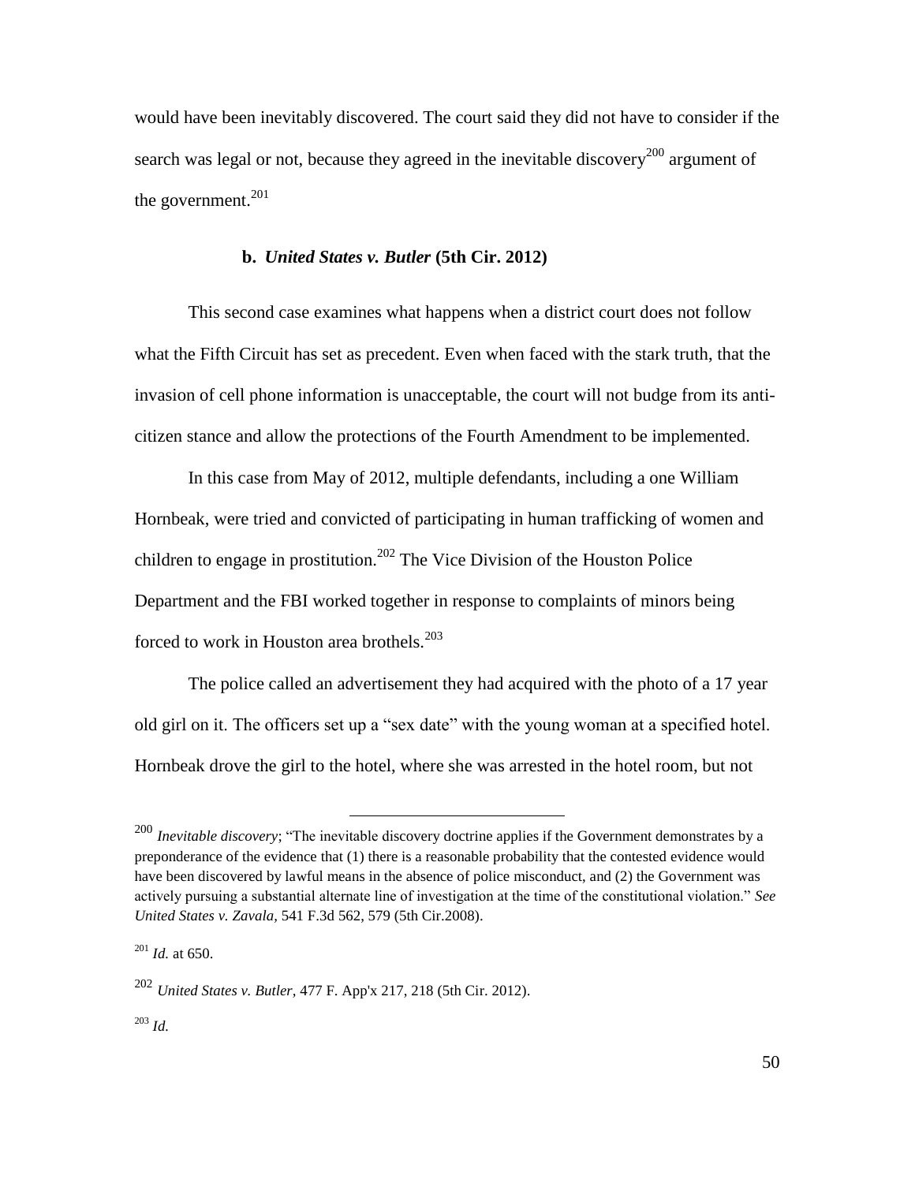would have been inevitably discovered. The court said they did not have to consider if the search was legal or not, because they agreed in the inevitable discovery[200] argument of the government.[201]

### b. *United States v. Butler* (5th Cir. 2012)

This second case examines what happens when a district court does not follow what the Fifth Circuit has set as precedent. Even when faced with the stark truth, that the invasion of cell phone information is unacceptable, the court will not budge from its anti-citizen stance and allow the protections of the Fourth Amendment to be implemented.

In this case from May of 2012, multiple defendants, including a one William Hornbeak, were tried and convicted of participating in human trafficking of women and children to engage in prostitution.[202] The Vice Division of the Houston Police Department and the FBI worked together in response to complaints of minors being forced to work in Houston area brothels.[203]

The police called an advertisement they had acquired with the photo of a 17 year old girl on it. The officers set up a "sex date" with the young woman at a specified hotel. Hornbeak drove the girl to the hotel, where she was arrested in the hotel room, but not

---

[200] *Inevitable discovery*; "The inevitable discovery doctrine applies if the Government demonstrates by a preponderance of the evidence that (1) there is a reasonable probability that the contested evidence would have been discovered by lawful means in the absence of police misconduct, and (2) the Government was actively pursuing a substantial alternate line of investigation at the time of the constitutional violation." *See United States v. Zavala,* 541 F.3d 562, 579 (5th Cir.2008).

[201] *Id.* at 650.

[202] *United States v. Butler,* 477 F. App'x 217, 218 (5th Cir. 2012).

[203] *Id.*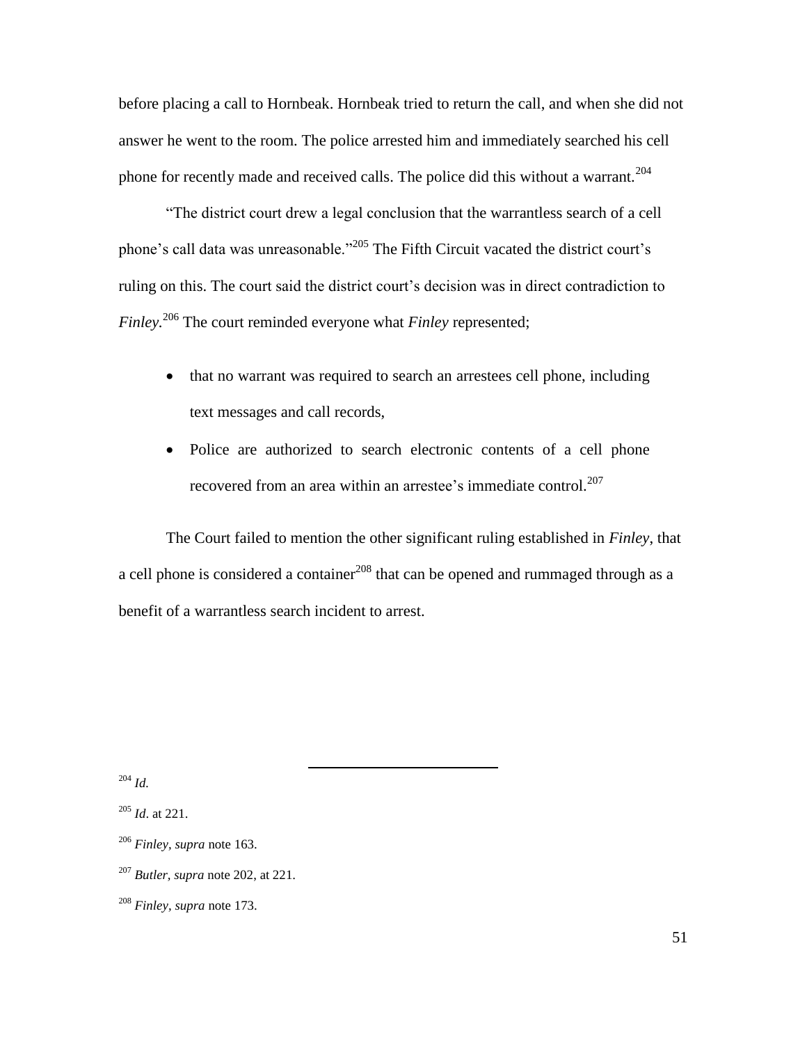before placing a call to Hornbeak. Hornbeak tried to return the call, and when she did not answer he went to the room. The police arrested him and immediately searched his cell phone for recently made and received calls. The police did this without a warrant.[204]

"The district court drew a legal conclusion that the warrantless search of a cell phone's call data was unreasonable."[205] The Fifth Circuit vacated the district court's ruling on this. The court said the district court's decision was in direct contradiction to *Finley.*[206] The court reminded everyone what *Finley* represented;

- that no warrant was required to search an arrestees cell phone, including text messages and call records,
- Police are authorized to search electronic contents of a cell phone recovered from an area within an arrestee's immediate control.[207]

The Court failed to mention the other significant ruling established in *Finley*, that a cell phone is considered a container[208] that can be opened and rummaged through as a benefit of a warrantless search incident to arrest.

---

[204] *Id.*

[205] *Id*. at 221.

[206] *Finley, supra* note 163.

[207] *Butler, supra* note 202, at 221.

[208] *Finley, supra* note 173.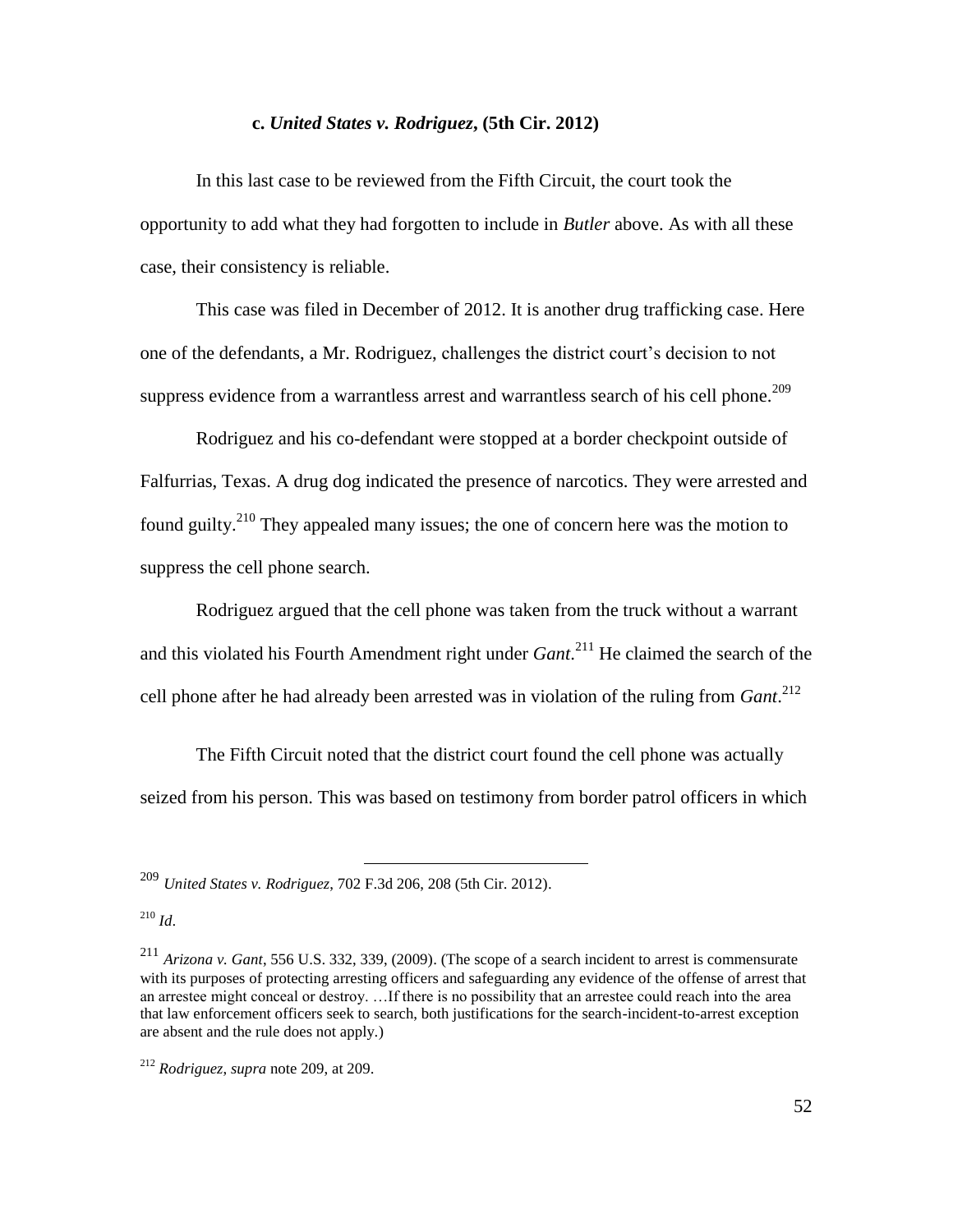#### c. *United States v. Rodriguez*, (5th Cir. 2012)

In this last case to be reviewed from the Fifth Circuit, the court took the opportunity to add what they had forgotten to include in *Butler* above. As with all these case, their consistency is reliable.

This case was filed in December of 2012. It is another drug trafficking case. Here one of the defendants, a Mr. Rodriguez, challenges the district court's decision to not suppress evidence from a warrantless arrest and warrantless search of his cell phone.[209]

Rodriguez and his co-defendant were stopped at a border checkpoint outside of Falfurrias, Texas. A drug dog indicated the presence of narcotics. They were arrested and found guilty.[210] They appealed many issues; the one of concern here was the motion to suppress the cell phone search.

Rodriguez argued that the cell phone was taken from the truck without a warrant and this violated his Fourth Amendment right under *Gant*.[211] He claimed the search of the cell phone after he had already been arrested was in violation of the ruling from *Gant*.[212]

The Fifth Circuit noted that the district court found the cell phone was actually seized from his person. This was based on testimony from border patrol officers in which

---

[209] *United States v. Rodriguez*, 702 F.3d 206, 208 (5th Cir. 2012).

[210] *Id*.

[211] *Arizona v. Gant*, 556 U.S. 332, 339, (2009). (The scope of a search incident to arrest is commensurate with its purposes of protecting arresting officers and safeguarding any evidence of the offense of arrest that an arrestee might conceal or destroy. …If there is no possibility that an arrestee could reach into the area that law enforcement officers seek to search, both justifications for the search-incident-to-arrest exception are absent and the rule does not apply.)

[212] *Rodriguez*, *supra* note 209, at 209.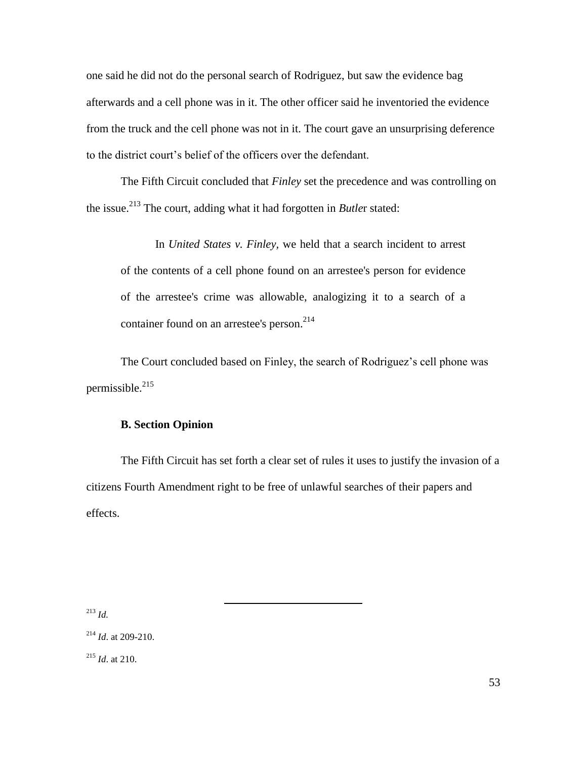one said he did not do the personal search of Rodriguez, but saw the evidence bag afterwards and a cell phone was in it. The other officer said he inventoried the evidence from the truck and the cell phone was not in it. The court gave an unsurprising deference to the district court's belief of the officers over the defendant.

The Fifth Circuit concluded that *Finley* set the precedence and was controlling on the issue.[213] The court, adding what it had forgotten in *Butle*r stated:

> In *United States v. Finley*, we held that a search incident to arrest of the contents of a cell phone found on an arrestee's person for evidence of the arrestee's crime was allowable, analogizing it to a search of a container found on an arrestee's person.[214]

The Court concluded based on Finley, the search of Rodriguez's cell phone was permissible.[215]

### B. Section Opinion

The Fifth Circuit has set forth a clear set of rules it uses to justify the invasion of a citizens Fourth Amendment right to be free of unlawful searches of their papers and effects.

---

[213] *Id.*

[214] *Id*. at 209-210.

[215] *Id*. at 210.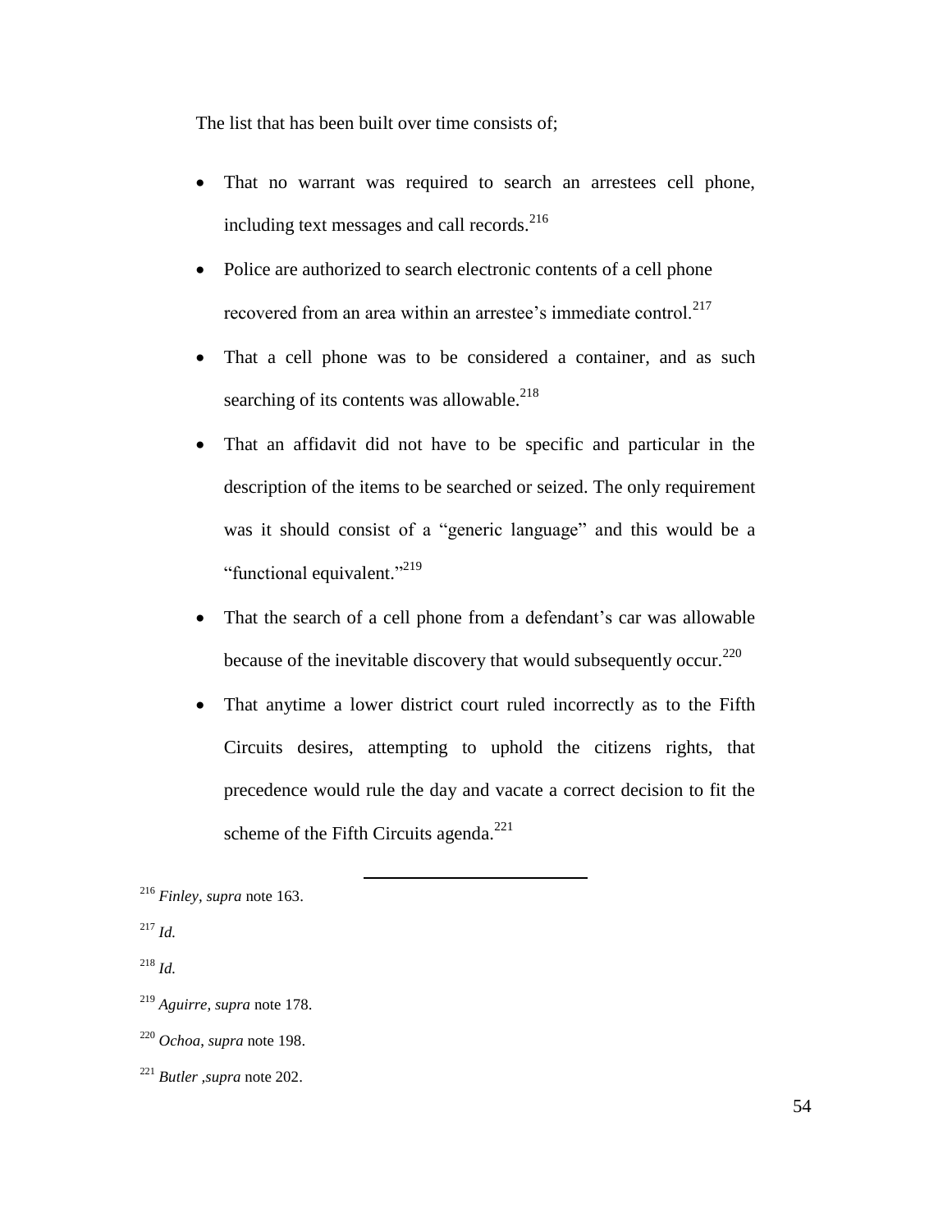The list that has been built over time consists of;

- That no warrant was required to search an arrestees cell phone, including text messages and call records.[216]
- Police are authorized to search electronic contents of a cell phone recovered from an area within an arrestee's immediate control.[217]
- That a cell phone was to be considered a container, and as such searching of its contents was allowable.[218]
- That an affidavit did not have to be specific and particular in the description of the items to be searched or seized. The only requirement was it should consist of a "generic language" and this would be a "functional equivalent."[219]
- That the search of a cell phone from a defendant's car was allowable because of the inevitable discovery that would subsequently occur.[220]
- That anytime a lower district court ruled incorrectly as to the Fifth Circuits desires, attempting to uphold the citizens rights, that precedence would rule the day and vacate a correct decision to fit the scheme of the Fifth Circuits agenda.[221]

---

[216] *Finley, supra* note 163.

[217] *Id.*

[218] *Id.*

[219] *Aguirre, supra* note 178.

[220] *Ochoa*, *supra* note 198.

[221] *Butler ,supra* note 202.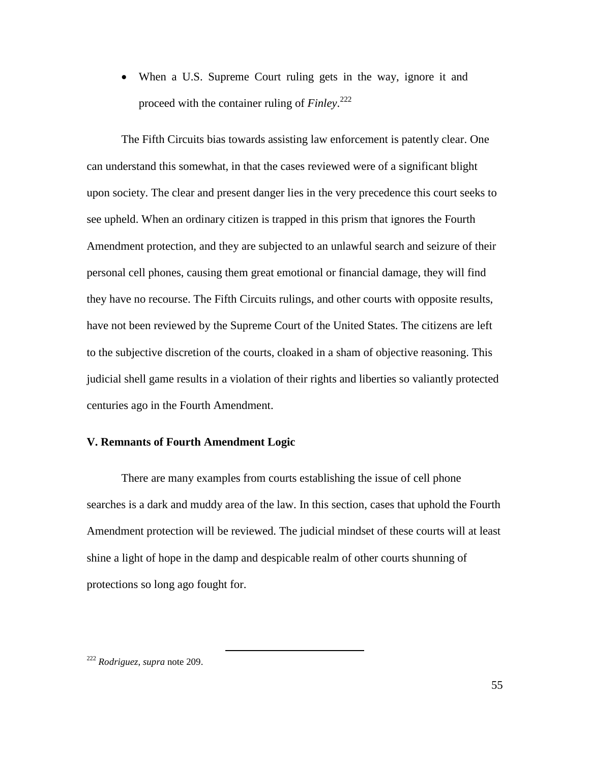- When a U.S. Supreme Court ruling gets in the way, ignore it and proceed with the container ruling of *Finley*.[222]

The Fifth Circuits bias towards assisting law enforcement is patently clear. One can understand this somewhat, in that the cases reviewed were of a significant blight upon society. The clear and present danger lies in the very precedence this court seeks to see upheld. When an ordinary citizen is trapped in this prism that ignores the Fourth Amendment protection, and they are subjected to an unlawful search and seizure of their personal cell phones, causing them great emotional or financial damage, they will find they have no recourse. The Fifth Circuits rulings, and other courts with opposite results, have not been reviewed by the Supreme Court of the United States. The citizens are left to the subjective discretion of the courts, cloaked in a sham of objective reasoning. This judicial shell game results in a violation of their rights and liberties so valiantly protected centuries ago in the Fourth Amendment.

### V. Remnants of Fourth Amendment Logic

There are many examples from courts establishing the issue of cell phone searches is a dark and muddy area of the law. In this section, cases that uphold the Fourth Amendment protection will be reviewed. The judicial mindset of these courts will at least shine a light of hope in the damp and despicable realm of other courts shunning of protections so long ago fought for.

---

[222] *Rodriguez*, *supra* note 209.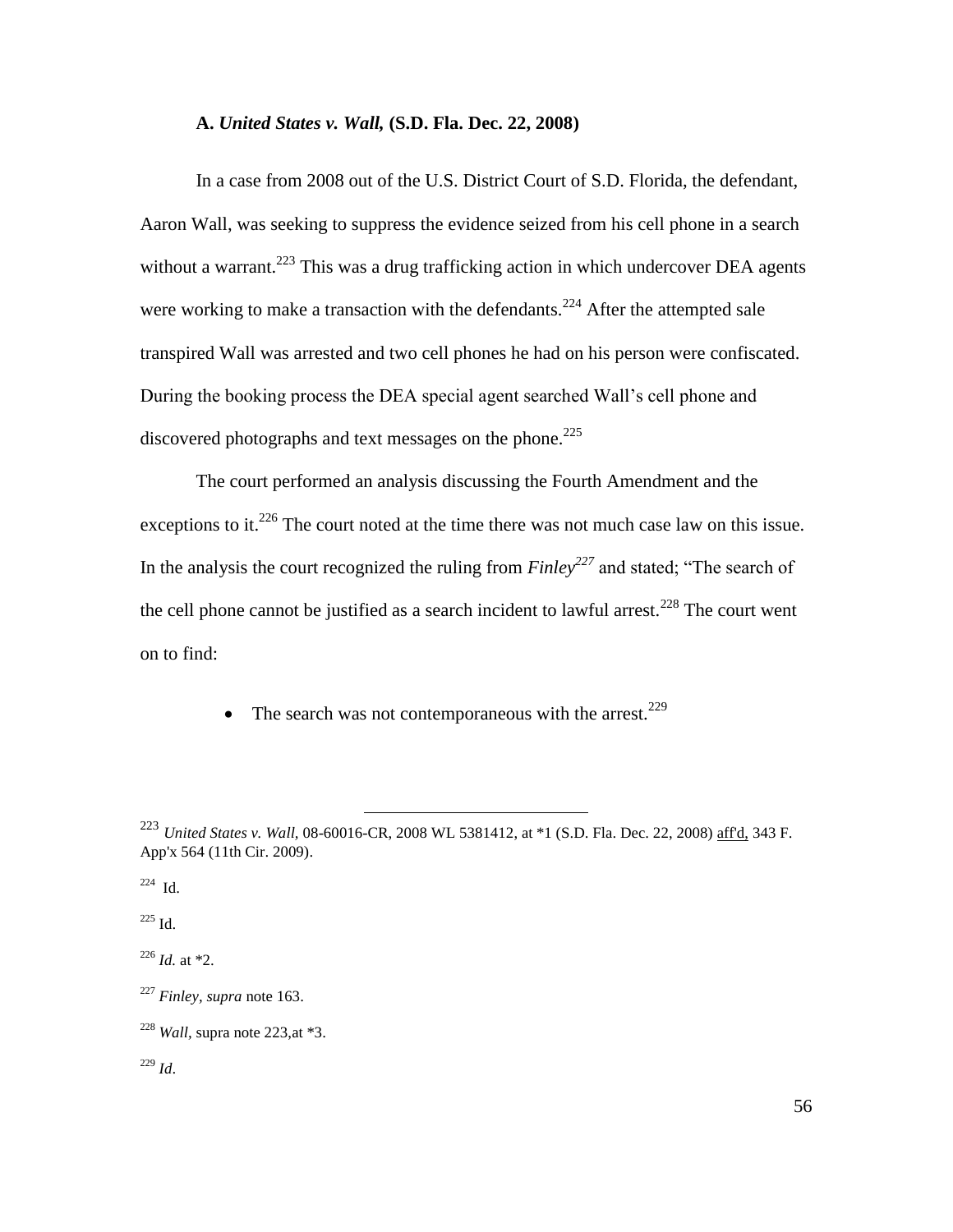### A. *United States v. Wall,* (S.D. Fla. Dec. 22, 2008)

In a case from 2008 out of the U.S. District Court of S.D. Florida, the defendant, Aaron Wall, was seeking to suppress the evidence seized from his cell phone in a search without a warrant.[223] This was a drug trafficking action in which undercover DEA agents were working to make a transaction with the defendants.[224] After the attempted sale transpired Wall was arrested and two cell phones he had on his person were confiscated. During the booking process the DEA special agent searched Wall's cell phone and discovered photographs and text messages on the phone.[225]

The court performed an analysis discussing the Fourth Amendment and the exceptions to it.[226] The court noted at the time there was not much case law on this issue. In the analysis the court recognized the ruling from ***Finley***[227] and stated; "The search of the cell phone cannot be justified as a search incident to lawful arrest.[228] The court went on to find:

- The search was not contemporaneous with the arrest.[229]

---

[223] *United States v. Wall,* 08-60016-CR, 2008 WL 5381412, at *1 (S.D. Fla. Dec. 22, 2008) aff'd, 343 F. App'x 564 (11th Cir. 2009).

[224] Id.

[225] Id.

[226] *Id.* at *2.

[227] *Finley, supra* note 163.

[228] *Wall*, supra note 223,at *3.

[229] *Id*.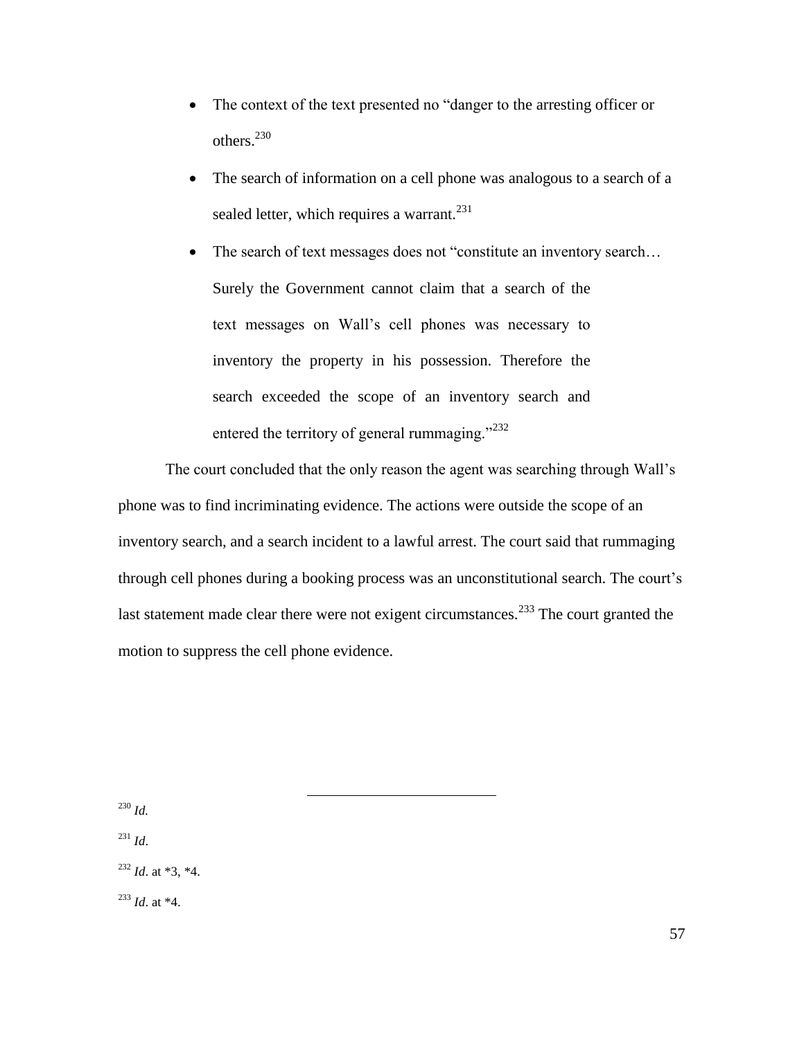- The context of the text presented no "danger to the arresting officer or others.[230]
- The search of information on a cell phone was analogous to a search of a sealed letter, which requires a warrant.[231]
- The search of text messages does not "constitute an inventory search… Surely the Government cannot claim that a search of the text messages on Wall's cell phones was necessary to inventory the property in his possession. Therefore the search exceeded the scope of an inventory search and entered the territory of general rummaging."[232]

The court concluded that the only reason the agent was searching through Wall's phone was to find incriminating evidence. The actions were outside the scope of an inventory search, and a search incident to a lawful arrest. The court said that rummaging through cell phones during a booking process was an unconstitutional search. The court's last statement made clear there were not exigent circumstances.[233] The court granted the motion to suppress the cell phone evidence.

---

[230] *Id.*

[231] *Id*.

[232] *Id*. at *3, *4.

[233] *Id*. at *4.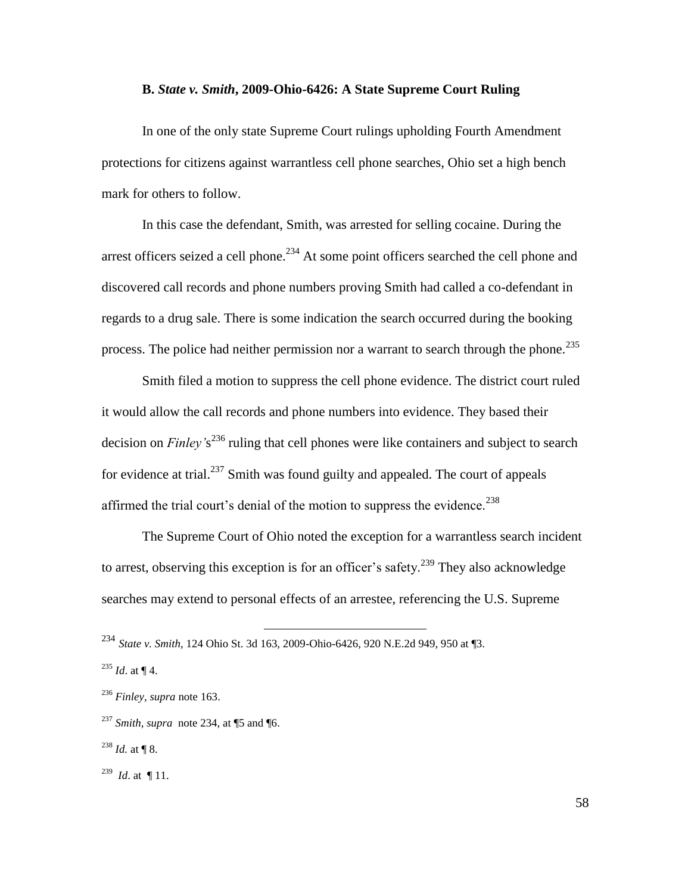### B. *State v. Smith*, 2009-Ohio-6426: A State Supreme Court Ruling

In one of the only state Supreme Court rulings upholding Fourth Amendment protections for citizens against warrantless cell phone searches, Ohio set a high bench mark for others to follow.

In this case the defendant, Smith, was arrested for selling cocaine. During the arrest officers seized a cell phone.[234] At some point officers searched the cell phone and discovered call records and phone numbers proving Smith had called a co-defendant in regards to a drug sale. There is some indication the search occurred during the booking process. The police had neither permission nor a warrant to search through the phone.[235]

Smith filed a motion to suppress the cell phone evidence. The district court ruled it would allow the call records and phone numbers into evidence. They based their decision on *Finley'*s[236] ruling that cell phones were like containers and subject to search for evidence at trial.[237] Smith was found guilty and appealed. The court of appeals affirmed the trial court's denial of the motion to suppress the evidence.[238]

The Supreme Court of Ohio noted the exception for a warrantless search incident to arrest, observing this exception is for an officer's safety.[239] They also acknowledge searches may extend to personal effects of an arrestee, referencing the U.S. Supreme

---

[234] *State v. Smith*, 124 Ohio St. 3d 163, 2009-Ohio-6426, 920 N.E.2d 949, 950 at ¶3.

[235] *Id*. at ¶ 4.

[236] *Finley, supra* note 163.

[237] *Smith, supra* note 234, at ¶5 and ¶6.

[238] *Id.* at ¶ 8.

[239] *Id*. at ¶ 11.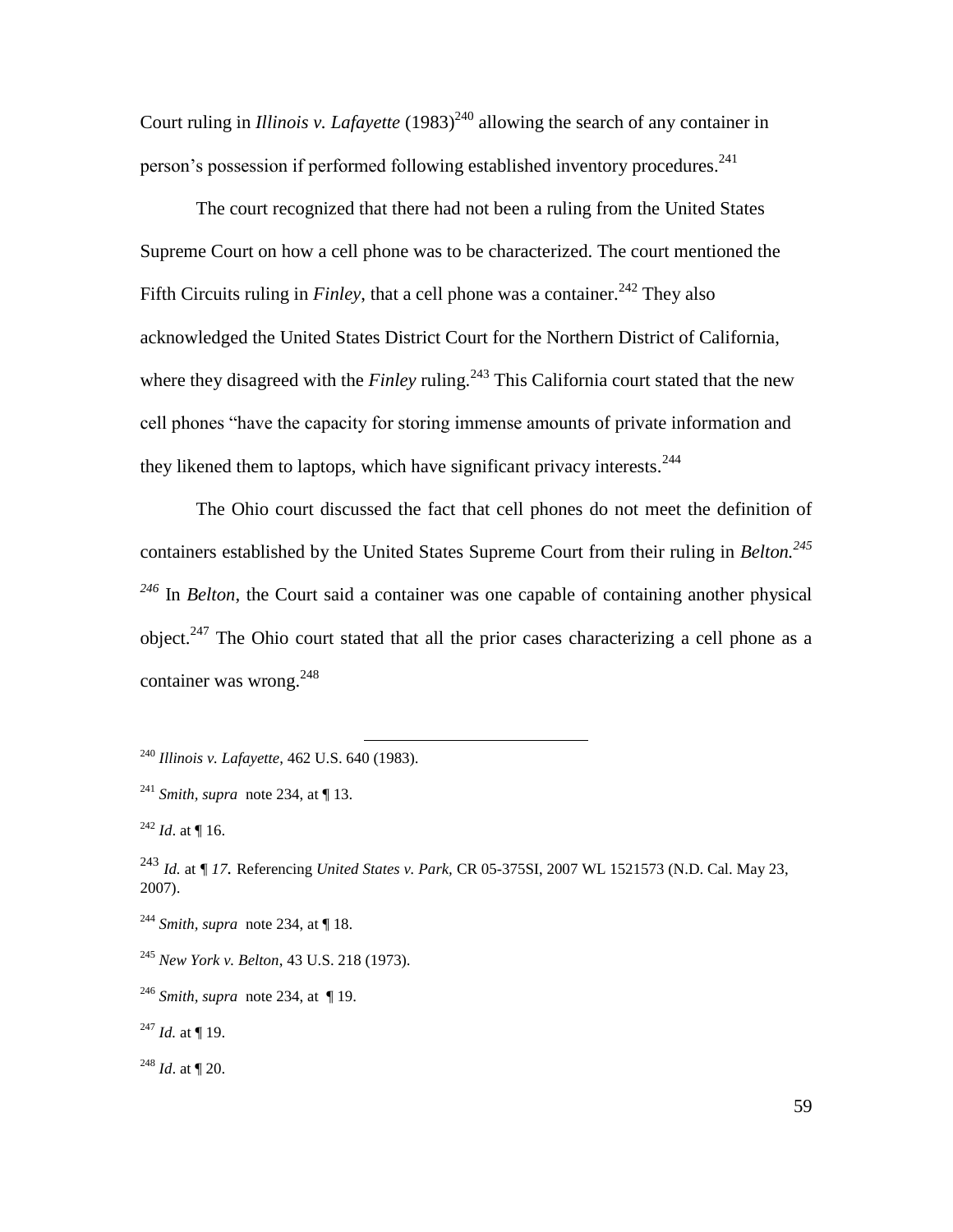Court ruling in *Illinois v. Lafayette* (1983)[240] allowing the search of any container in person's possession if performed following established inventory procedures.[241]

The court recognized that there had not been a ruling from the United States Supreme Court on how a cell phone was to be characterized. The court mentioned the Fifth Circuits ruling in *Finley*, that a cell phone was a container.[242] They also acknowledged the United States District Court for the Northern District of California, where they disagreed with the *Finley* ruling.[243] This California court stated that the new cell phones "have the capacity for storing immense amounts of private information and they likened them to laptops, which have significant privacy interests.[244]

The Ohio court discussed the fact that cell phones do not meet the definition of containers established by the United States Supreme Court from their ruling in *Belton.*[245] [246] In *Belton*, the Court said a container was one capable of containing another physical object.[247] The Ohio court stated that all the prior cases characterizing a cell phone as a container was wrong.[248]

---

[240] *Illinois v. Lafayette*, 462 U.S. 640 (1983).

[241] *Smith, supra* note 234, at ¶ 13.

[242] *Id*. at ¶ 16.

[243] *Id.* at *¶ 17.* Referencing *United States v. Park,* CR 05-375SI, 2007 WL 1521573 (N.D. Cal. May 23, 2007).

[244] *Smith, supra* note 234, at ¶ 18.

[245] *New York v. Belton*, 43 U.S. 218 (1973).

[246] *Smith, supra* note 234, at ¶ 19.

[247] *Id.* at ¶ 19.

[248] *Id*. at ¶ 20.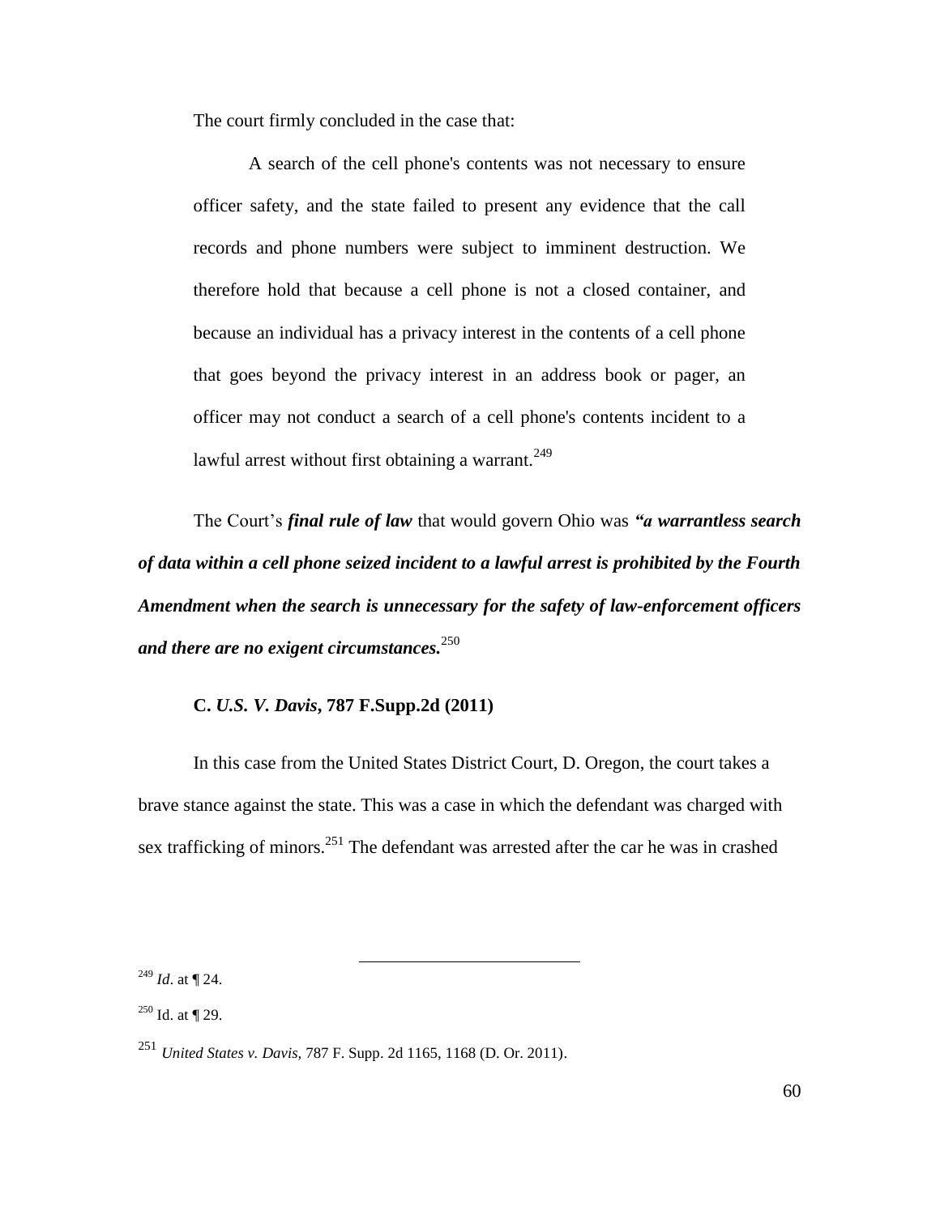The court firmly concluded in the case that:

> A search of the cell phone's contents was not necessary to ensure officer safety, and the state failed to present any evidence that the call records and phone numbers were subject to imminent destruction. We therefore hold that because a cell phone is not a closed container, and because an individual has a privacy interest in the contents of a cell phone that goes beyond the privacy interest in an address book or pager, an officer may not conduct a search of a cell phone's contents incident to a lawful arrest without first obtaining a warrant.[249]

The Court's ***final rule of law*** that would govern Ohio was ***"a warrantless search of data within a cell phone seized incident to a lawful arrest is prohibited by the Fourth Amendment when the search is unnecessary for the safety of law-enforcement officers and there are no exigent circumstances.***[250]

### C. *U.S. V. Davis*, 787 F.Supp.2d (2011)

In this case from the United States District Court, D. Oregon, the court takes a brave stance against the state. This was a case in which the defendant was charged with sex trafficking of minors.[251] The defendant was arrested after the car he was in crashed

---

[249] *Id*. at ¶ 24.

[250] Id. at ¶ 29.

[251] *United States v. Davis,* 787 F. Supp. 2d 1165, 1168 (D. Or. 2011).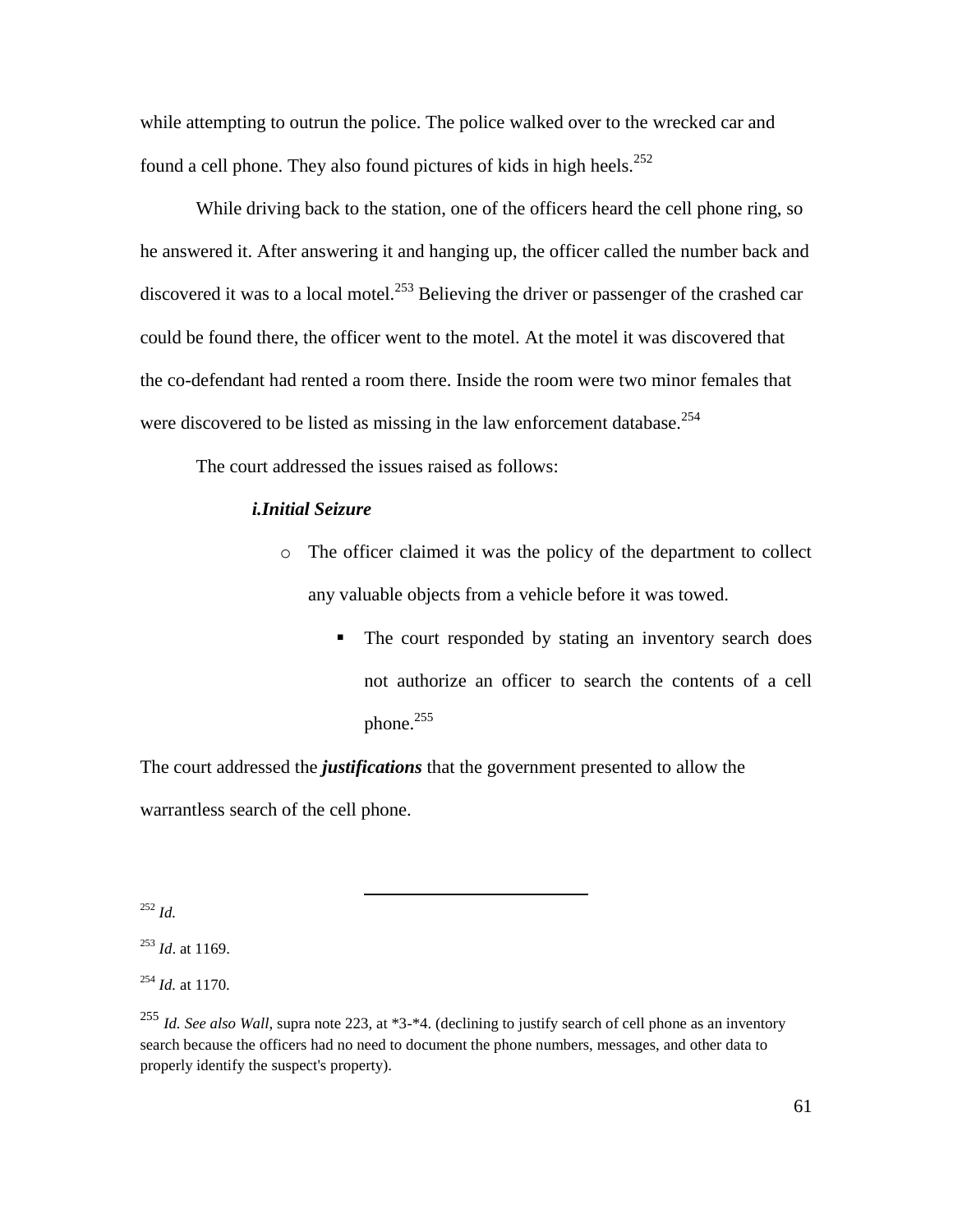while attempting to outrun the police. The police walked over to the wrecked car and found a cell phone. They also found pictures of kids in high heels.[252]

While driving back to the station, one of the officers heard the cell phone ring, so he answered it. After answering it and hanging up, the officer called the number back and discovered it was to a local motel.[253] Believing the driver or passenger of the crashed car could be found there, the officer went to the motel. At the motel it was discovered that the co-defendant had rented a room there. Inside the room were two minor females that were discovered to be listed as missing in the law enforcement database.[254]

The court addressed the issues raised as follows:

***i.Initial Seizure***

- The officer claimed it was the policy of the department to collect any valuable objects from a vehicle before it was towed.
  - The court responded by stating an inventory search does not authorize an officer to search the contents of a cell phone.[255]

The court addressed the ***justifications*** that the government presented to allow the warrantless search of the cell phone.

---

[252] *Id.*

[253] *Id*. at 1169.

[254] *Id.* at 1170.

[255] *Id. See also Wall*, supra note 223, at *3-*4. (declining to justify search of cell phone as an inventory search because the officers had no need to document the phone numbers, messages, and other data to properly identify the suspect's property).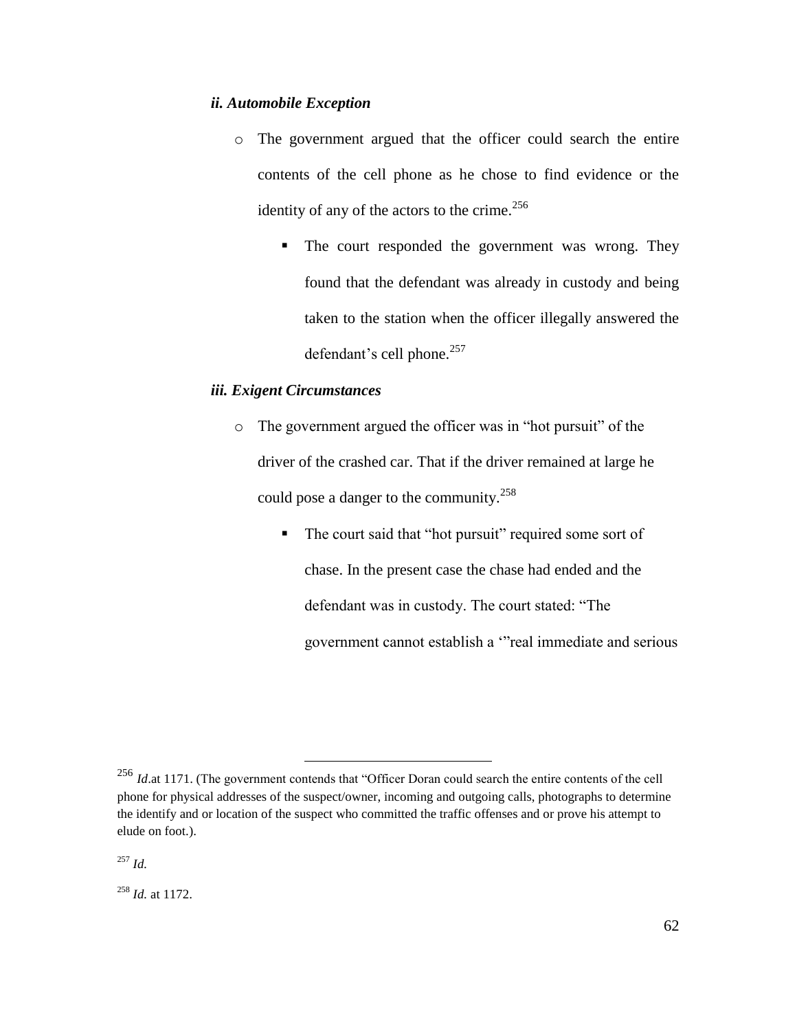### *ii. Automobile Exception*

- The government argued that the officer could search the entire contents of the cell phone as he chose to find evidence or the identity of any of the actors to the crime.[256]
  - The court responded the government was wrong. They found that the defendant was already in custody and being taken to the station when the officer illegally answered the defendant's cell phone.[257]

### *iii. Exigent Circumstances*

- The government argued the officer was in "hot pursuit" of the driver of the crashed car. That if the driver remained at large he could pose a danger to the community.[258]
  - The court said that "hot pursuit" required some sort of chase. In the present case the chase had ended and the defendant was in custody. The court stated: "The government cannot establish a '"real immediate and serious

---

[256] *Id*.at 1171. (The government contends that "Officer Doran could search the entire contents of the cell phone for physical addresses of the suspect/owner, incoming and outgoing calls, photographs to determine the identify and or location of the suspect who committed the traffic offenses and or prove his attempt to elude on foot.).

[257] *Id.*

[258] *Id.* at 1172.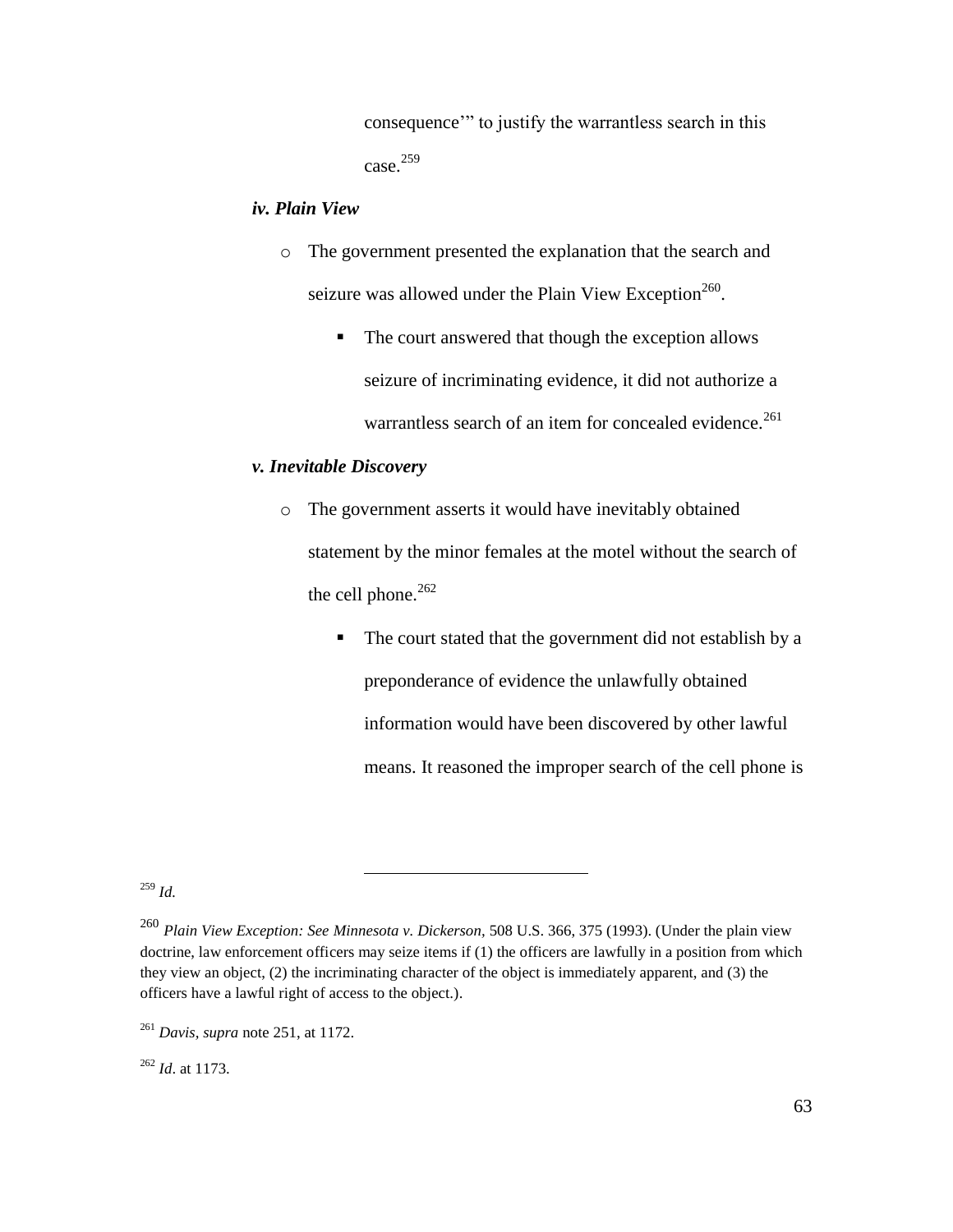consequence'" to justify the warrantless search in this case.[259]

***iv. Plain View***

- The government presented the explanation that the search and seizure was allowed under the Plain View Exception[260].
    - The court answered that though the exception allows seizure of incriminating evidence, it did not authorize a warrantless search of an item for concealed evidence.[261]

***v. Inevitable Discovery***

- The government asserts it would have inevitably obtained statement by the minor females at the motel without the search of the cell phone.[262]
    - The court stated that the government did not establish by a preponderance of evidence the unlawfully obtained information would have been discovered by other lawful means. It reasoned the improper search of the cell phone is

---

[259] *Id.*

[260] *Plain View Exception: See Minnesota v. Dickerson,* 508 U.S. 366, 375 (1993). (Under the plain view doctrine, law enforcement officers may seize items if (1) the officers are lawfully in a position from which they view an object, (2) the incriminating character of the object is immediately apparent, and (3) the officers have a lawful right of access to the object.).

[261] *Davis, supra* note 251, at 1172.

[262] *Id*. at 1173.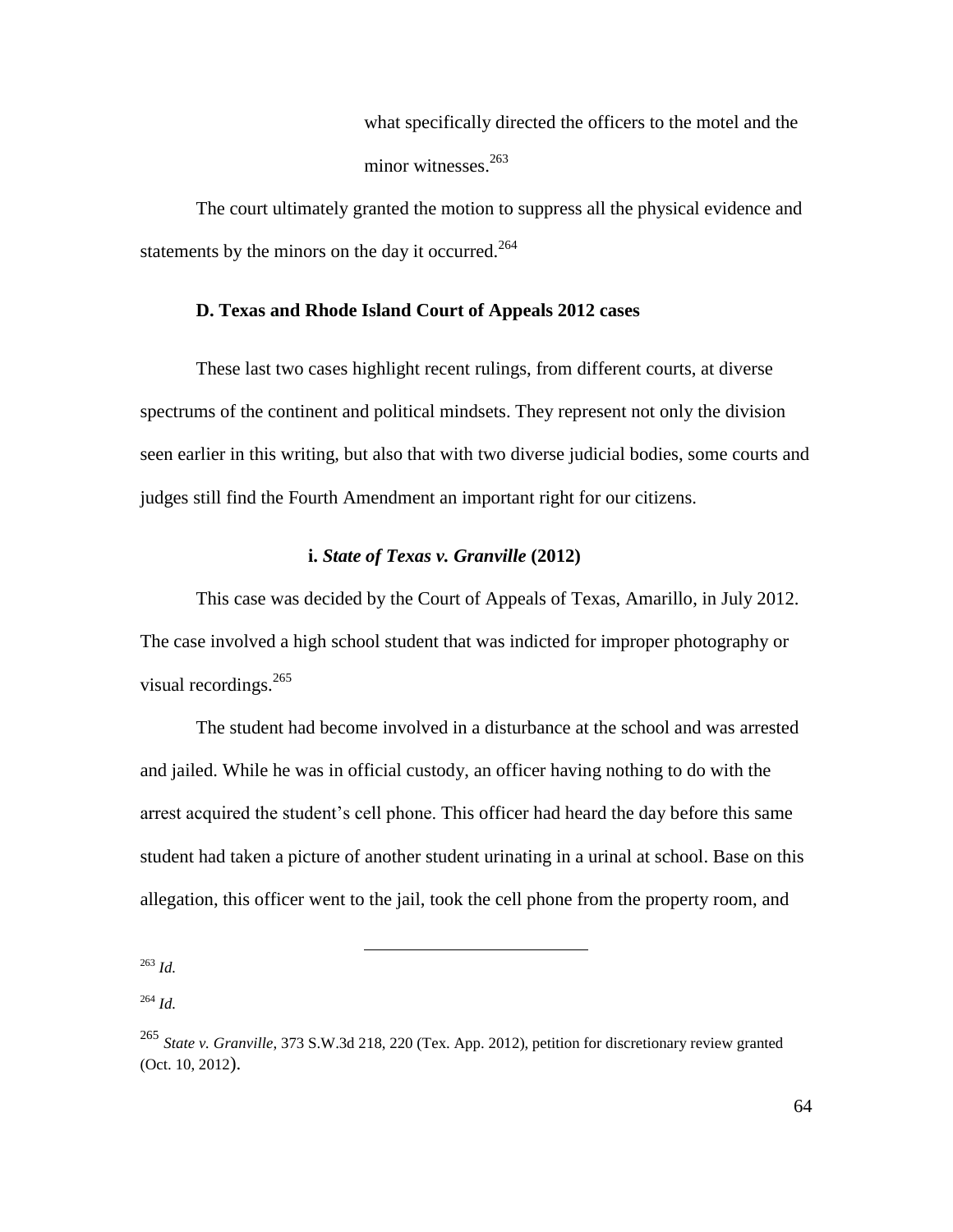what specifically directed the officers to the motel and the minor witnesses.[263]

The court ultimately granted the motion to suppress all the physical evidence and statements by the minors on the day it occurred.[264]

### D. Texas and Rhode Island Court of Appeals 2012 cases

These last two cases highlight recent rulings, from different courts, at diverse spectrums of the continent and political mindsets. They represent not only the division seen earlier in this writing, but also that with two diverse judicial bodies, some courts and judges still find the Fourth Amendment an important right for our citizens.

#### i. *State of Texas v. Granville* (2012)

This case was decided by the Court of Appeals of Texas, Amarillo, in July 2012. The case involved a high school student that was indicted for improper photography or visual recordings.[265]

The student had become involved in a disturbance at the school and was arrested and jailed. While he was in official custody, an officer having nothing to do with the arrest acquired the student's cell phone. This officer had heard the day before this same student had taken a picture of another student urinating in a urinal at school. Base on this allegation, this officer went to the jail, took the cell phone from the property room, and

---

[263] *Id.*

[264] *Id.*

[265] *State v. Granville*, 373 S.W.3d 218, 220 (Tex. App. 2012), petition for discretionary review granted (Oct. 10, 2012).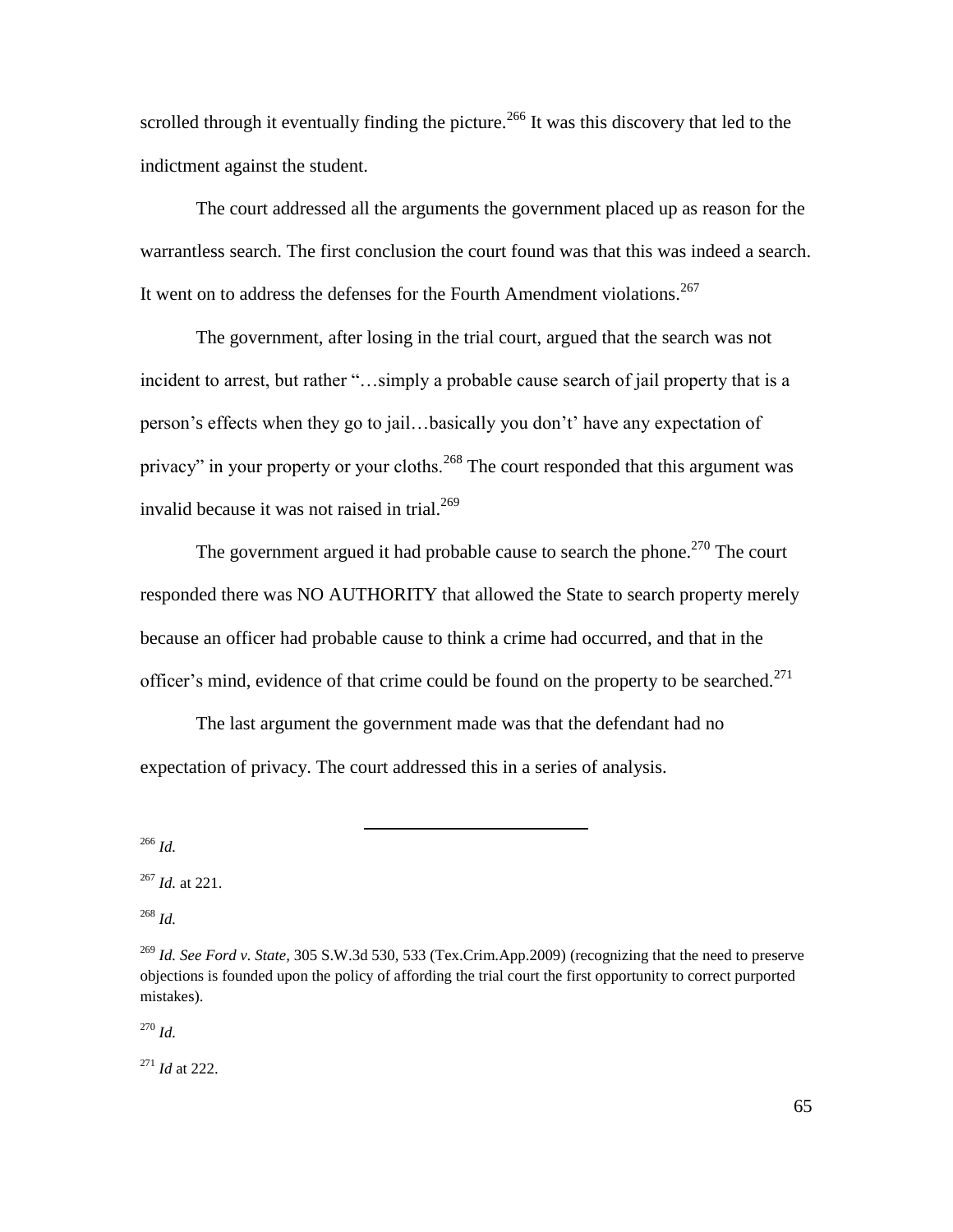scrolled through it eventually finding the picture.[266] It was this discovery that led to the indictment against the student.

The court addressed all the arguments the government placed up as reason for the warrantless search. The first conclusion the court found was that this was indeed a search. It went on to address the defenses for the Fourth Amendment violations.[267]

The government, after losing in the trial court, argued that the search was not incident to arrest, but rather "…simply a probable cause search of jail property that is a person's effects when they go to jail…basically you don't' have any expectation of privacy" in your property or your cloths.[268] The court responded that this argument was invalid because it was not raised in trial.[269]

The government argued it had probable cause to search the phone.[270] The court responded there was NO AUTHORITY that allowed the State to search property merely because an officer had probable cause to think a crime had occurred, and that in the officer's mind, evidence of that crime could be found on the property to be searched.[271]

The last argument the government made was that the defendant had no expectation of privacy. The court addressed this in a series of analysis.

---

[266] *Id.*

[267] *Id.* at 221.

[268] *Id.*

[269] *Id. See Ford v. State,* 305 S.W.3d 530, 533 (Tex.Crim.App.2009) (recognizing that the need to preserve objections is founded upon the policy of affording the trial court the first opportunity to correct purported mistakes).

[270] *Id.*

[271] *Id* at 222.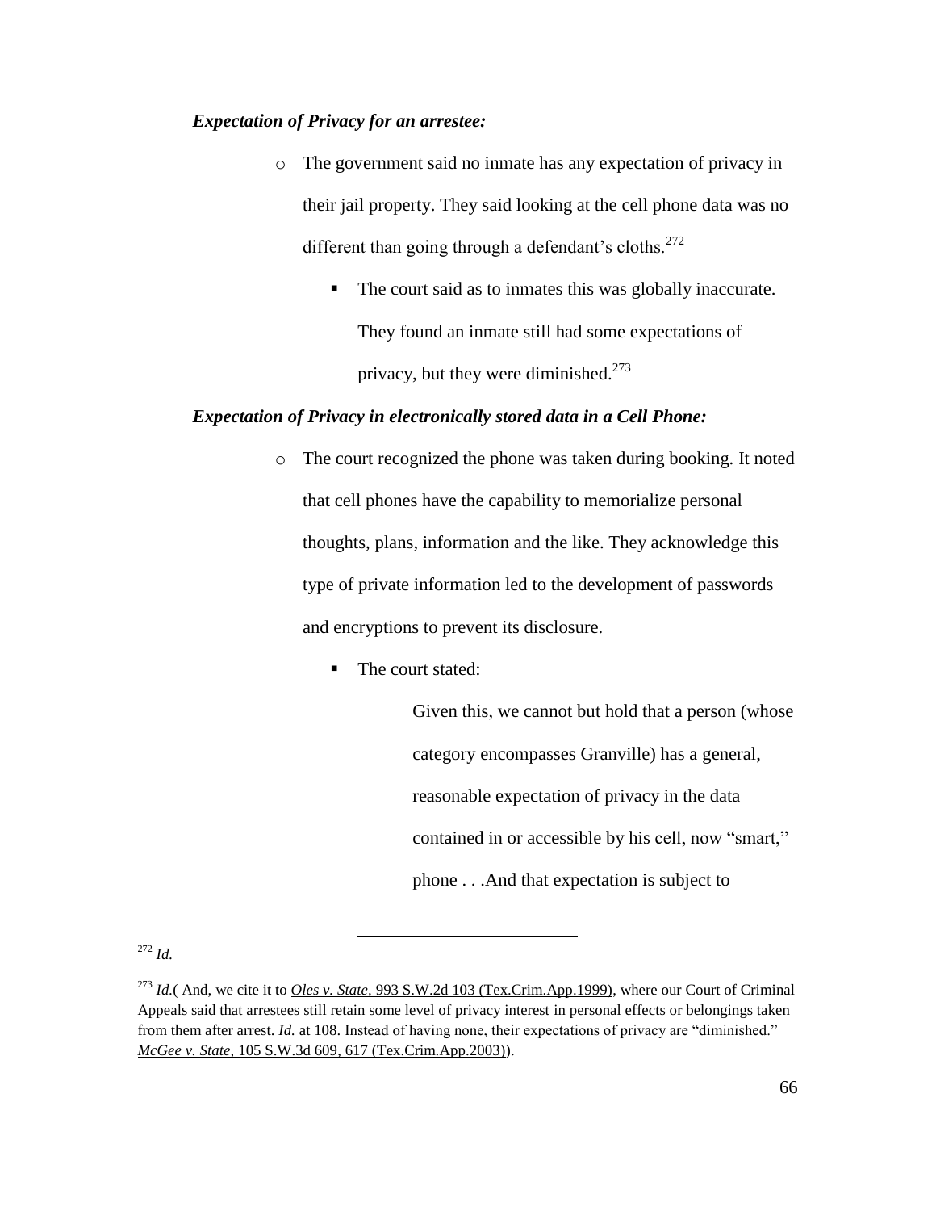***Expectation of Privacy for an arrestee:***

- The government said no inmate has any expectation of privacy in their jail property. They said looking at the cell phone data was no different than going through a defendant's cloths.[272]
  - The court said as to inmates this was globally inaccurate. They found an inmate still had some expectations of privacy, but they were diminished.[273]

***Expectation of Privacy in electronically stored data in a Cell Phone:***

- The court recognized the phone was taken during booking. It noted that cell phones have the capability to memorialize personal thoughts, plans, information and the like. They acknowledge this type of private information led to the development of passwords and encryptions to prevent its disclosure.
  - The court stated:

    > Given this, we cannot but hold that a person (whose category encompasses Granville) has a general, reasonable expectation of privacy in the data contained in or accessible by his cell, now "smart," phone . . .And that expectation is subject to

---

[272] *Id.*

[273] *Id.*( And, we cite it to *Oles v. State*, 993 S.W.2d 103 (Tex.Crim.App.1999), where our Court of Criminal Appeals said that arrestees still retain some level of privacy interest in personal effects or belongings taken from them after arrest. *Id.* at 108. Instead of having none, their expectations of privacy are "diminished." *McGee v. State*, 105 S.W.3d 609, 617 (Tex.Crim.App.2003)).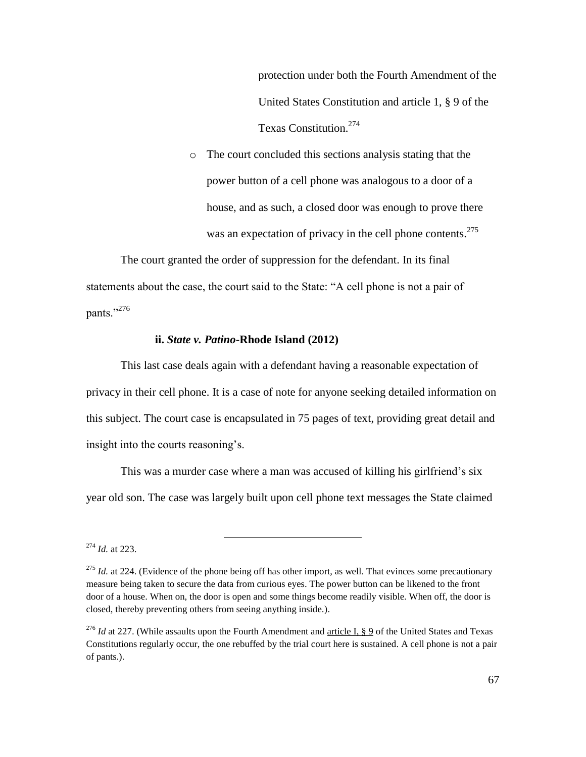protection under both the Fourth Amendment of the United States Constitution and article 1, § 9 of the Texas Constitution.[274]

- The court concluded this sections analysis stating that the power button of a cell phone was analogous to a door of a house, and as such, a closed door was enough to prove there was an expectation of privacy in the cell phone contents.[275]

The court granted the order of suppression for the defendant. In its final statements about the case, the court said to the State: "A cell phone is not a pair of pants."[276]

**ii. *State v. Patino*-Rhode Island (2012)**

This last case deals again with a defendant having a reasonable expectation of privacy in their cell phone. It is a case of note for anyone seeking detailed information on this subject. The court case is encapsulated in 75 pages of text, providing great detail and insight into the courts reasoning's.

This was a murder case where a man was accused of killing his girlfriend's six year old son. The case was largely built upon cell phone text messages the State claimed

---

[274] *Id.* at 223.

[275] *Id.* at 224. (Evidence of the phone being off has other import, as well. That evinces some precautionary measure being taken to secure the data from curious eyes. The power button can be likened to the front door of a house. When on, the door is open and some things become readily visible. When off, the door is closed, thereby preventing others from seeing anything inside.).

[276] *Id* at 227. (While assaults upon the Fourth Amendment and article I, § 9 of the United States and Texas Constitutions regularly occur, the one rebuffed by the trial court here is sustained. A cell phone is not a pair of pants.).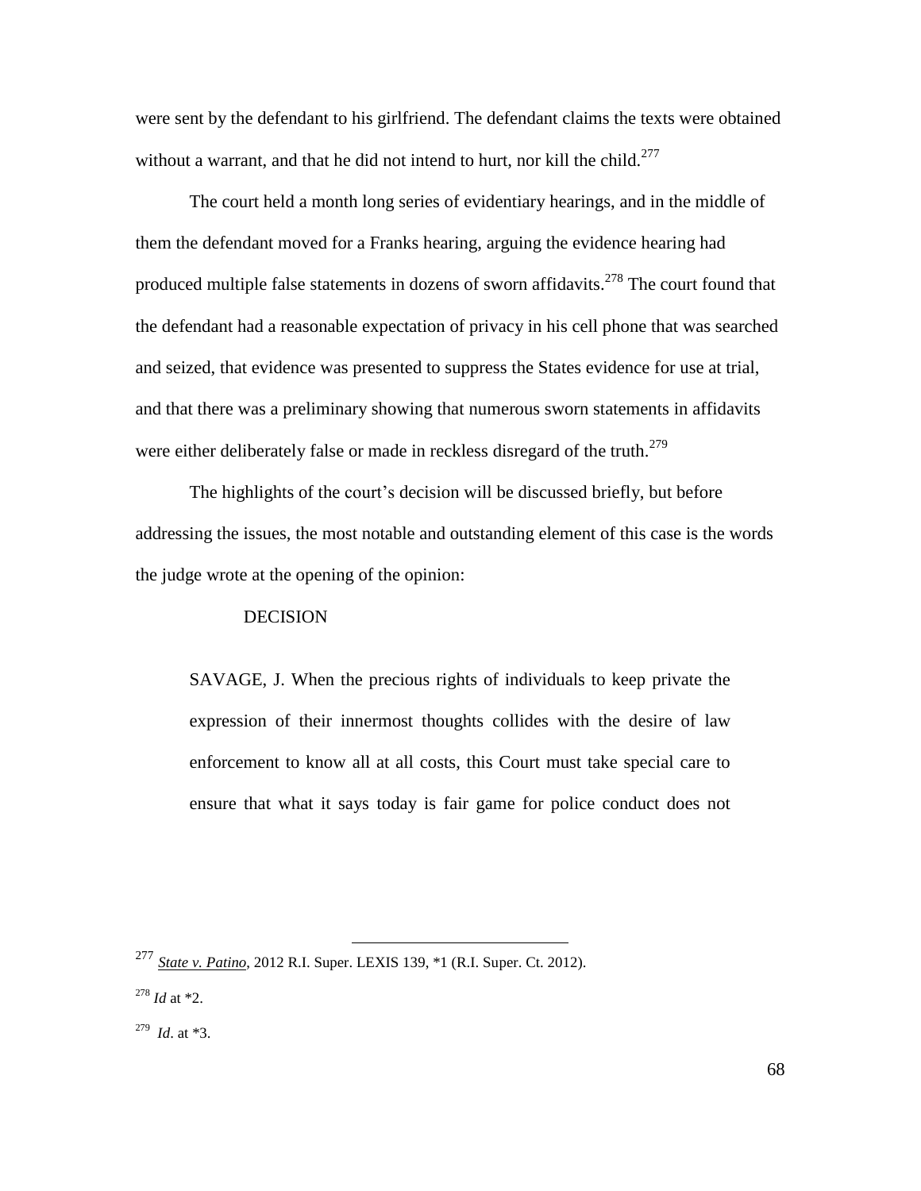were sent by the defendant to his girlfriend. The defendant claims the texts were obtained without a warrant, and that he did not intend to hurt, nor kill the child.[277]

The court held a month long series of evidentiary hearings, and in the middle of them the defendant moved for a Franks hearing, arguing the evidence hearing had produced multiple false statements in dozens of sworn affidavits.[278] The court found that the defendant had a reasonable expectation of privacy in his cell phone that was searched and seized, that evidence was presented to suppress the States evidence for use at trial, and that there was a preliminary showing that numerous sworn statements in affidavits were either deliberately false or made in reckless disregard of the truth.[279]

The highlights of the court's decision will be discussed briefly, but before addressing the issues, the most notable and outstanding element of this case is the words the judge wrote at the opening of the opinion:

> DECISION
>
> SAVAGE, J. When the precious rights of individuals to keep private the expression of their innermost thoughts collides with the desire of law enforcement to know all at all costs, this Court must take special care to ensure that what it says today is fair game for police conduct does not

---

[277] *State v. Patino*, 2012 R.I. Super. LEXIS 139, *1 (R.I. Super. Ct. 2012).

[278] *Id* at *2.

[279] *Id*. at *3.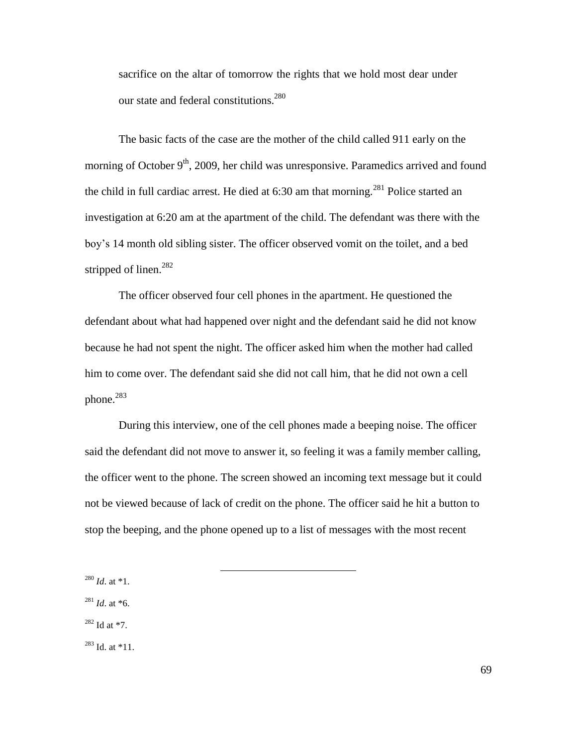> sacrifice on the altar of tomorrow the rights that we hold most dear under our state and federal constitutions.[280]

The basic facts of the case are the mother of the child called 911 early on the morning of October 9th, 2009, her child was unresponsive. Paramedics arrived and found the child in full cardiac arrest. He died at 6:30 am that morning.[281] Police started an investigation at 6:20 am at the apartment of the child. The defendant was there with the boy's 14 month old sibling sister. The officer observed vomit on the toilet, and a bed stripped of linen.[282]

The officer observed four cell phones in the apartment. He questioned the defendant about what had happened over night and the defendant said he did not know because he had not spent the night. The officer asked him when the mother had called him to come over. The defendant said she did not call him, that he did not own a cell phone.[283]

During this interview, one of the cell phones made a beeping noise. The officer said the defendant did not move to answer it, so feeling it was a family member calling, the officer went to the phone. The screen showed an incoming text message but it could not be viewed because of lack of credit on the phone. The officer said he hit a button to stop the beeping, and the phone opened up to a list of messages with the most recent

---

[280] *Id*. at *1.

[281] *Id*. at *6.

[282] Id at *7.

[283] Id. at *11.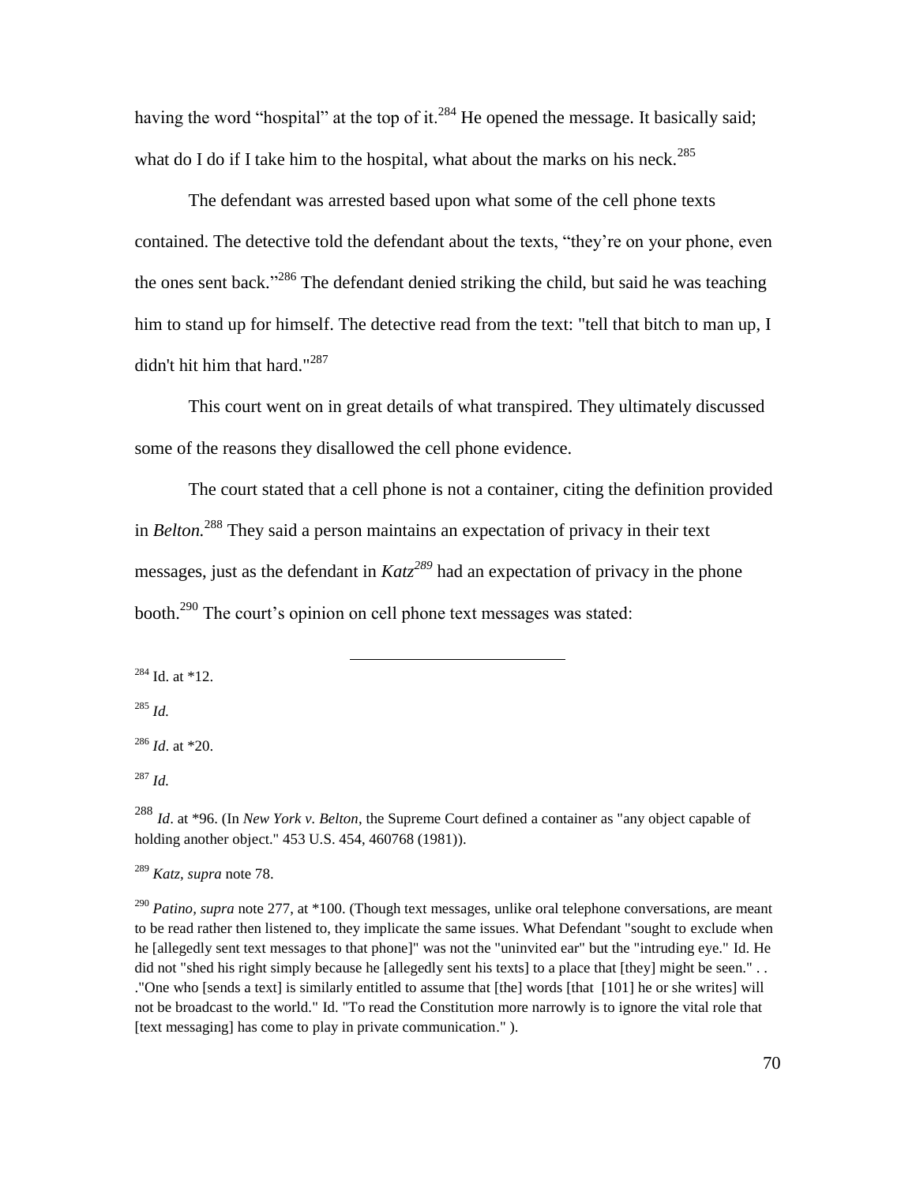having the word "hospital" at the top of it.[284] He opened the message. It basically said; what do I do if I take him to the hospital, what about the marks on his neck.[285]

The defendant was arrested based upon what some of the cell phone texts contained. The detective told the defendant about the texts, "they're on your phone, even the ones sent back."[286] The defendant denied striking the child, but said he was teaching him to stand up for himself. The detective read from the text: "tell that bitch to man up, I didn't hit him that hard."[287]

This court went on in great details of what transpired. They ultimately discussed some of the reasons they disallowed the cell phone evidence.

The court stated that a cell phone is not a container, citing the definition provided in *Belton.*[288] They said a person maintains an expectation of privacy in their text messages, just as the defendant in *Katz*[289] had an expectation of privacy in the phone booth.[290] The court's opinion on cell phone text messages was stated:

---

[284] Id. at *12.

[285] *Id.*

[286] *Id*. at *20.

[287] *Id.*

[288] *Id*. at *96. (In *New York v. Belton*, the Supreme Court defined a container as "any object capable of holding another object." 453 U.S. 454, 460768 (1981)).

[289] *Katz, supra* note 78.

[290] *Patino, supra* note 277, at *100. (Though text messages, unlike oral telephone conversations, are meant to be read rather then listened to, they implicate the same issues. What Defendant "sought to exclude when he [allegedly sent text messages to that phone]" was not the "uninvited ear" but the "intruding eye." Id. He did not "shed his right simply because he [allegedly sent his texts] to a place that [they] might be seen." . . ."One who [sends a text] is similarly entitled to assume that [the] words [that [101] he or she writes] will not be broadcast to the world." Id. "To read the Constitution more narrowly is to ignore the vital role that [text messaging] has come to play in private communication." ).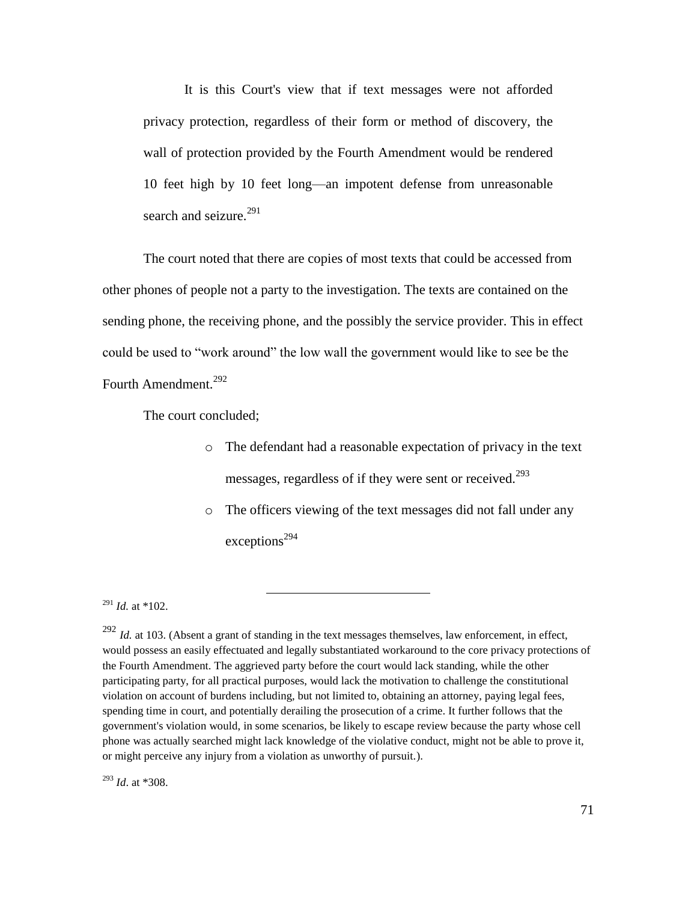> It is this Court's view that if text messages were not afforded privacy protection, regardless of their form or method of discovery, the wall of protection provided by the Fourth Amendment would be rendered 10 feet high by 10 feet long—an impotent defense from unreasonable search and seizure.[291]

The court noted that there are copies of most texts that could be accessed from other phones of people not a party to the investigation. The texts are contained on the sending phone, the receiving phone, and the possibly the service provider. This in effect could be used to "work around" the low wall the government would like to see be the Fourth Amendment.[292]

The court concluded;

- The defendant had a reasonable expectation of privacy in the text messages, regardless of if they were sent or received.[293]
- The officers viewing of the text messages did not fall under any exceptions[294]

---

[291] *Id.* at *102.

[292] *Id.* at 103. (Absent a grant of standing in the text messages themselves, law enforcement, in effect, would possess an easily effectuated and legally substantiated workaround to the core privacy protections of the Fourth Amendment. The aggrieved party before the court would lack standing, while the other participating party, for all practical purposes, would lack the motivation to challenge the constitutional violation on account of burdens including, but not limited to, obtaining an attorney, paying legal fees, spending time in court, and potentially derailing the prosecution of a crime. It further follows that the government's violation would, in some scenarios, be likely to escape review because the party whose cell phone was actually searched might lack knowledge of the violative conduct, might not be able to prove it, or might perceive any injury from a violation as unworthy of pursuit.).

[293] *Id*. at *308.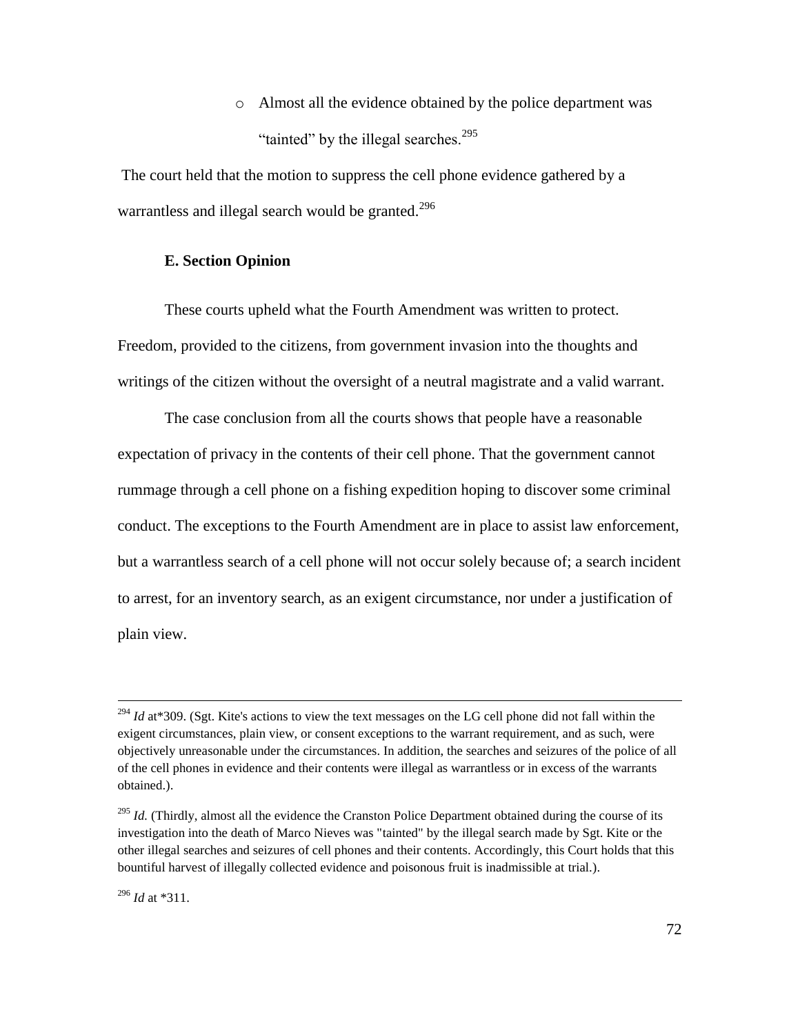- Almost all the evidence obtained by the police department was "tainted" by the illegal searches.[295]

The court held that the motion to suppress the cell phone evidence gathered by a warrantless and illegal search would be granted.[296]

### E. Section Opinion

These courts upheld what the Fourth Amendment was written to protect. Freedom, provided to the citizens, from government invasion into the thoughts and writings of the citizen without the oversight of a neutral magistrate and a valid warrant.

The case conclusion from all the courts shows that people have a reasonable expectation of privacy in the contents of their cell phone. That the government cannot rummage through a cell phone on a fishing expedition hoping to discover some criminal conduct. The exceptions to the Fourth Amendment are in place to assist law enforcement, but a warrantless search of a cell phone will not occur solely because of; a search incident to arrest, for an inventory search, as an exigent circumstance, nor under a justification of plain view.

---

[294] *Id* at*309. (Sgt. Kite's actions to view the text messages on the LG cell phone did not fall within the exigent circumstances, plain view, or consent exceptions to the warrant requirement, and as such, were objectively unreasonable under the circumstances. In addition, the searches and seizures of the police of all of the cell phones in evidence and their contents were illegal as warrantless or in excess of the warrants obtained.).

[295] *Id.* (Thirdly, almost all the evidence the Cranston Police Department obtained during the course of its investigation into the death of Marco Nieves was "tainted" by the illegal search made by Sgt. Kite or the other illegal searches and seizures of cell phones and their contents. Accordingly, this Court holds that this bountiful harvest of illegally collected evidence and poisonous fruit is inadmissible at trial.).

[296] *Id* at *311.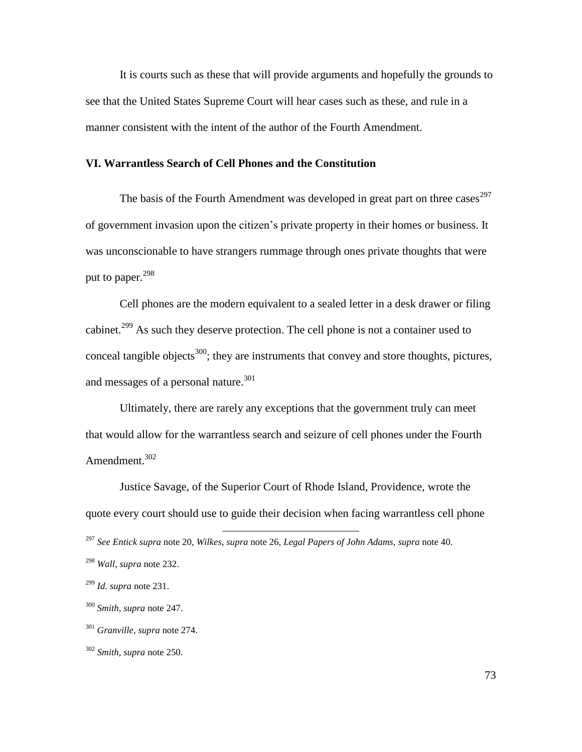It is courts such as these that will provide arguments and hopefully the grounds to see that the United States Supreme Court will hear cases such as these, and rule in a manner consistent with the intent of the author of the Fourth Amendment.

## VI. Warrantless Search of Cell Phones and the Constitution

The basis of the Fourth Amendment was developed in great part on three cases[297] of government invasion upon the citizen's private property in their homes or business. It was unconscionable to have strangers rummage through ones private thoughts that were put to paper.[298]

Cell phones are the modern equivalent to a sealed letter in a desk drawer or filing cabinet.[299] As such they deserve protection. The cell phone is not a container used to conceal tangible objects[300]; they are instruments that convey and store thoughts, pictures, and messages of a personal nature.[301]

Ultimately, there are rarely any exceptions that the government truly can meet that would allow for the warrantless search and seizure of cell phones under the Fourth Amendment.[302]

Justice Savage, of the Superior Court of Rhode Island, Providence, wrote the quote every court should use to guide their decision when facing warrantless cell phone

---

[297] *See Entick supra* note 20, *Wilkes, supra* note 26, *Legal Papers of John Adams, supra* note 40.

[298] *Wall, supra* note 232.

[299] *Id. supra* note 231.

[300] *Smith, supra* note 247.

[301] *Granville, supra* note 274.

[302] *Smith, supra* note 250.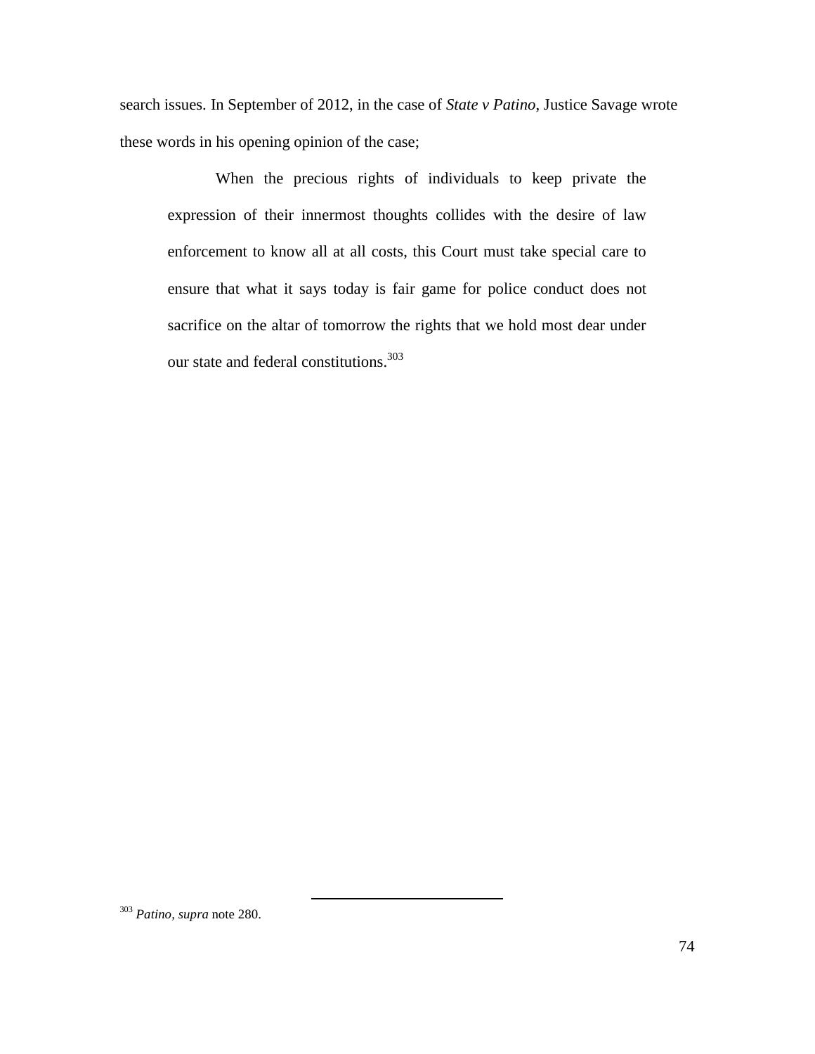search issues. In September of 2012, in the case of *State v Patino*, Justice Savage wrote these words in his opening opinion of the case;

> When the precious rights of individuals to keep private the expression of their innermost thoughts collides with the desire of law enforcement to know all at all costs, this Court must take special care to ensure that what it says today is fair game for police conduct does not sacrifice on the altar of tomorrow the rights that we hold most dear under our state and federal constitutions.[303]

---

[303] *Patino, supra* note 280.